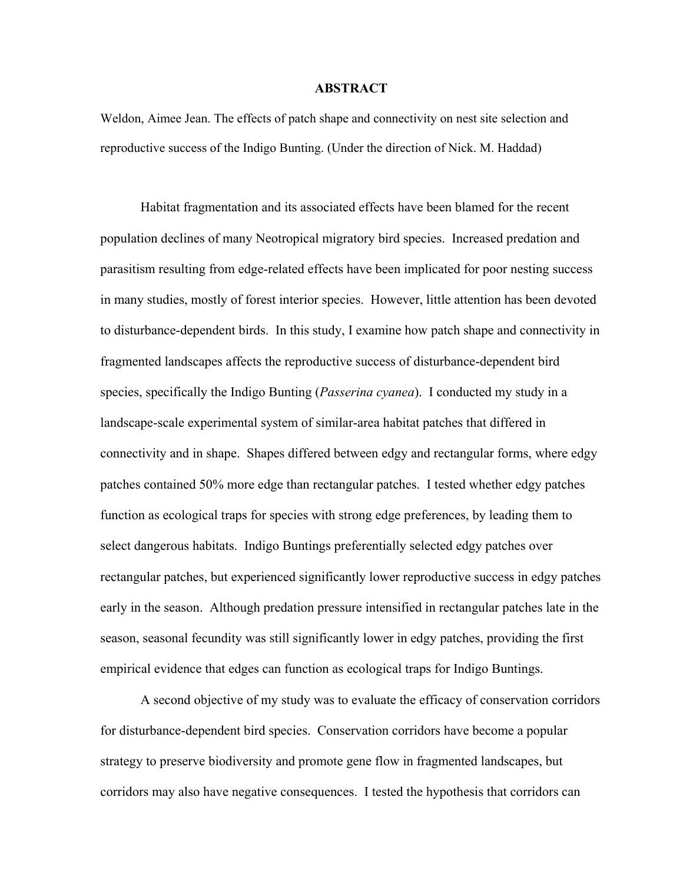# ABSTRACT

Weldon, Aimee Jean. The effects of patch shape and connectivity on nest site selection and reproductive success of the Indigo Bunting. (Under the direction of Nick. M. Haddad)

Habitat fragmentation and its associated effects have been blamed for the recent population declines of many Neotropical migratory bird species. Increased predation and parasitism resulting from edge-related effects have been implicated for poor nesting success in many studies, mostly of forest interior species. However, little attention has been devoted to disturbance-dependent birds. In this study, I examine how patch shape and connectivity in fragmented landscapes affects the reproductive success of disturbance-dependent bird species, specifically the Indigo Bunting (*Passerina cyanea*). I conducted my study in a landscape-scale experimental system of similar-area habitat patches that differed in connectivity and in shape. Shapes differed between edgy and rectangular forms, where edgy patches contained 50% more edge than rectangular patches. I tested whether edgy patches function as ecological traps for species with strong edge preferences, by leading them to select dangerous habitats. Indigo Buntings preferentially selected edgy patches over rectangular patches, but experienced significantly lower reproductive success in edgy patches early in the season. Although predation pressure intensified in rectangular patches late in the season, seasonal fecundity was still significantly lower in edgy patches, providing the first empirical evidence that edges can function as ecological traps for Indigo Buntings.

A second objective of my study was to evaluate the efficacy of conservation corridors for disturbance-dependent bird species. Conservation corridors have become a popular strategy to preserve biodiversity and promote gene flow in fragmented landscapes, but corridors may also have negative consequences. I tested the hypothesis that corridors can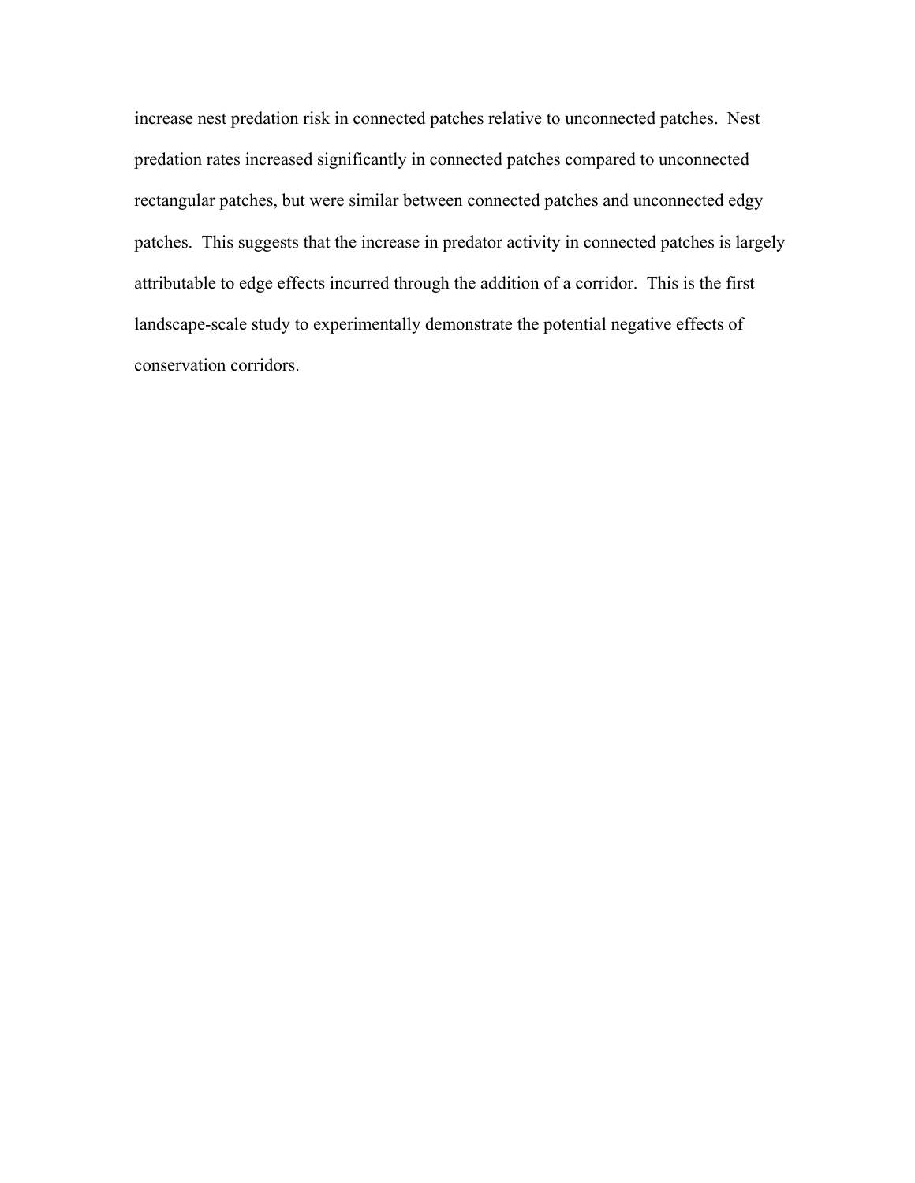increase nest predation risk in connected patches relative to unconnected patches. Nest predation rates increased significantly in connected patches compared to unconnected rectangular patches, but were similar between connected patches and unconnected edgy patches. This suggests that the increase in predator activity in connected patches is largely attributable to edge effects incurred through the addition of a corridor. This is the first landscape-scale study to experimentally demonstrate the potential negative effects of conservation corridors.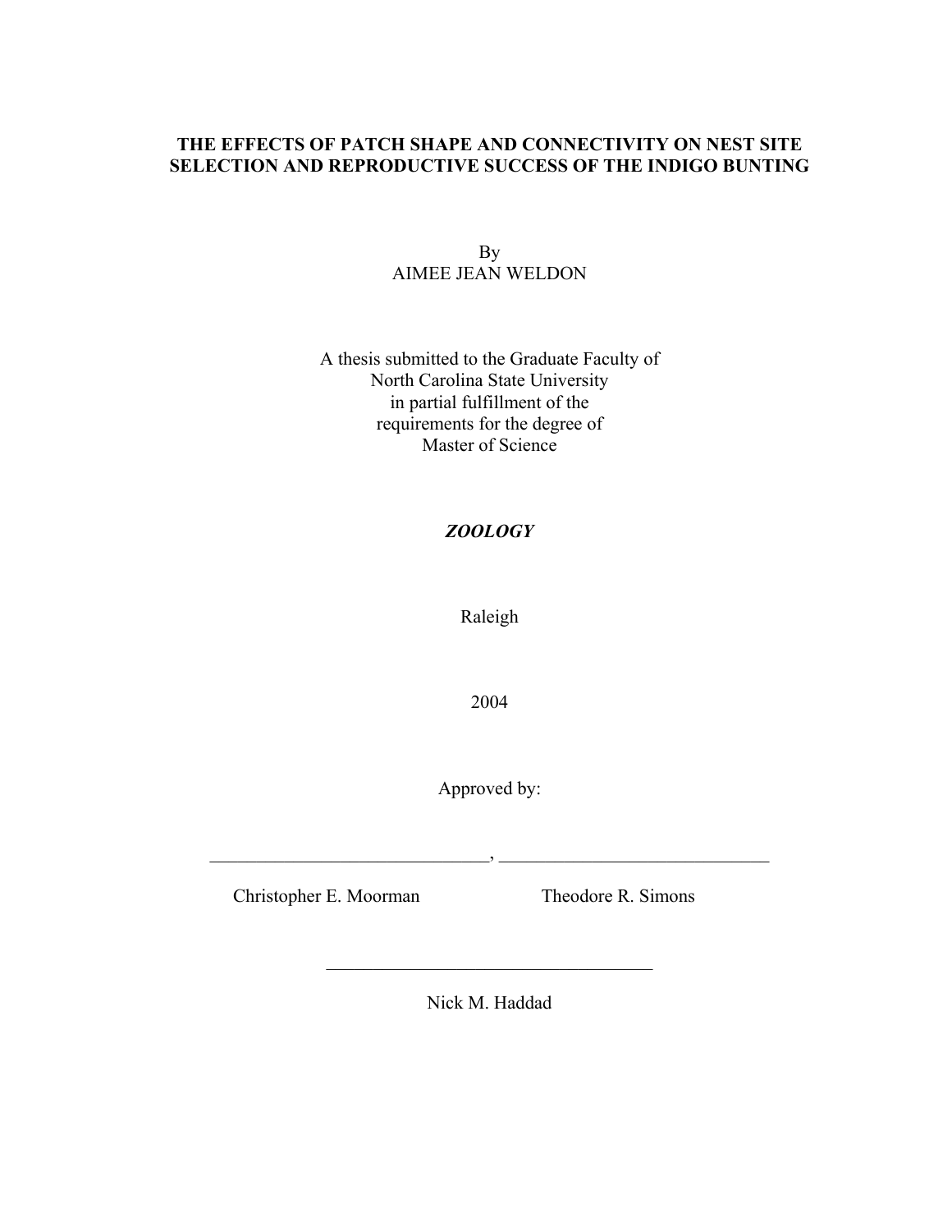# THE EFFECTS OF PATCH SHAPE AND CONNECTIVITY ON NEST SITE SELECTION AND REPRODUCTIVE SUCCESS OF THE INDIGO BUNTING

By
AIMEE JEAN WELDON

A thesis submitted to the Graduate Faculty of
North Carolina State University
in partial fulfillment of the
requirements for the degree of
Master of Science

***ZOOLOGY***

Raleigh

2004

Approved by:

______________________________, ______________________________

Christopher E. Moorman Theodore R. Simons

___________________________________

Nick M. Haddad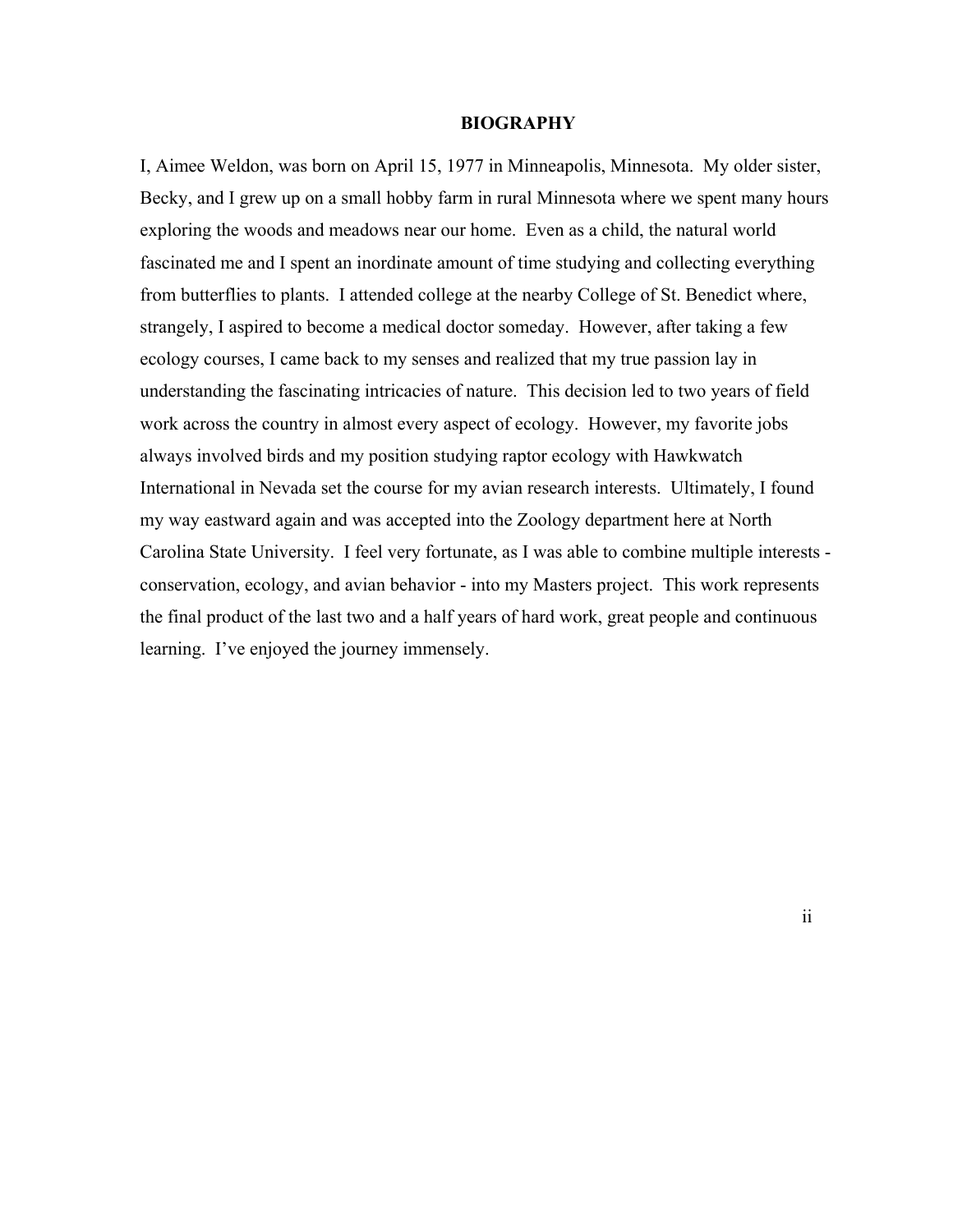# BIOGRAPHY

I, Aimee Weldon, was born on April 15, 1977 in Minneapolis, Minnesota. My older sister, Becky, and I grew up on a small hobby farm in rural Minnesota where we spent many hours exploring the woods and meadows near our home. Even as a child, the natural world fascinated me and I spent an inordinate amount of time studying and collecting everything from butterflies to plants. I attended college at the nearby College of St. Benedict where, strangely, I aspired to become a medical doctor someday. However, after taking a few ecology courses, I came back to my senses and realized that my true passion lay in understanding the fascinating intricacies of nature. This decision led to two years of field work across the country in almost every aspect of ecology. However, my favorite jobs always involved birds and my position studying raptor ecology with Hawkwatch International in Nevada set the course for my avian research interests. Ultimately, I found my way eastward again and was accepted into the Zoology department here at North Carolina State University. I feel very fortunate, as I was able to combine multiple interests - conservation, ecology, and avian behavior - into my Masters project. This work represents the final product of the last two and a half years of hard work, great people and continuous learning. I've enjoyed the journey immensely.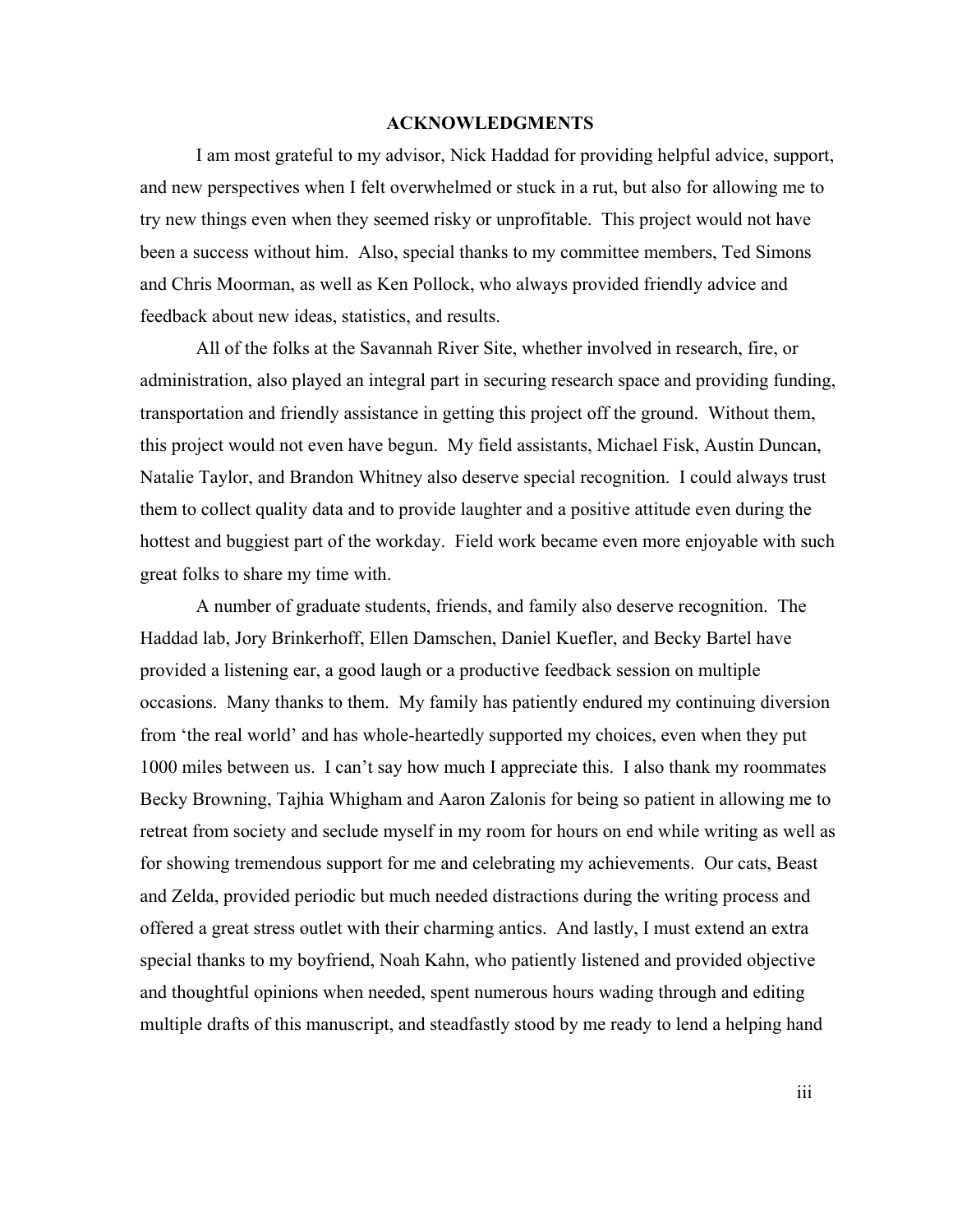# ACKNOWLEDGMENTS

I am most grateful to my advisor, Nick Haddad for providing helpful advice, support, and new perspectives when I felt overwhelmed or stuck in a rut, but also for allowing me to try new things even when they seemed risky or unprofitable. This project would not have been a success without him. Also, special thanks to my committee members, Ted Simons and Chris Moorman, as well as Ken Pollock, who always provided friendly advice and feedback about new ideas, statistics, and results.

All of the folks at the Savannah River Site, whether involved in research, fire, or administration, also played an integral part in securing research space and providing funding, transportation and friendly assistance in getting this project off the ground. Without them, this project would not even have begun. My field assistants, Michael Fisk, Austin Duncan, Natalie Taylor, and Brandon Whitney also deserve special recognition. I could always trust them to collect quality data and to provide laughter and a positive attitude even during the hottest and buggiest part of the workday. Field work became even more enjoyable with such great folks to share my time with.

A number of graduate students, friends, and family also deserve recognition. The Haddad lab, Jory Brinkerhoff, Ellen Damschen, Daniel Kuefler, and Becky Bartel have provided a listening ear, a good laugh or a productive feedback session on multiple occasions. Many thanks to them. My family has patiently endured my continuing diversion from 'the real world' and has whole-heartedly supported my choices, even when they put 1000 miles between us. I can't say how much I appreciate this. I also thank my roommates Becky Browning, Tajhia Whigham and Aaron Zalonis for being so patient in allowing me to retreat from society and seclude myself in my room for hours on end while writing as well as for showing tremendous support for me and celebrating my achievements. Our cats, Beast and Zelda, provided periodic but much needed distractions during the writing process and offered a great stress outlet with their charming antics. And lastly, I must extend an extra special thanks to my boyfriend, Noah Kahn, who patiently listened and provided objective and thoughtful opinions when needed, spent numerous hours wading through and editing multiple drafts of this manuscript, and steadfastly stood by me ready to lend a helping hand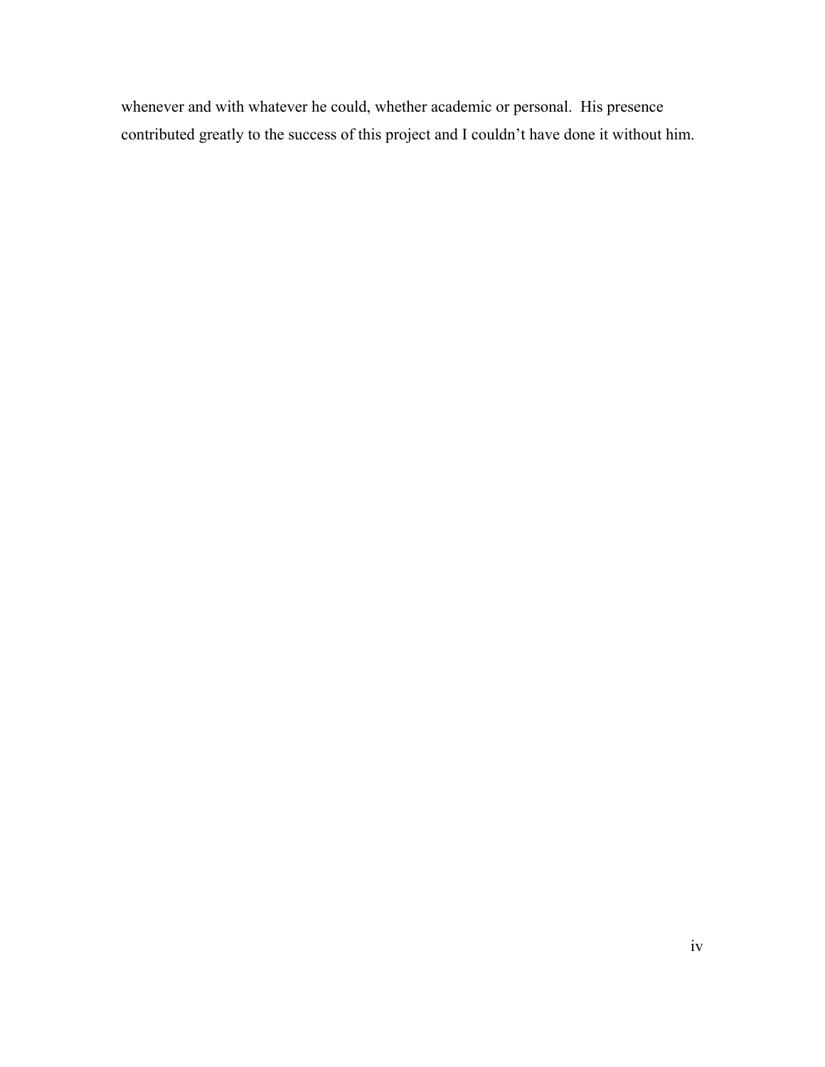whenever and with whatever he could, whether academic or personal. His presence contributed greatly to the success of this project and I couldn't have done it without him.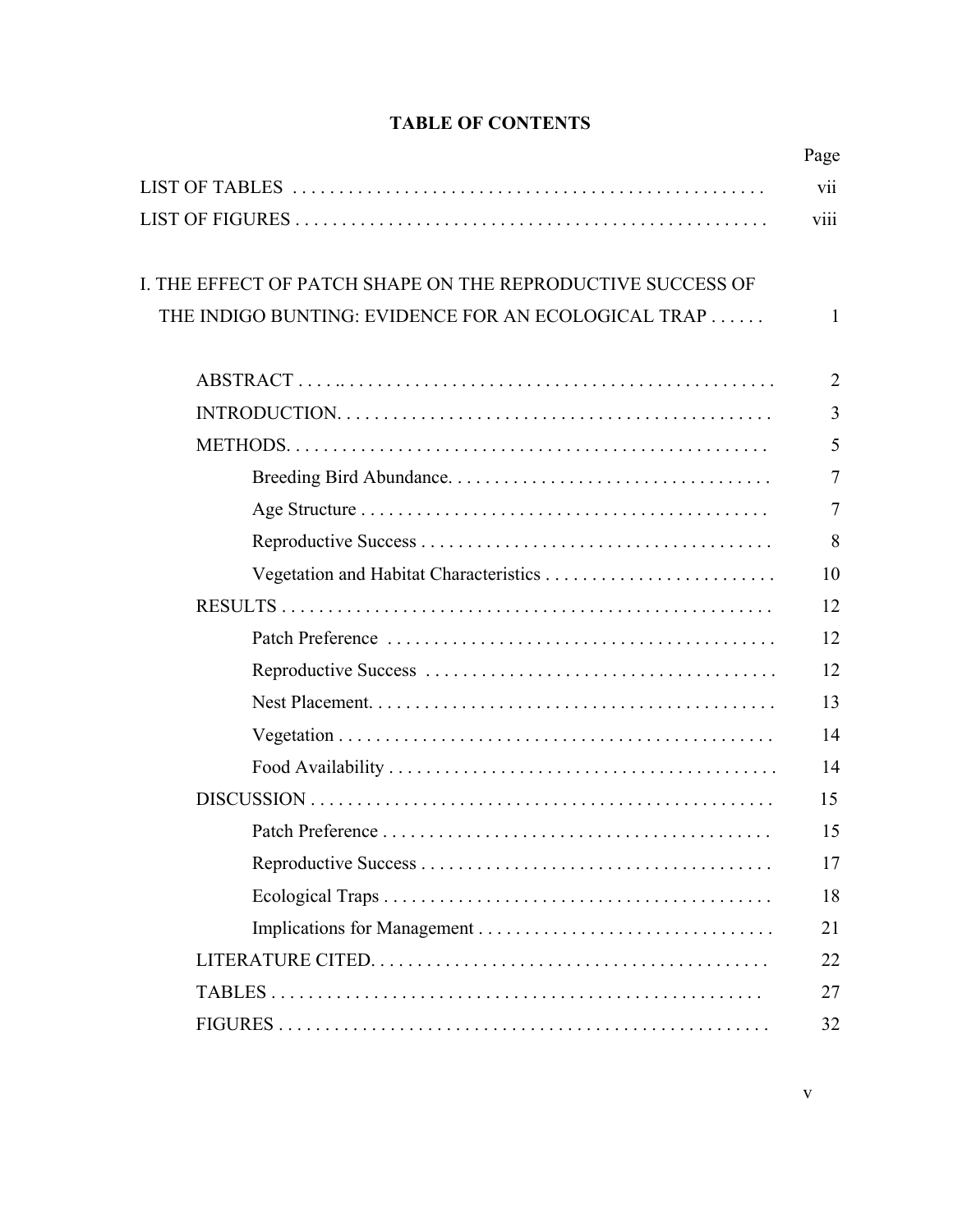# TABLE OF CONTENTS

| | Page |
|---|---|
| LIST OF TABLES | vii |
| LIST OF FIGURES | viii |
| I. THE EFFECT OF PATCH SHAPE ON THE REPRODUCTIVE SUCCESS OF THE INDIGO BUNTING: EVIDENCE FOR AN ECOLOGICAL TRAP | 1 |
| ABSTRACT | 2 |
| INTRODUCTION | 3 |
| METHODS | 5 |
| Breeding Bird Abundance | 7 |
| Age Structure | 7 |
| Reproductive Success | 8 |
| Vegetation and Habitat Characteristics | 10 |
| RESULTS | 12 |
| Patch Preference | 12 |
| Reproductive Success | 12 |
| Nest Placement | 13 |
| Vegetation | 14 |
| Food Availability | 14 |
| DISCUSSION | 15 |
| Patch Preference | 15 |
| Reproductive Success | 17 |
| Ecological Traps | 18 |
| Implications for Management | 21 |
| LITERATURE CITED | 22 |
| TABLES | 27 |
| FIGURES | 32 |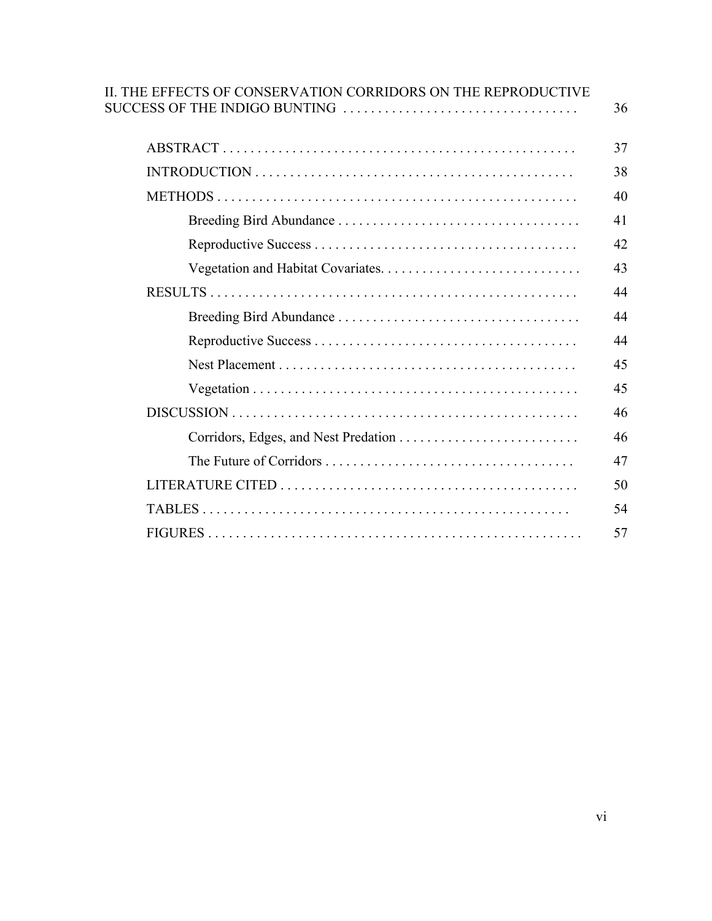II. THE EFFECTS OF CONSERVATION CORRIDORS ON THE REPRODUCTIVE SUCCESS OF THE INDIGO BUNTING . . . . . . . . . . . . . . . . . . . . . . . . . . . . . . . . . . 36

- ABSTRACT . . . . . . . . . . . . . . . . . . . . . . . . . . . . . . . . . . . . . . . . . . . . . . . . . . . 37
- INTRODUCTION . . . . . . . . . . . . . . . . . . . . . . . . . . . . . . . . . . . . . . . . . . . . . 38
- METHODS . . . . . . . . . . . . . . . . . . . . . . . . . . . . . . . . . . . . . . . . . . . . . . . . . . . 40
  - Breeding Bird Abundance . . . . . . . . . . . . . . . . . . . . . . . . . . . . . . . . . . . 41
  - Reproductive Success . . . . . . . . . . . . . . . . . . . . . . . . . . . . . . . . . . . . . . 42
  - Vegetation and Habitat Covariates. . . . . . . . . . . . . . . . . . . . . . . . . . . . . 43
- RESULTS . . . . . . . . . . . . . . . . . . . . . . . . . . . . . . . . . . . . . . . . . . . . . . . . . . . . 44
  - Breeding Bird Abundance . . . . . . . . . . . . . . . . . . . . . . . . . . . . . . . . . . . 44
  - Reproductive Success . . . . . . . . . . . . . . . . . . . . . . . . . . . . . . . . . . . . . . 44
  - Nest Placement . . . . . . . . . . . . . . . . . . . . . . . . . . . . . . . . . . . . . . . . . . . 45
  - Vegetation . . . . . . . . . . . . . . . . . . . . . . . . . . . . . . . . . . . . . . . . . . . . . . . 45
- DISCUSSION . . . . . . . . . . . . . . . . . . . . . . . . . . . . . . . . . . . . . . . . . . . . . . . . . 46
  - Corridors, Edges, and Nest Predation . . . . . . . . . . . . . . . . . . . . . . . . . . 46
  - The Future of Corridors . . . . . . . . . . . . . . . . . . . . . . . . . . . . . . . . . . . . 47
- LITERATURE CITED . . . . . . . . . . . . . . . . . . . . . . . . . . . . . . . . . . . . . . . . . . 50
- TABLES . . . . . . . . . . . . . . . . . . . . . . . . . . . . . . . . . . . . . . . . . . . . . . . . . . . . 54
- FIGURES . . . . . . . . . . . . . . . . . . . . . . . . . . . . . . . . . . . . . . . . . . . . . . . . . . . . 57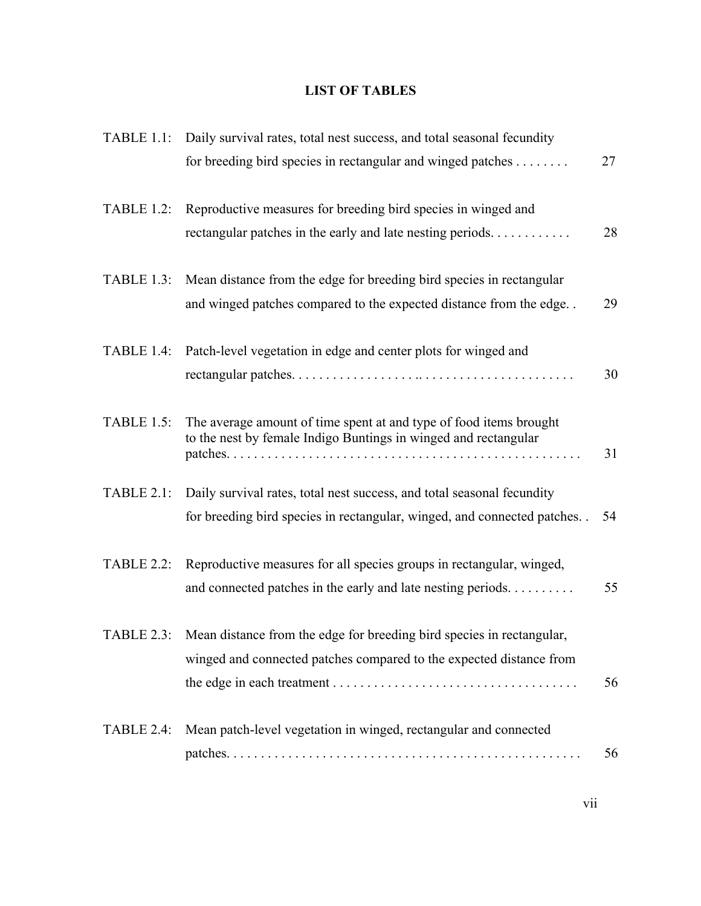# LIST OF TABLES

TABLE 1.1: Daily survival rates, total nest success, and total seasonal fecundity for breeding bird species in rectangular and winged patches . . . . . . . . 27

TABLE 1.2: Reproductive measures for breeding bird species in winged and rectangular patches in the early and late nesting periods. . . . . . . . . . . . 28

TABLE 1.3: Mean distance from the edge for breeding bird species in rectangular and winged patches compared to the expected distance from the edge. . 29

TABLE 1.4: Patch-level vegetation in edge and center plots for winged and rectangular patches. . . . . . . . . . . . . . . . . . . . . .. . . . . . . . . . . . . . . . . . . . . . . 30

TABLE 1.5: The average amount of time spent at and type of food items brought to the nest by female Indigo Buntings in winged and rectangular patches. . . . . . . . . . . . . . . . . . . . . . . . . . . . . . . . . . . . . . . . . . . . . . . . . . . . 31

TABLE 2.1: Daily survival rates, total nest success, and total seasonal fecundity for breeding bird species in rectangular, winged, and connected patches. . 54

TABLE 2.2: Reproductive measures for all species groups in rectangular, winged, and connected patches in the early and late nesting periods. . . . . . . . . . 55

TABLE 2.3: Mean distance from the edge for breeding bird species in rectangular, winged and connected patches compared to the expected distance from the edge in each treatment . . . . . . . . . . . . . . . . . . . . . . . . . . . . . . . . . . . . 56

TABLE 2.4: Mean patch-level vegetation in winged, rectangular and connected patches. . . . . . . . . . . . . . . . . . . . . . . . . . . . . . . . . . . . . . . . . . . . . . . . . . . . 56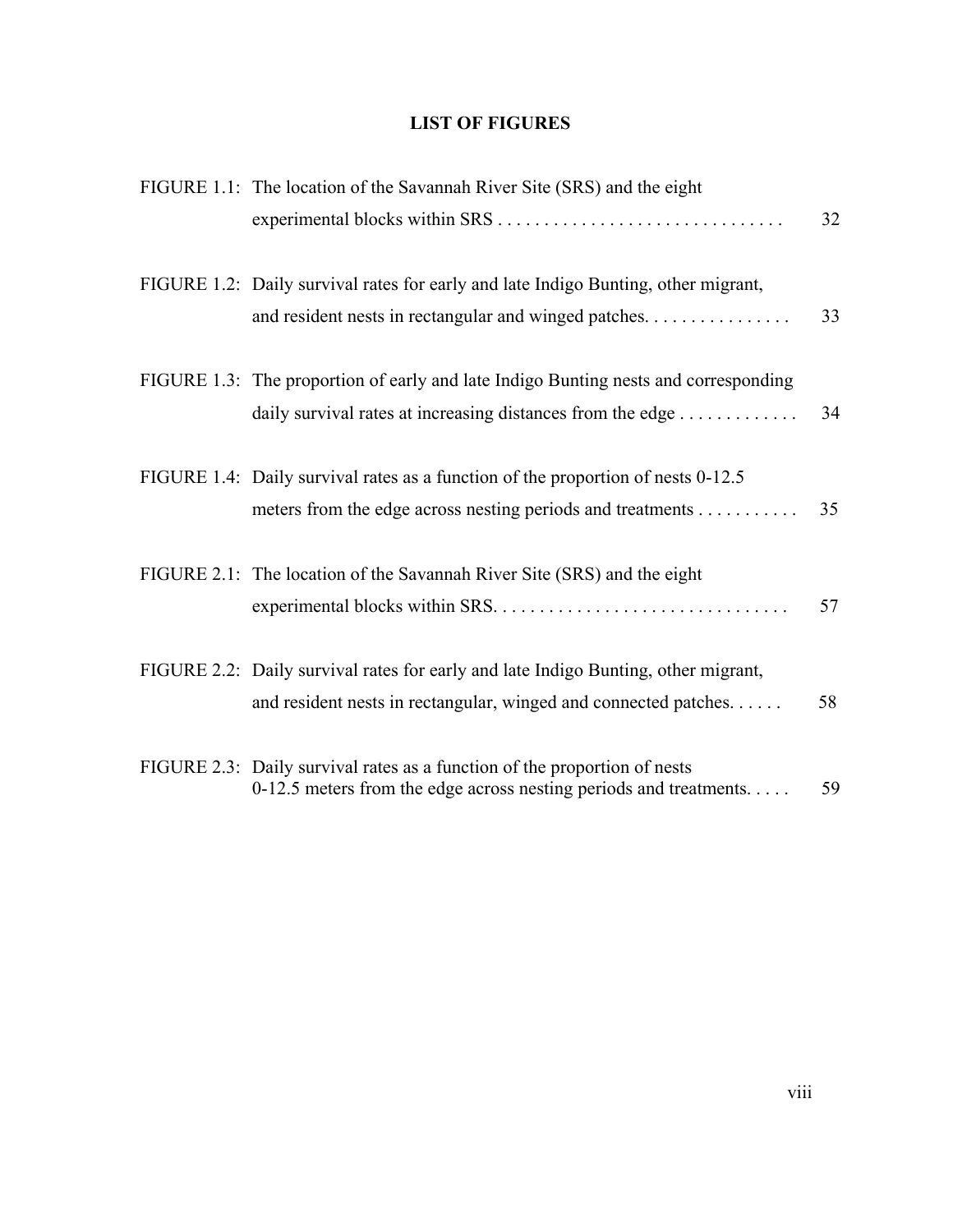# LIST OF FIGURES

FIGURE 1.1: The location of the Savannah River Site (SRS) and the eight experimental blocks within SRS . . . . . . . . . . . . . . . . . . . . . . . . . . . . . . . 32

FIGURE 1.2: Daily survival rates for early and late Indigo Bunting, other migrant, and resident nests in rectangular and winged patches. . . . . . . . . . . . . . . . 33

FIGURE 1.3: The proportion of early and late Indigo Bunting nests and corresponding daily survival rates at increasing distances from the edge . . . . . . . . . . . . . 34

FIGURE 1.4: Daily survival rates as a function of the proportion of nests 0-12.5 meters from the edge across nesting periods and treatments . . . . . . . . . . . 35

FIGURE 2.1: The location of the Savannah River Site (SRS) and the eight experimental blocks within SRS. . . . . . . . . . . . . . . . . . . . . . . . . . . . . . . . 57

FIGURE 2.2: Daily survival rates for early and late Indigo Bunting, other migrant, and resident nests in rectangular, winged and connected patches. . . . . . 58

FIGURE 2.3: Daily survival rates as a function of the proportion of nests 0-12.5 meters from the edge across nesting periods and treatments. . . . . 59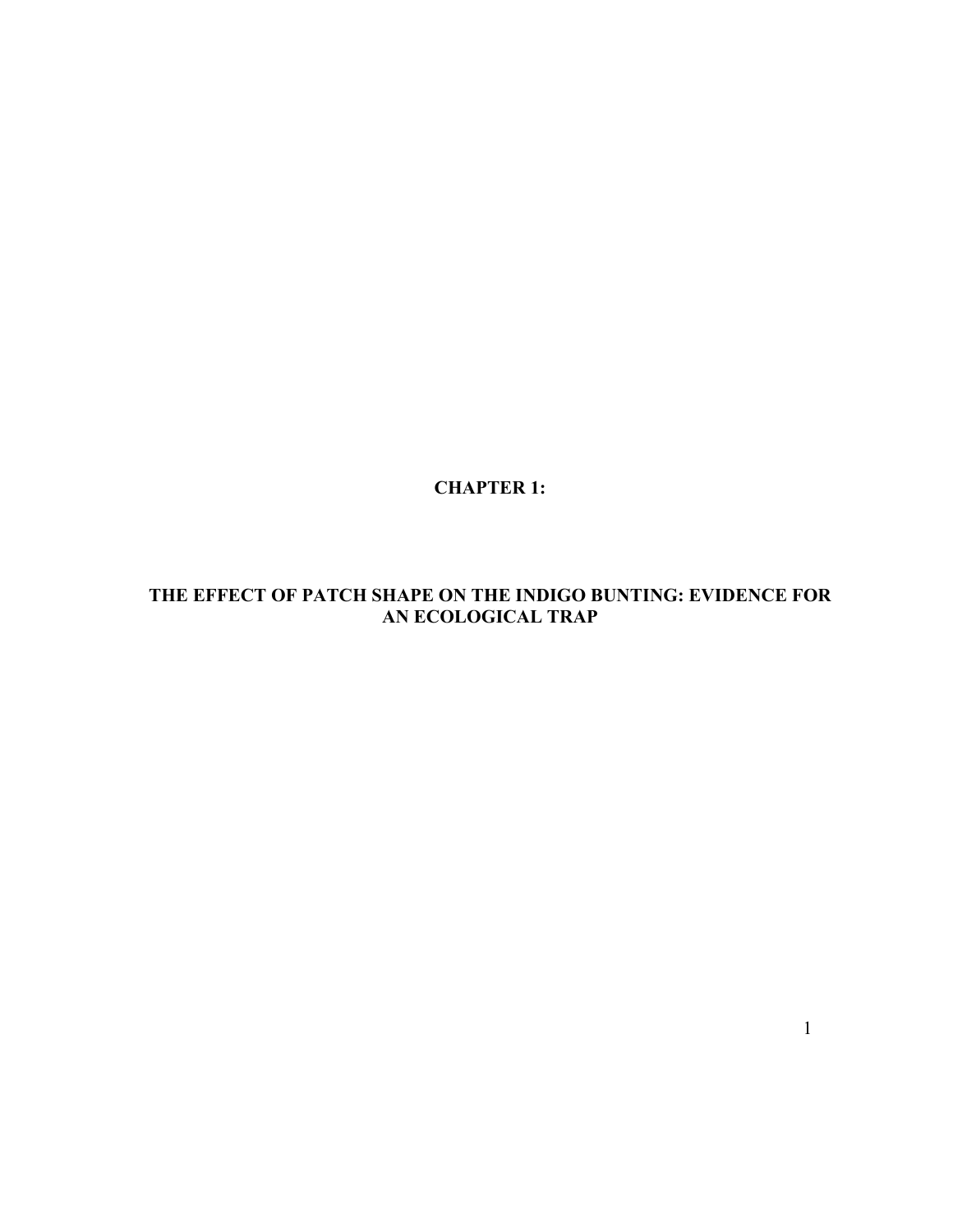# CHAPTER 1:

# THE EFFECT OF PATCH SHAPE ON THE INDIGO BUNTING: EVIDENCE FOR AN ECOLOGICAL TRAP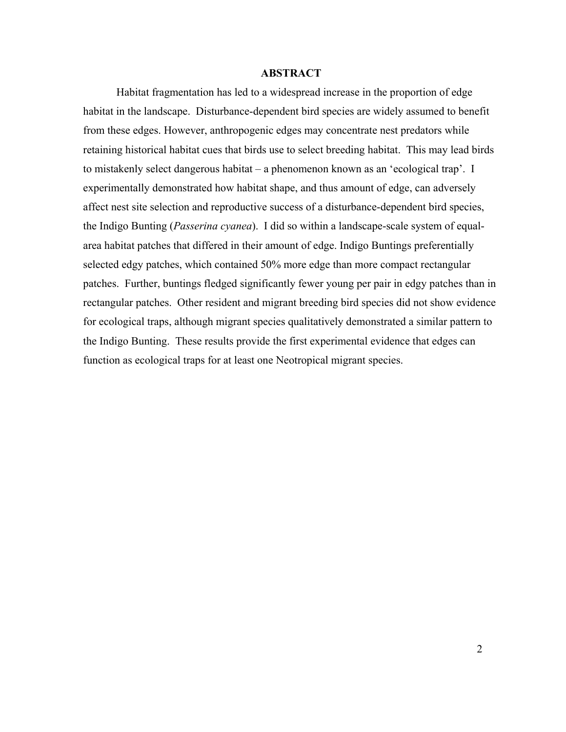## ABSTRACT

Habitat fragmentation has led to a widespread increase in the proportion of edge habitat in the landscape. Disturbance-dependent bird species are widely assumed to benefit from these edges. However, anthropogenic edges may concentrate nest predators while retaining historical habitat cues that birds use to select breeding habitat. This may lead birds to mistakenly select dangerous habitat – a phenomenon known as an 'ecological trap'. I experimentally demonstrated how habitat shape, and thus amount of edge, can adversely affect nest site selection and reproductive success of a disturbance-dependent bird species, the Indigo Bunting (*Passerina cyanea*). I did so within a landscape-scale system of equal-area habitat patches that differed in their amount of edge. Indigo Buntings preferentially selected edgy patches, which contained 50% more edge than more compact rectangular patches. Further, buntings fledged significantly fewer young per pair in edgy patches than in rectangular patches. Other resident and migrant breeding bird species did not show evidence for ecological traps, although migrant species qualitatively demonstrated a similar pattern to the Indigo Bunting. These results provide the first experimental evidence that edges can function as ecological traps for at least one Neotropical migrant species.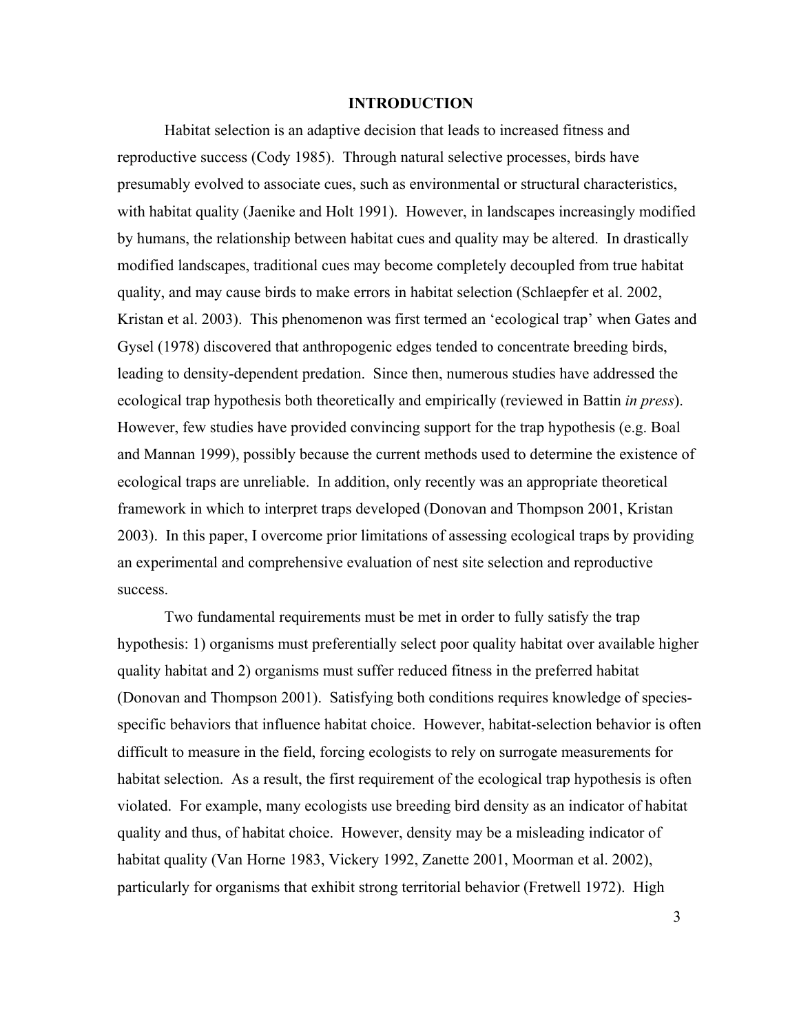## INTRODUCTION

Habitat selection is an adaptive decision that leads to increased fitness and reproductive success (Cody 1985). Through natural selective processes, birds have presumably evolved to associate cues, such as environmental or structural characteristics, with habitat quality (Jaenike and Holt 1991). However, in landscapes increasingly modified by humans, the relationship between habitat cues and quality may be altered. In drastically modified landscapes, traditional cues may become completely decoupled from true habitat quality, and may cause birds to make errors in habitat selection (Schlaepfer et al. 2002, Kristan et al. 2003). This phenomenon was first termed an 'ecological trap' when Gates and Gysel (1978) discovered that anthropogenic edges tended to concentrate breeding birds, leading to density-dependent predation. Since then, numerous studies have addressed the ecological trap hypothesis both theoretically and empirically (reviewed in Battin *in press*). However, few studies have provided convincing support for the trap hypothesis (e.g. Boal and Mannan 1999), possibly because the current methods used to determine the existence of ecological traps are unreliable. In addition, only recently was an appropriate theoretical framework in which to interpret traps developed (Donovan and Thompson 2001, Kristan 2003). In this paper, I overcome prior limitations of assessing ecological traps by providing an experimental and comprehensive evaluation of nest site selection and reproductive success.

Two fundamental requirements must be met in order to fully satisfy the trap hypothesis: 1) organisms must preferentially select poor quality habitat over available higher quality habitat and 2) organisms must suffer reduced fitness in the preferred habitat (Donovan and Thompson 2001). Satisfying both conditions requires knowledge of species-specific behaviors that influence habitat choice. However, habitat-selection behavior is often difficult to measure in the field, forcing ecologists to rely on surrogate measurements for habitat selection. As a result, the first requirement of the ecological trap hypothesis is often violated. For example, many ecologists use breeding bird density as an indicator of habitat quality and thus, of habitat choice. However, density may be a misleading indicator of habitat quality (Van Horne 1983, Vickery 1992, Zanette 2001, Moorman et al. 2002), particularly for organisms that exhibit strong territorial behavior (Fretwell 1972). High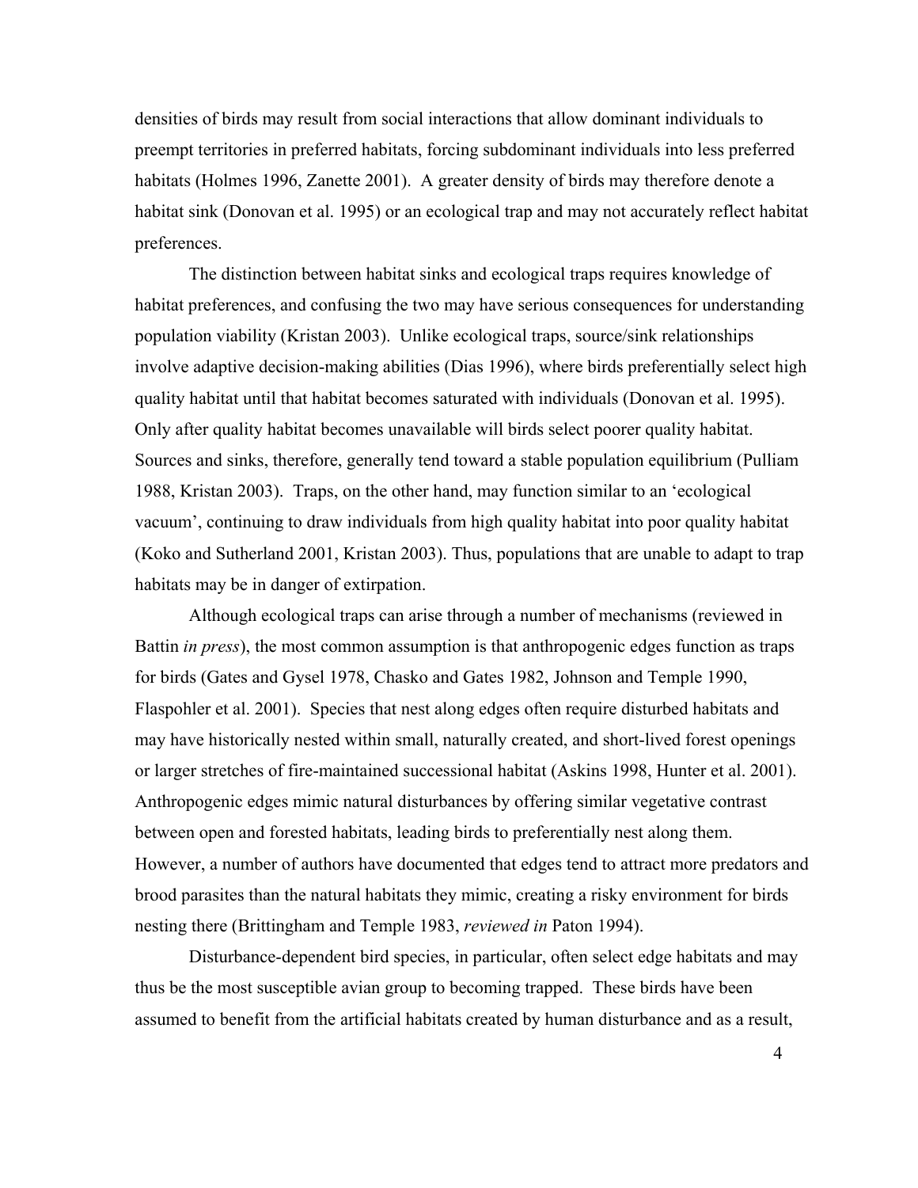densities of birds may result from social interactions that allow dominant individuals to preempt territories in preferred habitats, forcing subdominant individuals into less preferred habitats (Holmes 1996, Zanette 2001). A greater density of birds may therefore denote a habitat sink (Donovan et al. 1995) or an ecological trap and may not accurately reflect habitat preferences.

The distinction between habitat sinks and ecological traps requires knowledge of habitat preferences, and confusing the two may have serious consequences for understanding population viability (Kristan 2003). Unlike ecological traps, source/sink relationships involve adaptive decision-making abilities (Dias 1996), where birds preferentially select high quality habitat until that habitat becomes saturated with individuals (Donovan et al. 1995). Only after quality habitat becomes unavailable will birds select poorer quality habitat. Sources and sinks, therefore, generally tend toward a stable population equilibrium (Pulliam 1988, Kristan 2003). Traps, on the other hand, may function similar to an 'ecological vacuum', continuing to draw individuals from high quality habitat into poor quality habitat (Koko and Sutherland 2001, Kristan 2003). Thus, populations that are unable to adapt to trap habitats may be in danger of extirpation.

Although ecological traps can arise through a number of mechanisms (reviewed in Battin *in press*), the most common assumption is that anthropogenic edges function as traps for birds (Gates and Gysel 1978, Chasko and Gates 1982, Johnson and Temple 1990, Flaspohler et al. 2001). Species that nest along edges often require disturbed habitats and may have historically nested within small, naturally created, and short-lived forest openings or larger stretches of fire-maintained successional habitat (Askins 1998, Hunter et al. 2001). Anthropogenic edges mimic natural disturbances by offering similar vegetative contrast between open and forested habitats, leading birds to preferentially nest along them. However, a number of authors have documented that edges tend to attract more predators and brood parasites than the natural habitats they mimic, creating a risky environment for birds nesting there (Brittingham and Temple 1983, *reviewed in* Paton 1994).

Disturbance-dependent bird species, in particular, often select edge habitats and may thus be the most susceptible avian group to becoming trapped. These birds have been assumed to benefit from the artificial habitats created by human disturbance and as a result,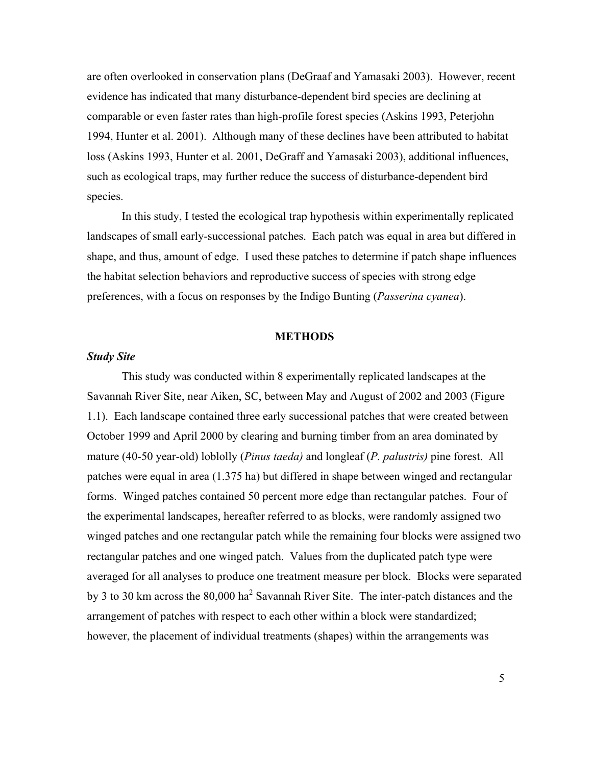are often overlooked in conservation plans (DeGraaf and Yamasaki 2003). However, recent evidence has indicated that many disturbance-dependent bird species are declining at comparable or even faster rates than high-profile forest species (Askins 1993, Peterjohn 1994, Hunter et al. 2001). Although many of these declines have been attributed to habitat loss (Askins 1993, Hunter et al. 2001, DeGraff and Yamasaki 2003), additional influences, such as ecological traps, may further reduce the success of disturbance-dependent bird species.

In this study, I tested the ecological trap hypothesis within experimentally replicated landscapes of small early-successional patches. Each patch was equal in area but differed in shape, and thus, amount of edge. I used these patches to determine if patch shape influences the habitat selection behaviors and reproductive success of species with strong edge preferences, with a focus on responses by the Indigo Bunting (*Passerina cyanea*).

## METHODS

### *Study Site*

This study was conducted within 8 experimentally replicated landscapes at the Savannah River Site, near Aiken, SC, between May and August of 2002 and 2003 (Figure 1.1). Each landscape contained three early successional patches that were created between October 1999 and April 2000 by clearing and burning timber from an area dominated by mature (40-50 year-old) loblolly (*Pinus taeda)* and longleaf (*P. palustris)* pine forest. All patches were equal in area (1.375 ha) but differed in shape between winged and rectangular forms. Winged patches contained 50 percent more edge than rectangular patches. Four of the experimental landscapes, hereafter referred to as blocks, were randomly assigned two winged patches and one rectangular patch while the remaining four blocks were assigned two rectangular patches and one winged patch. Values from the duplicated patch type were averaged for all analyses to produce one treatment measure per block. Blocks were separated by 3 to 30 km across the 80,000 $ha^2$ Savannah River Site. The inter-patch distances and the arrangement of patches with respect to each other within a block were standardized; however, the placement of individual treatments (shapes) within the arrangements was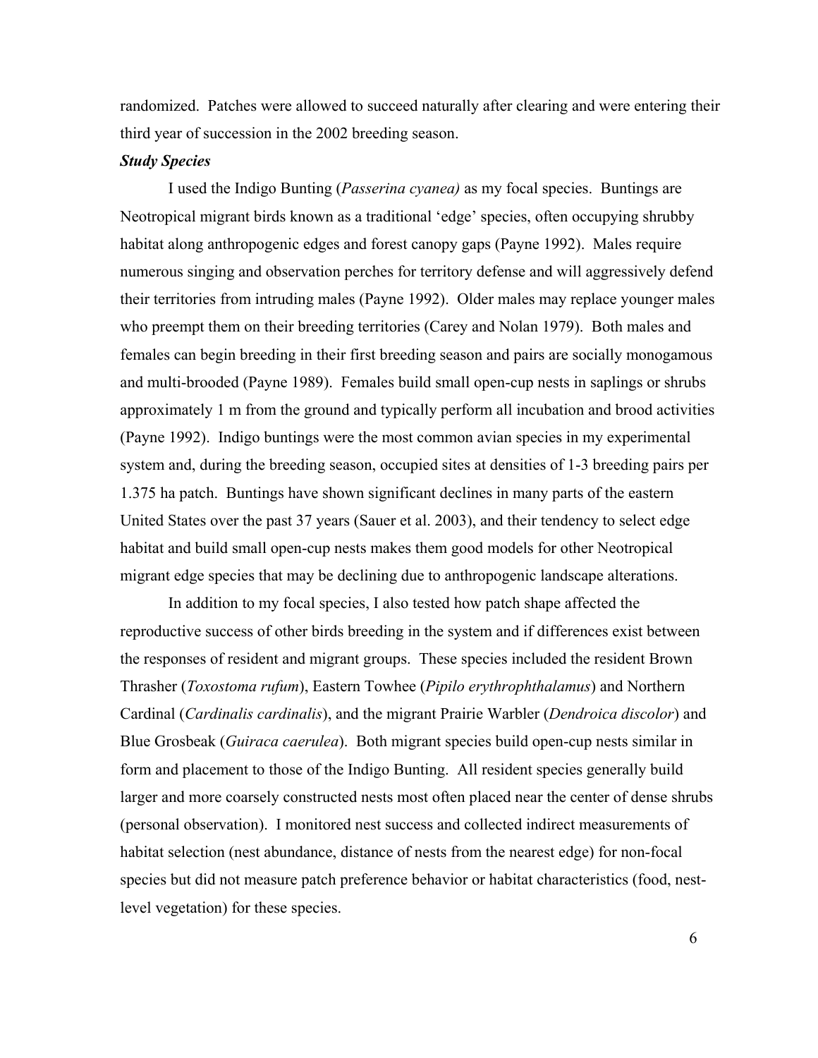randomized. Patches were allowed to succeed naturally after clearing and were entering their third year of succession in the 2002 breeding season.

***Study Species***

I used the Indigo Bunting (*Passerina cyanea)* as my focal species. Buntings are Neotropical migrant birds known as a traditional 'edge' species, often occupying shrubby habitat along anthropogenic edges and forest canopy gaps (Payne 1992). Males require numerous singing and observation perches for territory defense and will aggressively defend their territories from intruding males (Payne 1992). Older males may replace younger males who preempt them on their breeding territories (Carey and Nolan 1979). Both males and females can begin breeding in their first breeding season and pairs are socially monogamous and multi-brooded (Payne 1989). Females build small open-cup nests in saplings or shrubs approximately 1 m from the ground and typically perform all incubation and brood activities (Payne 1992). Indigo buntings were the most common avian species in my experimental system and, during the breeding season, occupied sites at densities of 1-3 breeding pairs per 1.375 ha patch. Buntings have shown significant declines in many parts of the eastern United States over the past 37 years (Sauer et al. 2003), and their tendency to select edge habitat and build small open-cup nests makes them good models for other Neotropical migrant edge species that may be declining due to anthropogenic landscape alterations.

In addition to my focal species, I also tested how patch shape affected the reproductive success of other birds breeding in the system and if differences exist between the responses of resident and migrant groups. These species included the resident Brown Thrasher (*Toxostoma rufum*), Eastern Towhee (*Pipilo erythrophthalamus*) and Northern Cardinal (*Cardinalis cardinalis*), and the migrant Prairie Warbler (*Dendroica discolor*) and Blue Grosbeak (*Guiraca caerulea*). Both migrant species build open-cup nests similar in form and placement to those of the Indigo Bunting. All resident species generally build larger and more coarsely constructed nests most often placed near the center of dense shrubs (personal observation). I monitored nest success and collected indirect measurements of habitat selection (nest abundance, distance of nests from the nearest edge) for non-focal species but did not measure patch preference behavior or habitat characteristics (food, nest-level vegetation) for these species.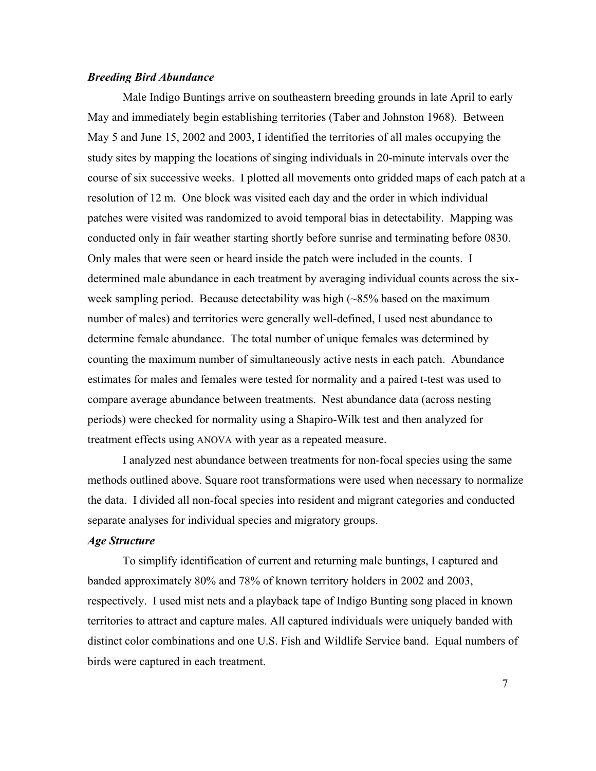### *Breeding Bird Abundance*

Male Indigo Buntings arrive on southeastern breeding grounds in late April to early May and immediately begin establishing territories (Taber and Johnston 1968). Between May 5 and June 15, 2002 and 2003, I identified the territories of all males occupying the study sites by mapping the locations of singing individuals in 20-minute intervals over the course of six successive weeks. I plotted all movements onto gridded maps of each patch at a resolution of 12 m. One block was visited each day and the order in which individual patches were visited was randomized to avoid temporal bias in detectability. Mapping was conducted only in fair weather starting shortly before sunrise and terminating before 0830. Only males that were seen or heard inside the patch were included in the counts. I determined male abundance in each treatment by averaging individual counts across the six-week sampling period. Because detectability was high (~85% based on the maximum number of males) and territories were generally well-defined, I used nest abundance to determine female abundance. The total number of unique females was determined by counting the maximum number of simultaneously active nests in each patch. Abundance estimates for males and females were tested for normality and a paired t-test was used to compare average abundance between treatments. Nest abundance data (across nesting periods) were checked for normality using a Shapiro-Wilk test and then analyzed for treatment effects using ANOVA with year as a repeated measure.

I analyzed nest abundance between treatments for non-focal species using the same methods outlined above. Square root transformations were used when necessary to normalize the data. I divided all non-focal species into resident and migrant categories and conducted separate analyses for individual species and migratory groups.

### *Age Structure*

To simplify identification of current and returning male buntings, I captured and banded approximately 80% and 78% of known territory holders in 2002 and 2003, respectively. I used mist nets and a playback tape of Indigo Bunting song placed in known territories to attract and capture males. All captured individuals were uniquely banded with distinct color combinations and one U.S. Fish and Wildlife Service band. Equal numbers of birds were captured in each treatment.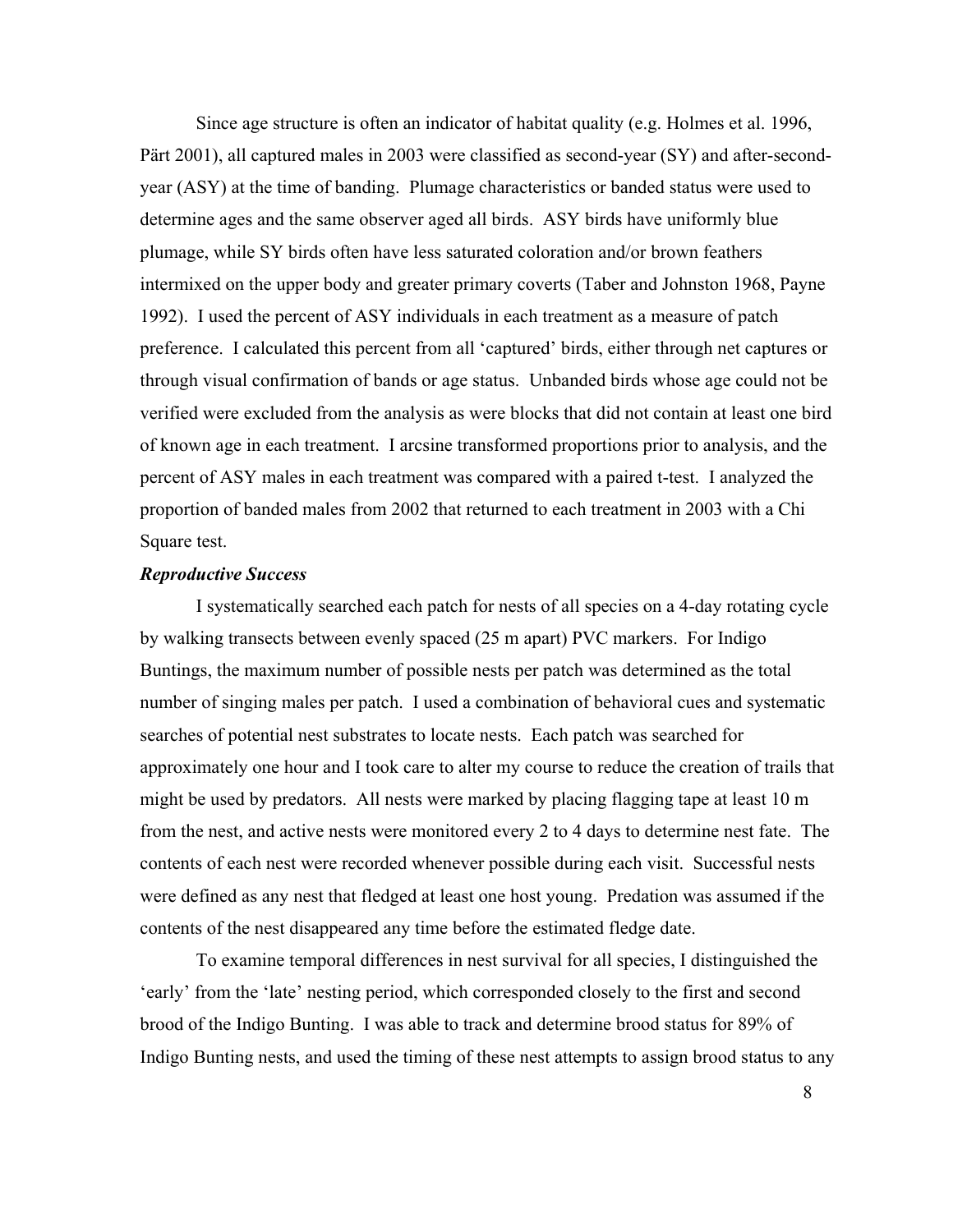Since age structure is often an indicator of habitat quality (e.g. Holmes et al. 1996, Pärt 2001), all captured males in 2003 were classified as second-year (SY) and after-second-year (ASY) at the time of banding. Plumage characteristics or banded status were used to determine ages and the same observer aged all birds. ASY birds have uniformly blue plumage, while SY birds often have less saturated coloration and/or brown feathers intermixed on the upper body and greater primary coverts (Taber and Johnston 1968, Payne 1992). I used the percent of ASY individuals in each treatment as a measure of patch preference. I calculated this percent from all 'captured' birds, either through net captures or through visual confirmation of bands or age status. Unbanded birds whose age could not be verified were excluded from the analysis as were blocks that did not contain at least one bird of known age in each treatment. I arcsine transformed proportions prior to analysis, and the percent of ASY males in each treatment was compared with a paired t-test. I analyzed the proportion of banded males from 2002 that returned to each treatment in 2003 with a Chi Square test.

***Reproductive Success***

I systematically searched each patch for nests of all species on a 4-day rotating cycle by walking transects between evenly spaced (25 m apart) PVC markers. For Indigo Buntings, the maximum number of possible nests per patch was determined as the total number of singing males per patch. I used a combination of behavioral cues and systematic searches of potential nest substrates to locate nests. Each patch was searched for approximately one hour and I took care to alter my course to reduce the creation of trails that might be used by predators. All nests were marked by placing flagging tape at least 10 m from the nest, and active nests were monitored every 2 to 4 days to determine nest fate. The contents of each nest were recorded whenever possible during each visit. Successful nests were defined as any nest that fledged at least one host young. Predation was assumed if the contents of the nest disappeared any time before the estimated fledge date.

To examine temporal differences in nest survival for all species, I distinguished the 'early' from the 'late' nesting period, which corresponded closely to the first and second brood of the Indigo Bunting. I was able to track and determine brood status for 89% of Indigo Bunting nests, and used the timing of these nest attempts to assign brood status to any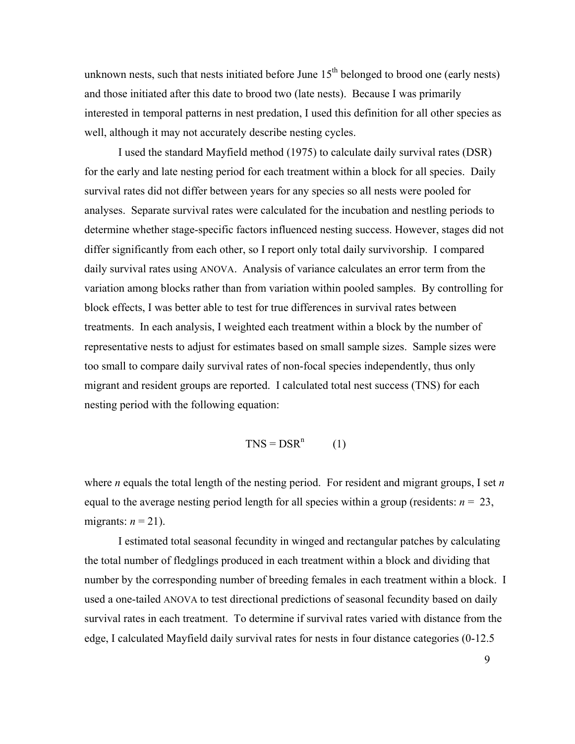unknown nests, such that nests initiated before June 15th belonged to brood one (early nests) and those initiated after this date to brood two (late nests). Because I was primarily interested in temporal patterns in nest predation, I used this definition for all other species as well, although it may not accurately describe nesting cycles.

I used the standard Mayfield method (1975) to calculate daily survival rates (DSR) for the early and late nesting period for each treatment within a block for all species. Daily survival rates did not differ between years for any species so all nests were pooled for analyses. Separate survival rates were calculated for the incubation and nestling periods to determine whether stage-specific factors influenced nesting success. However, stages did not differ significantly from each other, so I report only total daily survivorship. I compared daily survival rates using ANOVA. Analysis of variance calculates an error term from the variation among blocks rather than from variation within pooled samples. By controlling for block effects, I was better able to test for true differences in survival rates between treatments. In each analysis, I weighted each treatment within a block by the number of representative nests to adjust for estimates based on small sample sizes. Sample sizes were too small to compare daily survival rates of non-focal species independently, thus only migrant and resident groups are reported. I calculated total nest success (TNS) for each nesting period with the following equation:

$$TNS = DSR^{n} \qquad (1)$$

where $n$ equals the total length of the nesting period. For resident and migrant groups, I set $n$ equal to the average nesting period length for all species within a group (residents: $n = 23$, migrants: $n = 21$).

I estimated total seasonal fecundity in winged and rectangular patches by calculating the total number of fledglings produced in each treatment within a block and dividing that number by the corresponding number of breeding females in each treatment within a block. I used a one-tailed ANOVA to test directional predictions of seasonal fecundity based on daily survival rates in each treatment. To determine if survival rates varied with distance from the edge, I calculated Mayfield daily survival rates for nests in four distance categories (0-12.5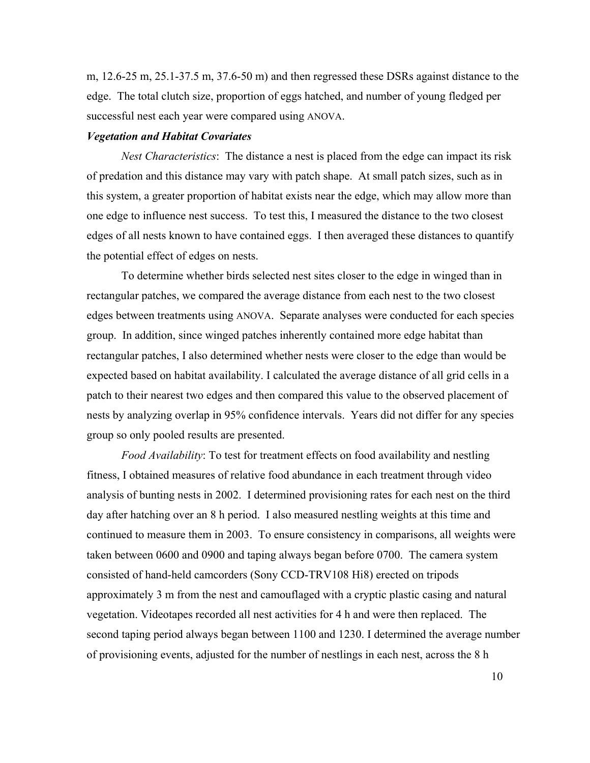m, 12.6-25 m, 25.1-37.5 m, 37.6-50 m) and then regressed these DSRs against distance to the edge. The total clutch size, proportion of eggs hatched, and number of young fledged per successful nest each year were compared using ANOVA.

### *Vegetation and Habitat Covariates*

*Nest Characteristics*: The distance a nest is placed from the edge can impact its risk of predation and this distance may vary with patch shape. At small patch sizes, such as in this system, a greater proportion of habitat exists near the edge, which may allow more than one edge to influence nest success. To test this, I measured the distance to the two closest edges of all nests known to have contained eggs. I then averaged these distances to quantify the potential effect of edges on nests.

To determine whether birds selected nest sites closer to the edge in winged than in rectangular patches, we compared the average distance from each nest to the two closest edges between treatments using ANOVA. Separate analyses were conducted for each species group. In addition, since winged patches inherently contained more edge habitat than rectangular patches, I also determined whether nests were closer to the edge than would be expected based on habitat availability. I calculated the average distance of all grid cells in a patch to their nearest two edges and then compared this value to the observed placement of nests by analyzing overlap in 95% confidence intervals. Years did not differ for any species group so only pooled results are presented.

*Food Availability*: To test for treatment effects on food availability and nestling fitness, I obtained measures of relative food abundance in each treatment through video analysis of bunting nests in 2002. I determined provisioning rates for each nest on the third day after hatching over an 8 h period. I also measured nestling weights at this time and continued to measure them in 2003. To ensure consistency in comparisons, all weights were taken between 0600 and 0900 and taping always began before 0700. The camera system consisted of hand-held camcorders (Sony CCD-TRV108 Hi8) erected on tripods approximately 3 m from the nest and camouflaged with a cryptic plastic casing and natural vegetation. Videotapes recorded all nest activities for 4 h and were then replaced. The second taping period always began between 1100 and 1230. I determined the average number of provisioning events, adjusted for the number of nestlings in each nest, across the 8 h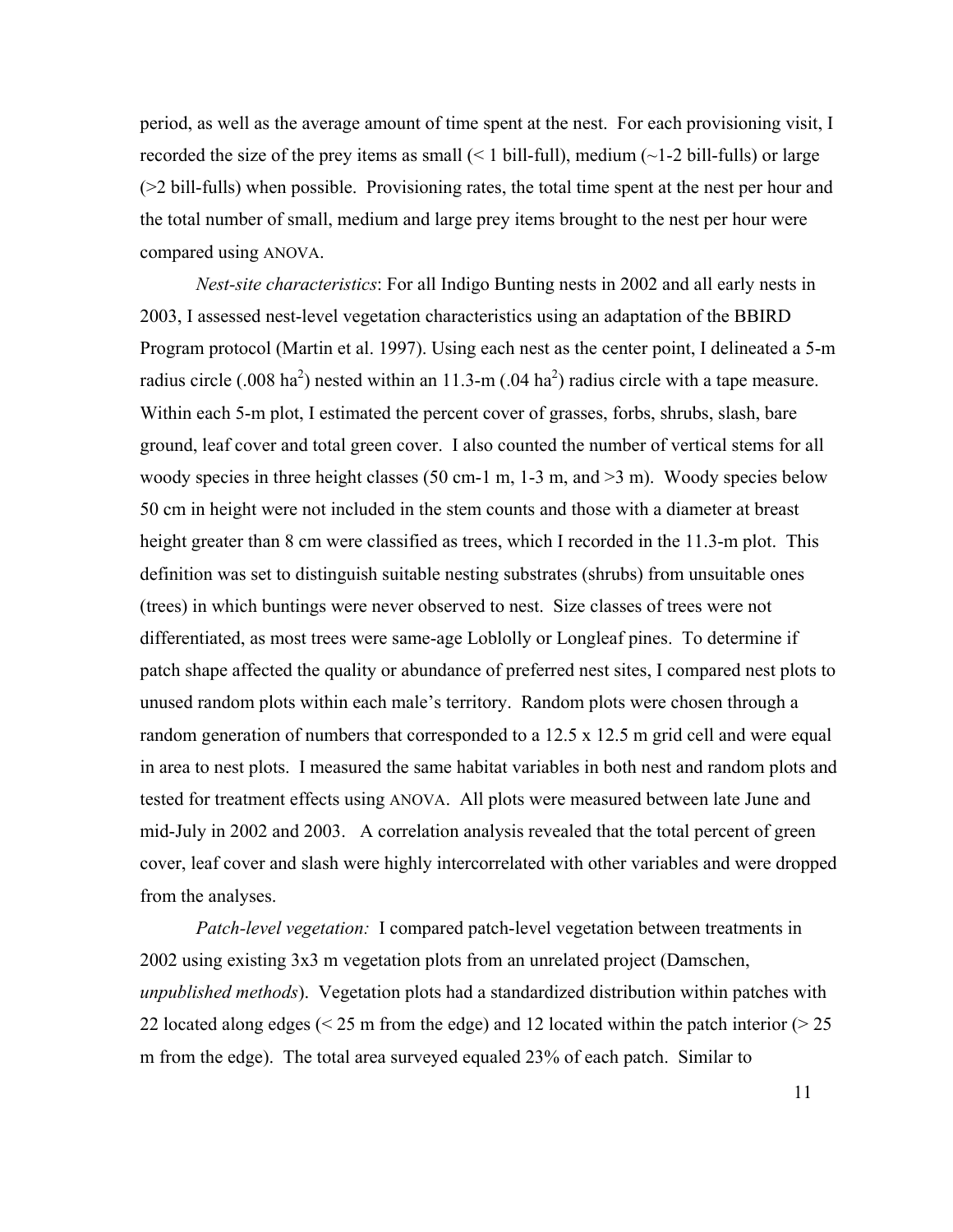period, as well as the average amount of time spent at the nest. For each provisioning visit, I recorded the size of the prey items as small (< 1 bill-full), medium (~1-2 bill-fulls) or large (>2 bill-fulls) when possible. Provisioning rates, the total time spent at the nest per hour and the total number of small, medium and large prey items brought to the nest per hour were compared using ANOVA.

*Nest-site characteristics*: For all Indigo Bunting nests in 2002 and all early nests in 2003, I assessed nest-level vegetation characteristics using an adaptation of the BBIRD Program protocol (Martin et al. 1997). Using each nest as the center point, I delineated a 5-m radius circle (.008 $ha^2$) nested within an 11.3-m (.04 $ha^2$) radius circle with a tape measure. Within each 5-m plot, I estimated the percent cover of grasses, forbs, shrubs, slash, bare ground, leaf cover and total green cover. I also counted the number of vertical stems for all woody species in three height classes (50 cm-1 m, 1-3 m, and >3 m). Woody species below 50 cm in height were not included in the stem counts and those with a diameter at breast height greater than 8 cm were classified as trees, which I recorded in the 11.3-m plot. This definition was set to distinguish suitable nesting substrates (shrubs) from unsuitable ones (trees) in which buntings were never observed to nest. Size classes of trees were not differentiated, as most trees were same-age Loblolly or Longleaf pines. To determine if patch shape affected the quality or abundance of preferred nest sites, I compared nest plots to unused random plots within each male's territory. Random plots were chosen through a random generation of numbers that corresponded to a 12.5 x 12.5 m grid cell and were equal in area to nest plots. I measured the same habitat variables in both nest and random plots and tested for treatment effects using ANOVA. All plots were measured between late June and mid-July in 2002 and 2003. A correlation analysis revealed that the total percent of green cover, leaf cover and slash were highly intercorrelated with other variables and were dropped from the analyses.

*Patch-level vegetation:* I compared patch-level vegetation between treatments in 2002 using existing 3x3 m vegetation plots from an unrelated project (Damschen, *unpublished methods*). Vegetation plots had a standardized distribution within patches with 22 located along edges (< 25 m from the edge) and 12 located within the patch interior (> 25 m from the edge). The total area surveyed equaled 23% of each patch. Similar to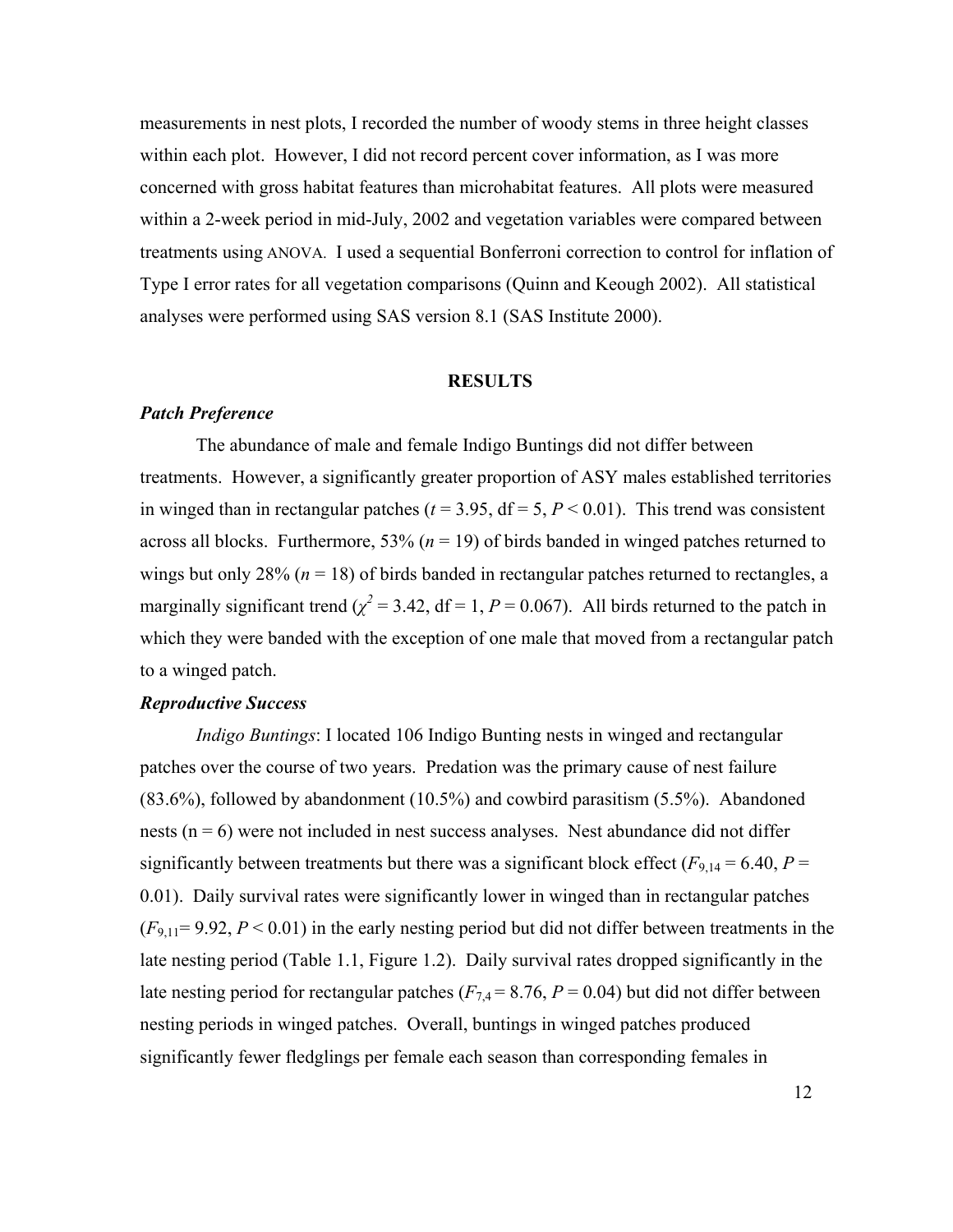measurements in nest plots, I recorded the number of woody stems in three height classes within each plot. However, I did not record percent cover information, as I was more concerned with gross habitat features than microhabitat features. All plots were measured within a 2-week period in mid-July, 2002 and vegetation variables were compared between treatments using ANOVA. I used a sequential Bonferroni correction to control for inflation of Type I error rates for all vegetation comparisons (Quinn and Keough 2002). All statistical analyses were performed using SAS version 8.1 (SAS Institute 2000).

## RESULTS

### *Patch Preference*

The abundance of male and female Indigo Buntings did not differ between treatments. However, a significantly greater proportion of ASY males established territories in winged than in rectangular patches ($t = 3.95$, df = 5, $P < 0.01$). This trend was consistent across all blocks. Furthermore, 53% ($n = 19$) of birds banded in winged patches returned to wings but only 28% ($n = 18$) of birds banded in rectangular patches returned to rectangles, a marginally significant trend ($\chi^2 = 3.42$, df = 1, $P = 0.067$). All birds returned to the patch in which they were banded with the exception of one male that moved from a rectangular patch to a winged patch.

### *Reproductive Success*

*Indigo Buntings*: I located 106 Indigo Bunting nests in winged and rectangular patches over the course of two years. Predation was the primary cause of nest failure (83.6%), followed by abandonment (10.5%) and cowbird parasitism (5.5%). Abandoned nests (n = 6) were not included in nest success analyses. Nest abundance did not differ significantly between treatments but there was a significant block effect ($F_{9,14} = 6.40$, $P = 0.01$). Daily survival rates were significantly lower in winged than in rectangular patches ($F_{9,11} = 9.92$, $P < 0.01$) in the early nesting period but did not differ between treatments in the late nesting period (Table 1.1, Figure 1.2). Daily survival rates dropped significantly in the late nesting period for rectangular patches ($F_{7,4} = 8.76$, $P = 0.04$) but did not differ between nesting periods in winged patches. Overall, buntings in winged patches produced significantly fewer fledglings per female each season than corresponding females in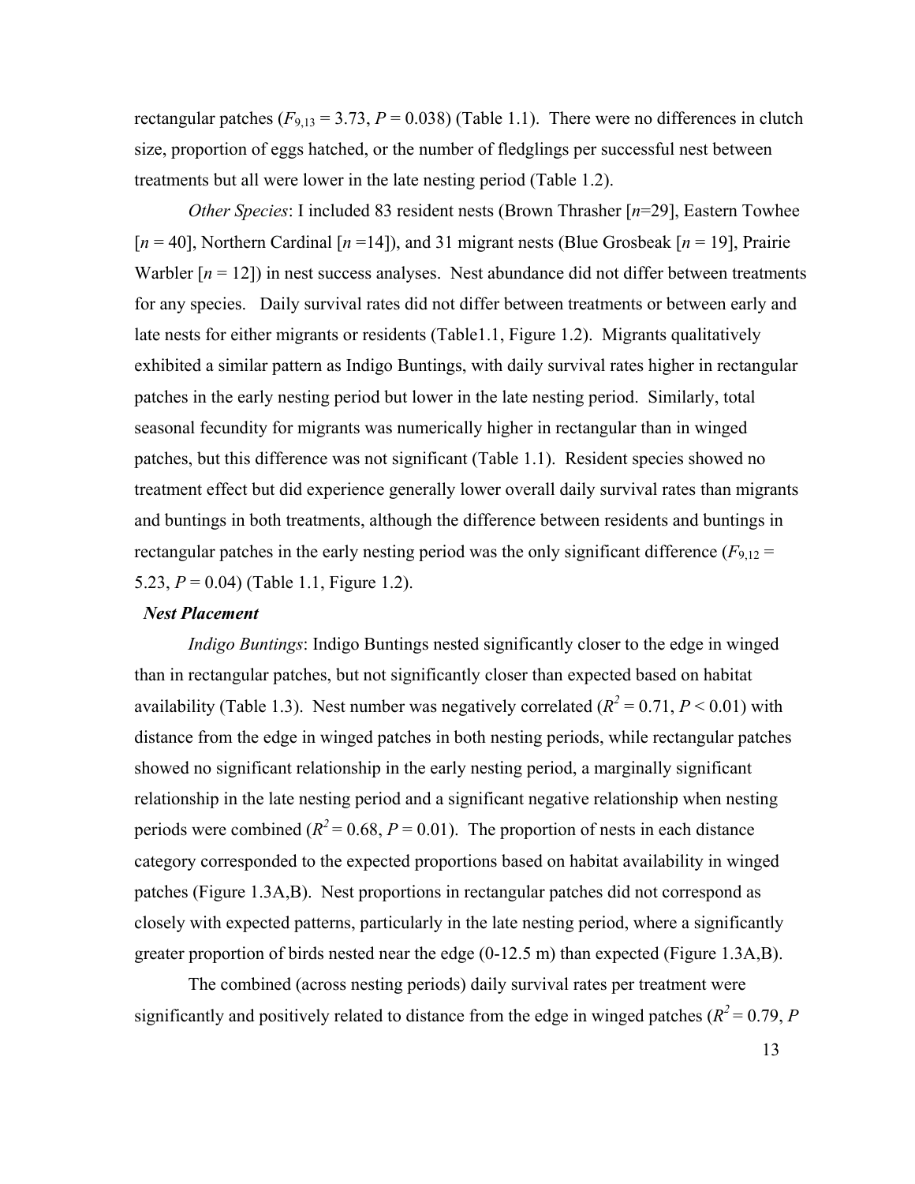rectangular patches ($F_{9,13}$ = 3.73, $P$ = 0.038) (Table 1.1). There were no differences in clutch size, proportion of eggs hatched, or the number of fledglings per successful nest between treatments but all were lower in the late nesting period (Table 1.2).

*Other Species*: I included 83 resident nests (Brown Thrasher [$n$=29], Eastern Towhee [$n$ = 40], Northern Cardinal [$n$ =14]), and 31 migrant nests (Blue Grosbeak [$n$ = 19], Prairie Warbler [$n$ = 12]) in nest success analyses. Nest abundance did not differ between treatments for any species. Daily survival rates did not differ between treatments or between early and late nests for either migrants or residents (Table1.1, Figure 1.2). Migrants qualitatively exhibited a similar pattern as Indigo Buntings, with daily survival rates higher in rectangular patches in the early nesting period but lower in the late nesting period. Similarly, total seasonal fecundity for migrants was numerically higher in rectangular than in winged patches, but this difference was not significant (Table 1.1). Resident species showed no treatment effect but did experience generally lower overall daily survival rates than migrants and buntings in both treatments, although the difference between residents and buntings in rectangular patches in the early nesting period was the only significant difference ($F_{9,12}$ = 5.23, $P$ = 0.04) (Table 1.1, Figure 1.2).

***Nest Placement***

*Indigo Buntings*: Indigo Buntings nested significantly closer to the edge in winged than in rectangular patches, but not significantly closer than expected based on habitat availability (Table 1.3). Nest number was negatively correlated ($R^2$ = 0.71, $P$ < 0.01) with distance from the edge in winged patches in both nesting periods, while rectangular patches showed no significant relationship in the early nesting period, a marginally significant relationship in the late nesting period and a significant negative relationship when nesting periods were combined ($R^2$ = 0.68, $P$ = 0.01). The proportion of nests in each distance category corresponded to the expected proportions based on habitat availability in winged patches (Figure 1.3A,B). Nest proportions in rectangular patches did not correspond as closely with expected patterns, particularly in the late nesting period, where a significantly greater proportion of birds nested near the edge (0-12.5 m) than expected (Figure 1.3A,B).

The combined (across nesting periods) daily survival rates per treatment were significantly and positively related to distance from the edge in winged patches ($R^2$ = 0.79, $P$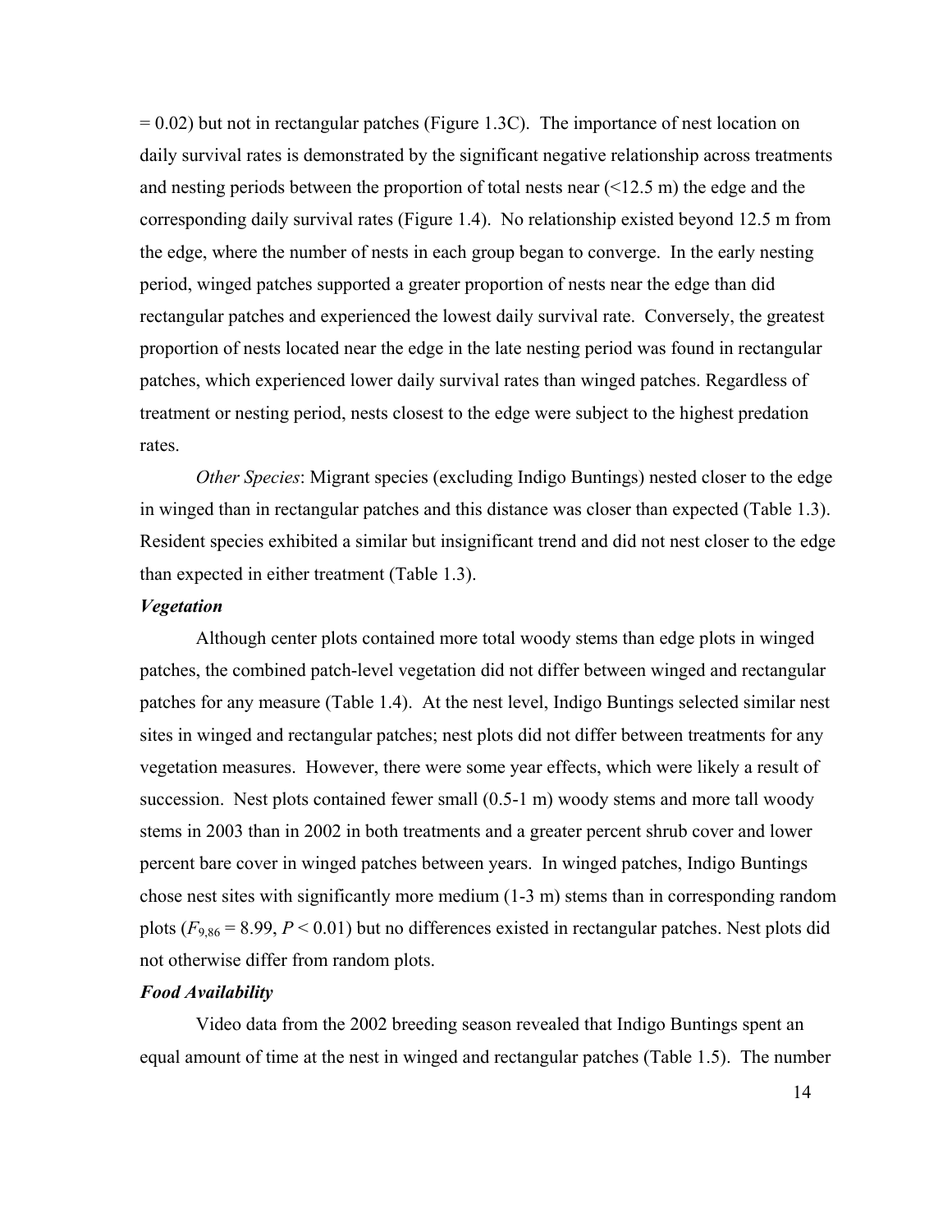= 0.02) but not in rectangular patches (Figure 1.3C). The importance of nest location on daily survival rates is demonstrated by the significant negative relationship across treatments and nesting periods between the proportion of total nests near (<12.5 m) the edge and the corresponding daily survival rates (Figure 1.4). No relationship existed beyond 12.5 m from the edge, where the number of nests in each group began to converge. In the early nesting period, winged patches supported a greater proportion of nests near the edge than did rectangular patches and experienced the lowest daily survival rate. Conversely, the greatest proportion of nests located near the edge in the late nesting period was found in rectangular patches, which experienced lower daily survival rates than winged patches. Regardless of treatment or nesting period, nests closest to the edge were subject to the highest predation rates.

*Other Species*: Migrant species (excluding Indigo Buntings) nested closer to the edge in winged than in rectangular patches and this distance was closer than expected (Table 1.3). Resident species exhibited a similar but insignificant trend and did not nest closer to the edge than expected in either treatment (Table 1.3).

***Vegetation***

Although center plots contained more total woody stems than edge plots in winged patches, the combined patch-level vegetation did not differ between winged and rectangular patches for any measure (Table 1.4). At the nest level, Indigo Buntings selected similar nest sites in winged and rectangular patches; nest plots did not differ between treatments for any vegetation measures. However, there were some year effects, which were likely a result of succession. Nest plots contained fewer small (0.5-1 m) woody stems and more tall woody stems in 2003 than in 2002 in both treatments and a greater percent shrub cover and lower percent bare cover in winged patches between years. In winged patches, Indigo Buntings chose nest sites with significantly more medium (1-3 m) stems than in corresponding random plots ($F_{9,86} = 8.99$, $P < 0.01$) but no differences existed in rectangular patches. Nest plots did not otherwise differ from random plots.

***Food Availability***

Video data from the 2002 breeding season revealed that Indigo Buntings spent an equal amount of time at the nest in winged and rectangular patches (Table 1.5). The number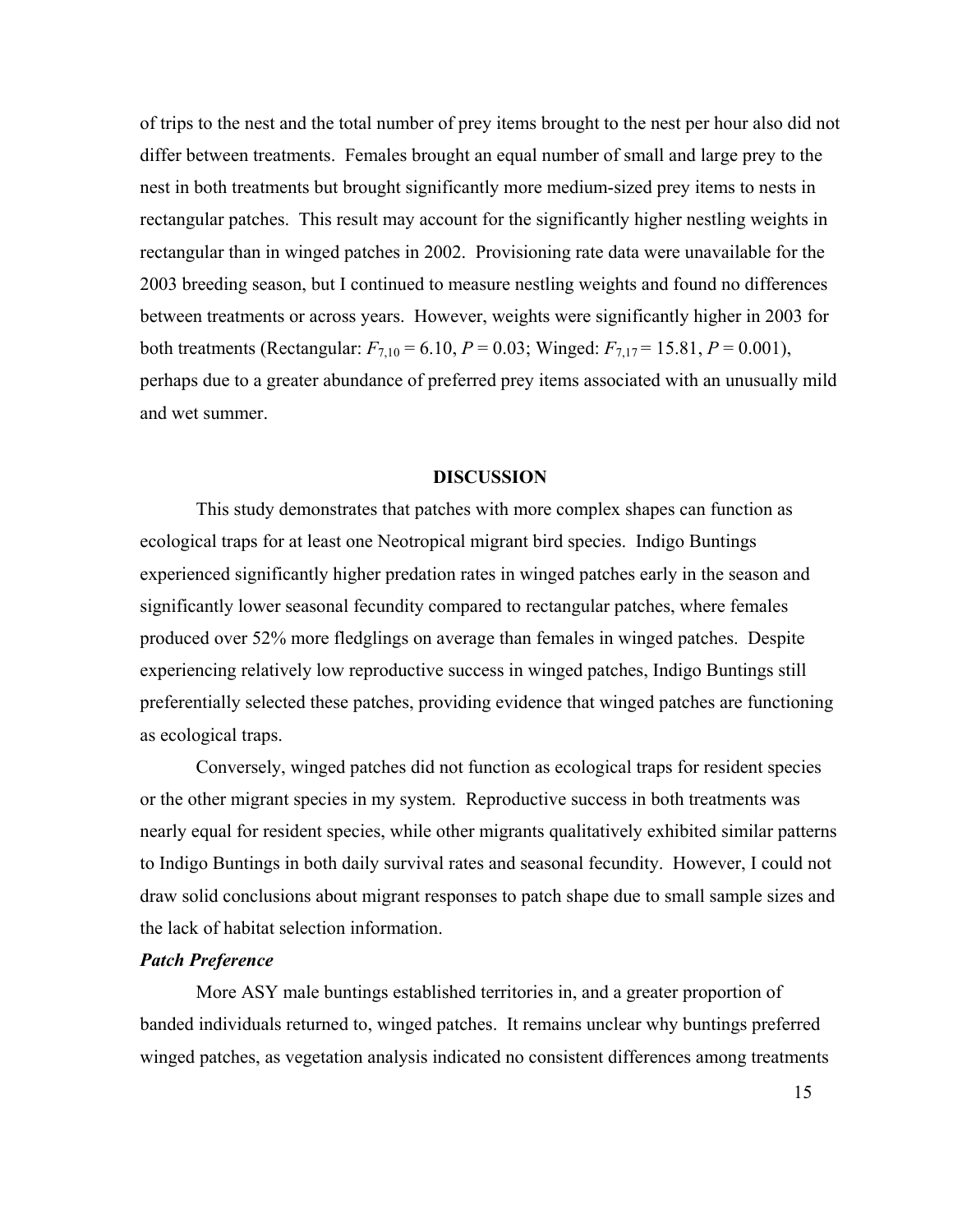of trips to the nest and the total number of prey items brought to the nest per hour also did not differ between treatments. Females brought an equal number of small and large prey to the nest in both treatments but brought significantly more medium-sized prey items to nests in rectangular patches. This result may account for the significantly higher nestling weights in rectangular than in winged patches in 2002. Provisioning rate data were unavailable for the 2003 breeding season, but I continued to measure nestling weights and found no differences between treatments or across years. However, weights were significantly higher in 2003 for both treatments (Rectangular: $F_{7,10} = 6.10$, $P = 0.03$; Winged: $F_{7,17} = 15.81$, $P = 0.001$), perhaps due to a greater abundance of preferred prey items associated with an unusually mild and wet summer.

## DISCUSSION

This study demonstrates that patches with more complex shapes can function as ecological traps for at least one Neotropical migrant bird species. Indigo Buntings experienced significantly higher predation rates in winged patches early in the season and significantly lower seasonal fecundity compared to rectangular patches, where females produced over 52% more fledglings on average than females in winged patches. Despite experiencing relatively low reproductive success in winged patches, Indigo Buntings still preferentially selected these patches, providing evidence that winged patches are functioning as ecological traps.

Conversely, winged patches did not function as ecological traps for resident species or the other migrant species in my system. Reproductive success in both treatments was nearly equal for resident species, while other migrants qualitatively exhibited similar patterns to Indigo Buntings in both daily survival rates and seasonal fecundity. However, I could not draw solid conclusions about migrant responses to patch shape due to small sample sizes and the lack of habitat selection information.

### *Patch Preference*

More ASY male buntings established territories in, and a greater proportion of banded individuals returned to, winged patches. It remains unclear why buntings preferred winged patches, as vegetation analysis indicated no consistent differences among treatments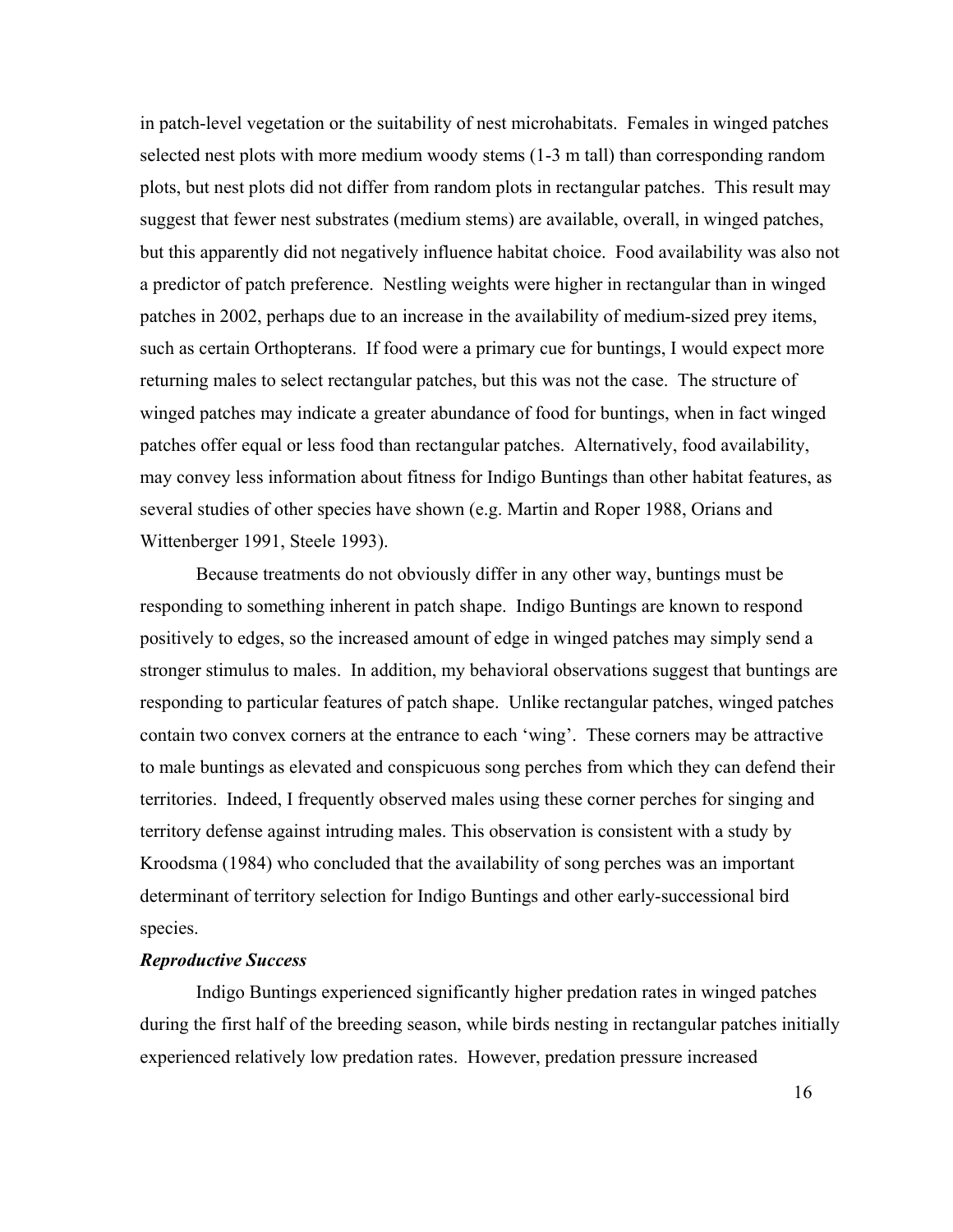in patch-level vegetation or the suitability of nest microhabitats. Females in winged patches selected nest plots with more medium woody stems (1-3 m tall) than corresponding random plots, but nest plots did not differ from random plots in rectangular patches. This result may suggest that fewer nest substrates (medium stems) are available, overall, in winged patches, but this apparently did not negatively influence habitat choice. Food availability was also not a predictor of patch preference. Nestling weights were higher in rectangular than in winged patches in 2002, perhaps due to an increase in the availability of medium-sized prey items, such as certain Orthopterans. If food were a primary cue for buntings, I would expect more returning males to select rectangular patches, but this was not the case. The structure of winged patches may indicate a greater abundance of food for buntings, when in fact winged patches offer equal or less food than rectangular patches. Alternatively, food availability, may convey less information about fitness for Indigo Buntings than other habitat features, as several studies of other species have shown (e.g. Martin and Roper 1988, Orians and Wittenberger 1991, Steele 1993).

Because treatments do not obviously differ in any other way, buntings must be responding to something inherent in patch shape. Indigo Buntings are known to respond positively to edges, so the increased amount of edge in winged patches may simply send a stronger stimulus to males. In addition, my behavioral observations suggest that buntings are responding to particular features of patch shape. Unlike rectangular patches, winged patches contain two convex corners at the entrance to each 'wing'. These corners may be attractive to male buntings as elevated and conspicuous song perches from which they can defend their territories. Indeed, I frequently observed males using these corner perches for singing and territory defense against intruding males. This observation is consistent with a study by Kroodsma (1984) who concluded that the availability of song perches was an important determinant of territory selection for Indigo Buntings and other early-successional bird species.

***Reproductive Success***

Indigo Buntings experienced significantly higher predation rates in winged patches during the first half of the breeding season, while birds nesting in rectangular patches initially experienced relatively low predation rates. However, predation pressure increased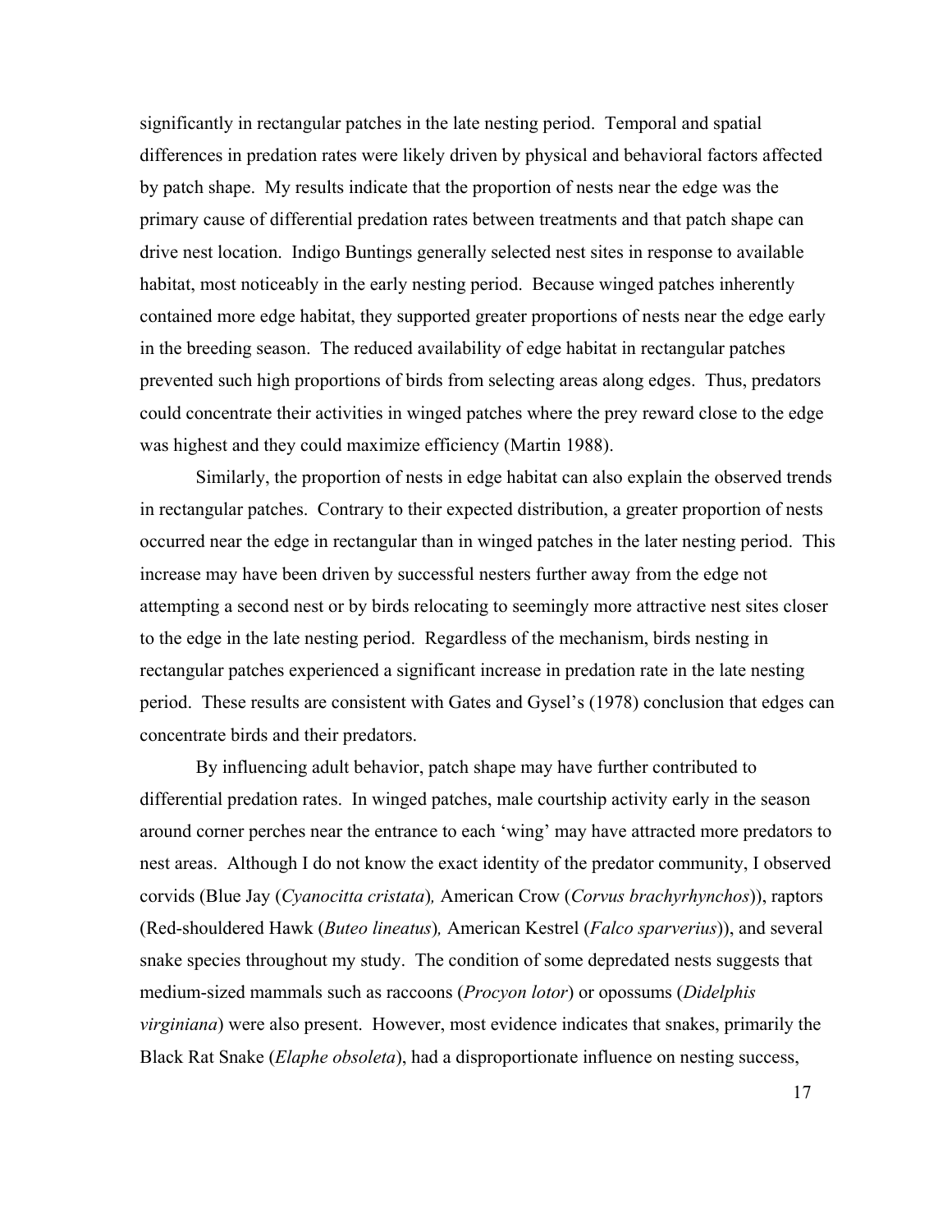significantly in rectangular patches in the late nesting period. Temporal and spatial differences in predation rates were likely driven by physical and behavioral factors affected by patch shape. My results indicate that the proportion of nests near the edge was the primary cause of differential predation rates between treatments and that patch shape can drive nest location. Indigo Buntings generally selected nest sites in response to available habitat, most noticeably in the early nesting period. Because winged patches inherently contained more edge habitat, they supported greater proportions of nests near the edge early in the breeding season. The reduced availability of edge habitat in rectangular patches prevented such high proportions of birds from selecting areas along edges. Thus, predators could concentrate their activities in winged patches where the prey reward close to the edge was highest and they could maximize efficiency (Martin 1988).

Similarly, the proportion of nests in edge habitat can also explain the observed trends in rectangular patches. Contrary to their expected distribution, a greater proportion of nests occurred near the edge in rectangular than in winged patches in the later nesting period. This increase may have been driven by successful nesters further away from the edge not attempting a second nest or by birds relocating to seemingly more attractive nest sites closer to the edge in the late nesting period. Regardless of the mechanism, birds nesting in rectangular patches experienced a significant increase in predation rate in the late nesting period. These results are consistent with Gates and Gysel's (1978) conclusion that edges can concentrate birds and their predators.

By influencing adult behavior, patch shape may have further contributed to differential predation rates. In winged patches, male courtship activity early in the season around corner perches near the entrance to each 'wing' may have attracted more predators to nest areas. Although I do not know the exact identity of the predator community, I observed corvids (Blue Jay (*Cyanocitta cristata*)*,* American Crow (*Corvus brachyrhynchos*)), raptors (Red-shouldered Hawk (*Buteo lineatus*)*,* American Kestrel (*Falco sparverius*)), and several snake species throughout my study. The condition of some depredated nests suggests that medium-sized mammals such as raccoons (*Procyon lotor*) or opossums (*Didelphis virginiana*) were also present. However, most evidence indicates that snakes, primarily the Black Rat Snake (*Elaphe obsoleta*), had a disproportionate influence on nesting success,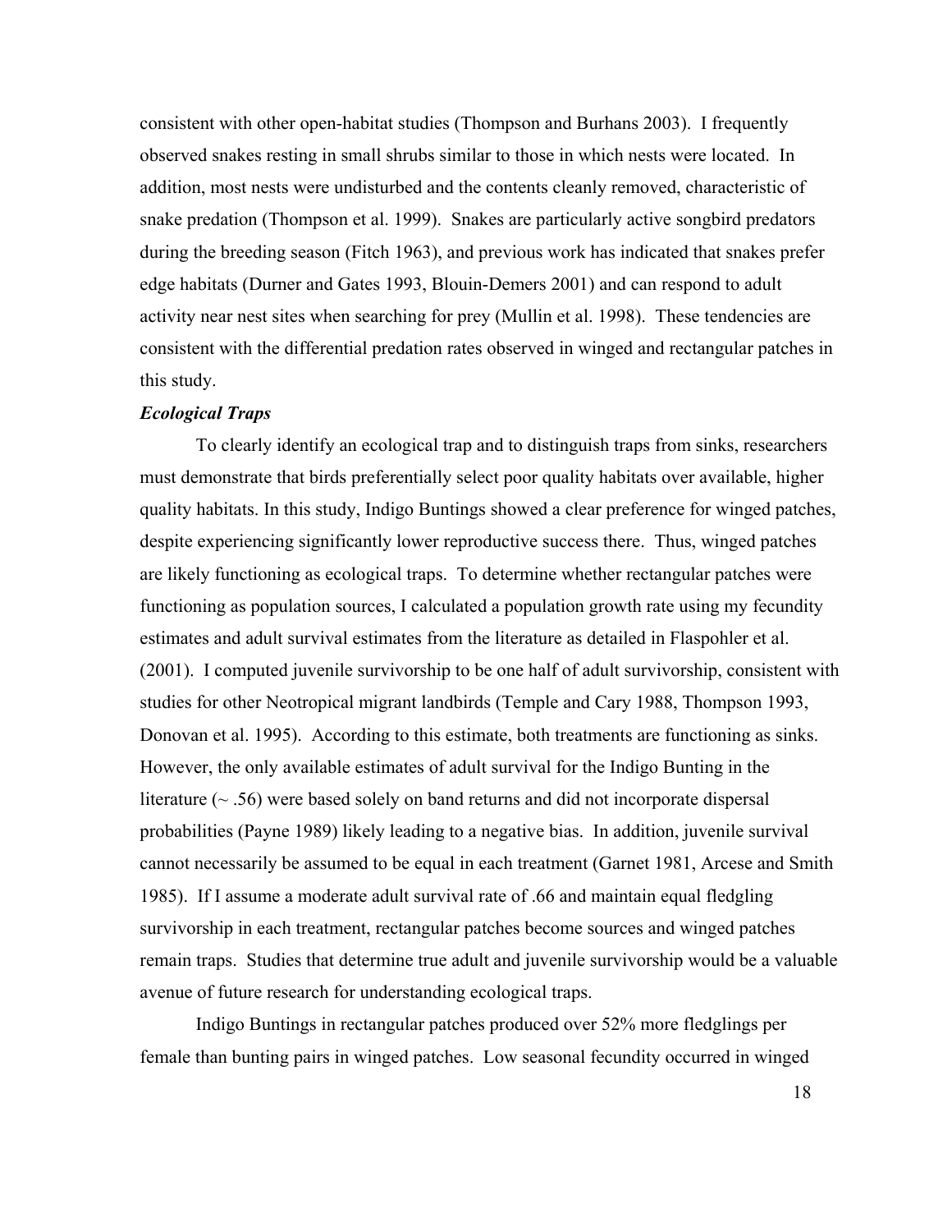consistent with other open-habitat studies (Thompson and Burhans 2003). I frequently observed snakes resting in small shrubs similar to those in which nests were located. In addition, most nests were undisturbed and the contents cleanly removed, characteristic of snake predation (Thompson et al. 1999). Snakes are particularly active songbird predators during the breeding season (Fitch 1963), and previous work has indicated that snakes prefer edge habitats (Durner and Gates 1993, Blouin-Demers 2001) and can respond to adult activity near nest sites when searching for prey (Mullin et al. 1998). These tendencies are consistent with the differential predation rates observed in winged and rectangular patches in this study.

***Ecological Traps***

To clearly identify an ecological trap and to distinguish traps from sinks, researchers must demonstrate that birds preferentially select poor quality habitats over available, higher quality habitats. In this study, Indigo Buntings showed a clear preference for winged patches, despite experiencing significantly lower reproductive success there. Thus, winged patches are likely functioning as ecological traps. To determine whether rectangular patches were functioning as population sources, I calculated a population growth rate using my fecundity estimates and adult survival estimates from the literature as detailed in Flaspohler et al. (2001). I computed juvenile survivorship to be one half of adult survivorship, consistent with studies for other Neotropical migrant landbirds (Temple and Cary 1988, Thompson 1993, Donovan et al. 1995). According to this estimate, both treatments are functioning as sinks. However, the only available estimates of adult survival for the Indigo Bunting in the literature (~ .56) were based solely on band returns and did not incorporate dispersal probabilities (Payne 1989) likely leading to a negative bias. In addition, juvenile survival cannot necessarily be assumed to be equal in each treatment (Garnet 1981, Arcese and Smith 1985). If I assume a moderate adult survival rate of .66 and maintain equal fledgling survivorship in each treatment, rectangular patches become sources and winged patches remain traps. Studies that determine true adult and juvenile survivorship would be a valuable avenue of future research for understanding ecological traps.

Indigo Buntings in rectangular patches produced over 52% more fledglings per female than bunting pairs in winged patches. Low seasonal fecundity occurred in winged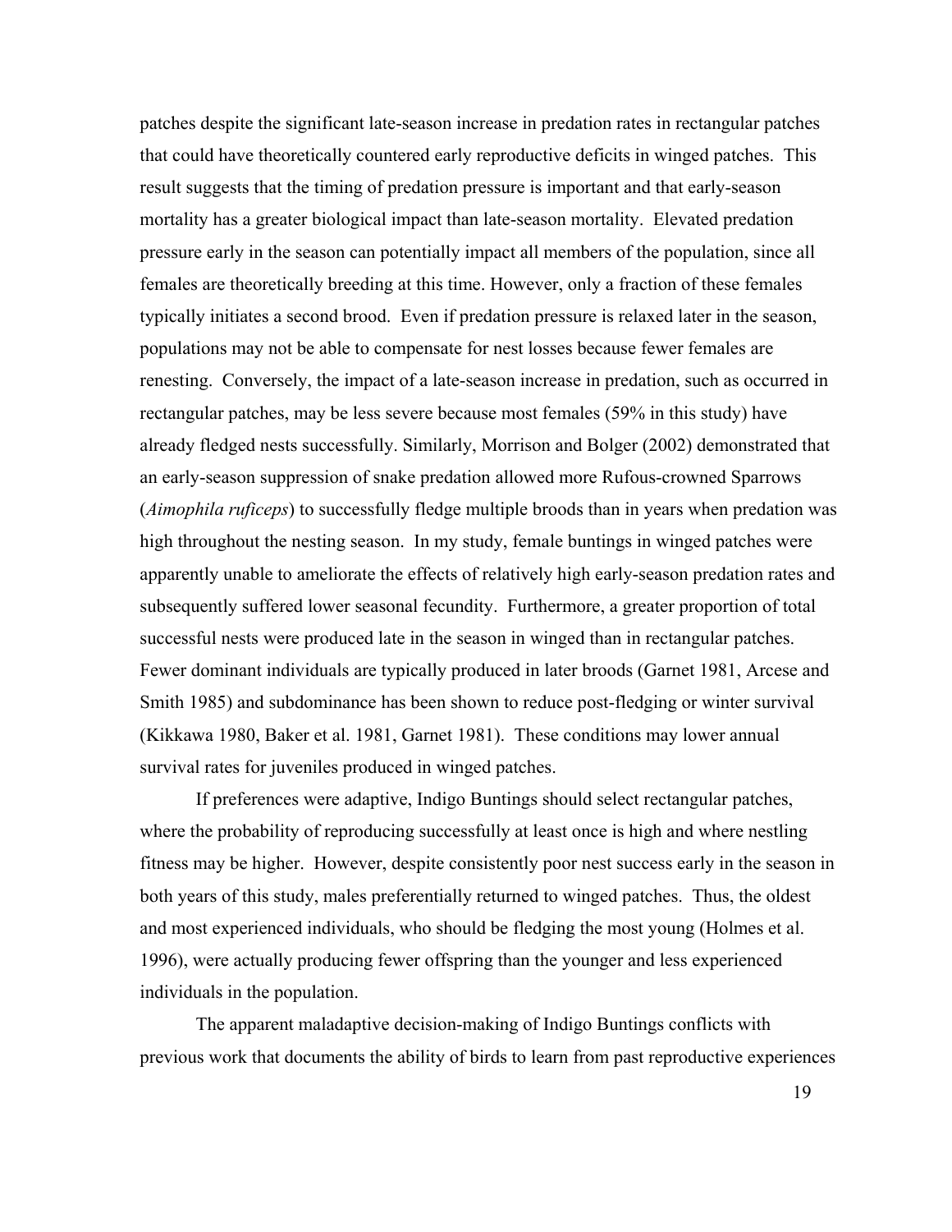patches despite the significant late-season increase in predation rates in rectangular patches that could have theoretically countered early reproductive deficits in winged patches. This result suggests that the timing of predation pressure is important and that early-season mortality has a greater biological impact than late-season mortality. Elevated predation pressure early in the season can potentially impact all members of the population, since all females are theoretically breeding at this time. However, only a fraction of these females typically initiates a second brood. Even if predation pressure is relaxed later in the season, populations may not be able to compensate for nest losses because fewer females are renesting. Conversely, the impact of a late-season increase in predation, such as occurred in rectangular patches, may be less severe because most females (59% in this study) have already fledged nests successfully. Similarly, Morrison and Bolger (2002) demonstrated that an early-season suppression of snake predation allowed more Rufous-crowned Sparrows (*Aimophila ruficeps*) to successfully fledge multiple broods than in years when predation was high throughout the nesting season. In my study, female buntings in winged patches were apparently unable to ameliorate the effects of relatively high early-season predation rates and subsequently suffered lower seasonal fecundity. Furthermore, a greater proportion of total successful nests were produced late in the season in winged than in rectangular patches. Fewer dominant individuals are typically produced in later broods (Garnet 1981, Arcese and Smith 1985) and subdominance has been shown to reduce post-fledging or winter survival (Kikkawa 1980, Baker et al. 1981, Garnet 1981). These conditions may lower annual survival rates for juveniles produced in winged patches.

If preferences were adaptive, Indigo Buntings should select rectangular patches, where the probability of reproducing successfully at least once is high and where nestling fitness may be higher. However, despite consistently poor nest success early in the season in both years of this study, males preferentially returned to winged patches. Thus, the oldest and most experienced individuals, who should be fledging the most young (Holmes et al. 1996), were actually producing fewer offspring than the younger and less experienced individuals in the population.

The apparent maladaptive decision-making of Indigo Buntings conflicts with previous work that documents the ability of birds to learn from past reproductive experiences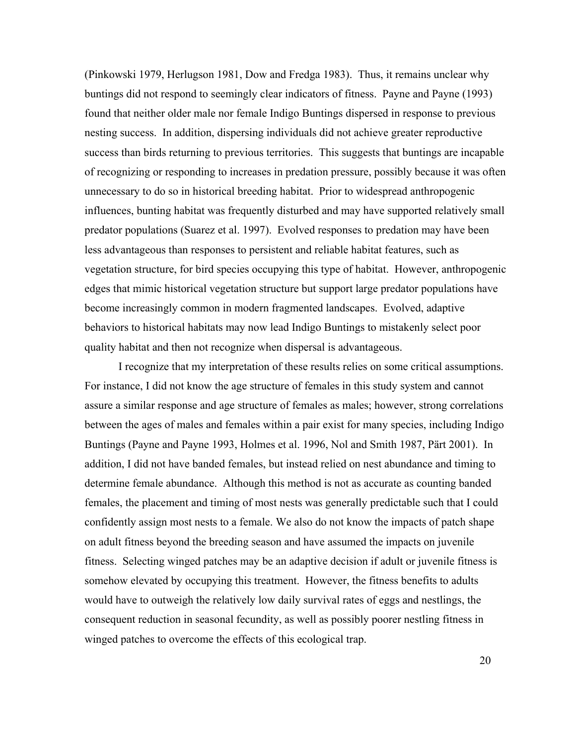(Pinkowski 1979, Herlugson 1981, Dow and Fredga 1983). Thus, it remains unclear why buntings did not respond to seemingly clear indicators of fitness. Payne and Payne (1993) found that neither older male nor female Indigo Buntings dispersed in response to previous nesting success. In addition, dispersing individuals did not achieve greater reproductive success than birds returning to previous territories. This suggests that buntings are incapable of recognizing or responding to increases in predation pressure, possibly because it was often unnecessary to do so in historical breeding habitat. Prior to widespread anthropogenic influences, bunting habitat was frequently disturbed and may have supported relatively small predator populations (Suarez et al. 1997). Evolved responses to predation may have been less advantageous than responses to persistent and reliable habitat features, such as vegetation structure, for bird species occupying this type of habitat. However, anthropogenic edges that mimic historical vegetation structure but support large predator populations have become increasingly common in modern fragmented landscapes. Evolved, adaptive behaviors to historical habitats may now lead Indigo Buntings to mistakenly select poor quality habitat and then not recognize when dispersal is advantageous.

I recognize that my interpretation of these results relies on some critical assumptions. For instance, I did not know the age structure of females in this study system and cannot assure a similar response and age structure of females as males; however, strong correlations between the ages of males and females within a pair exist for many species, including Indigo Buntings (Payne and Payne 1993, Holmes et al. 1996, Nol and Smith 1987, Pärt 2001). In addition, I did not have banded females, but instead relied on nest abundance and timing to determine female abundance. Although this method is not as accurate as counting banded females, the placement and timing of most nests was generally predictable such that I could confidently assign most nests to a female. We also do not know the impacts of patch shape on adult fitness beyond the breeding season and have assumed the impacts on juvenile fitness. Selecting winged patches may be an adaptive decision if adult or juvenile fitness is somehow elevated by occupying this treatment. However, the fitness benefits to adults would have to outweigh the relatively low daily survival rates of eggs and nestlings, the consequent reduction in seasonal fecundity, as well as possibly poorer nestling fitness in winged patches to overcome the effects of this ecological trap.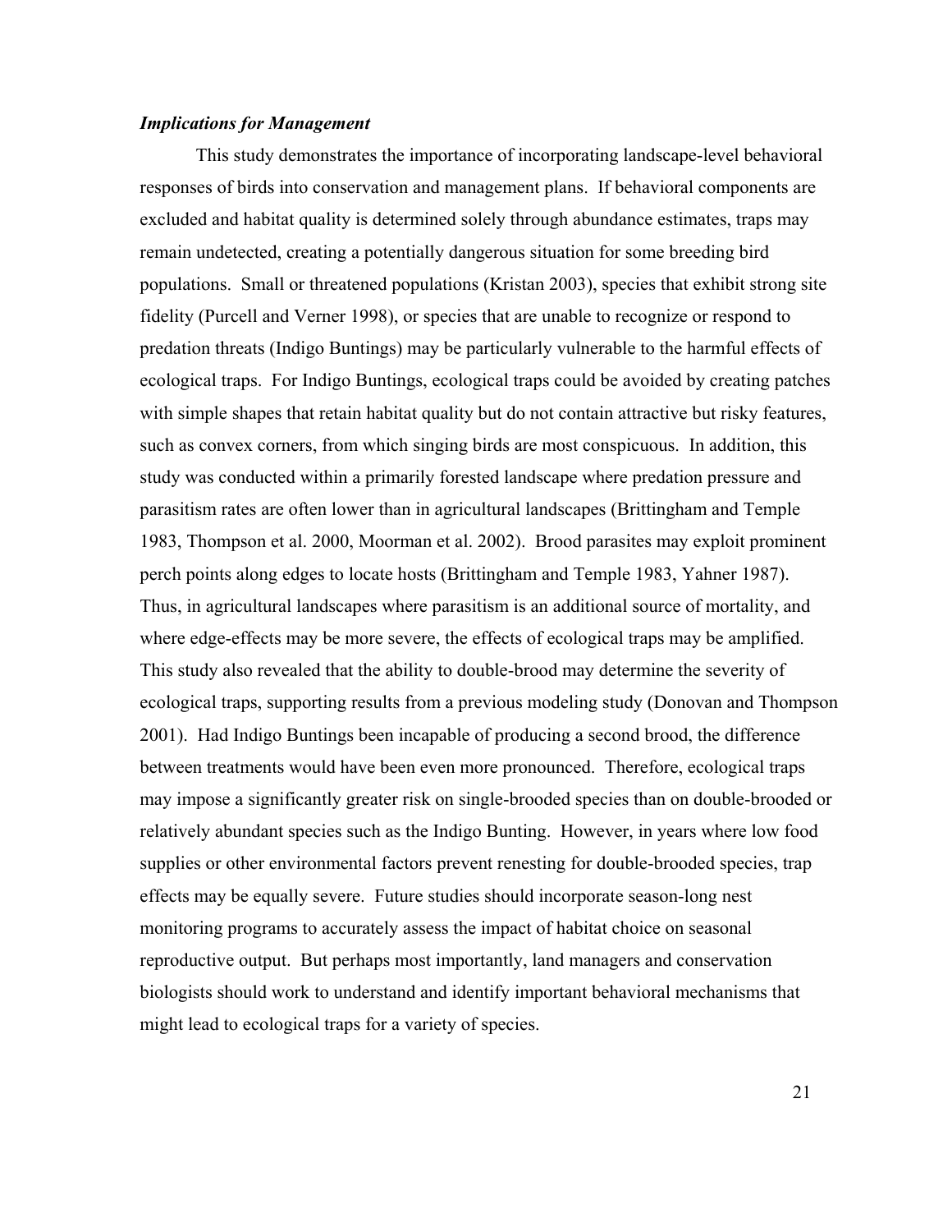***Implications for Management***

This study demonstrates the importance of incorporating landscape-level behavioral responses of birds into conservation and management plans. If behavioral components are excluded and habitat quality is determined solely through abundance estimates, traps may remain undetected, creating a potentially dangerous situation for some breeding bird populations. Small or threatened populations (Kristan 2003), species that exhibit strong site fidelity (Purcell and Verner 1998), or species that are unable to recognize or respond to predation threats (Indigo Buntings) may be particularly vulnerable to the harmful effects of ecological traps. For Indigo Buntings, ecological traps could be avoided by creating patches with simple shapes that retain habitat quality but do not contain attractive but risky features, such as convex corners, from which singing birds are most conspicuous. In addition, this study was conducted within a primarily forested landscape where predation pressure and parasitism rates are often lower than in agricultural landscapes (Brittingham and Temple 1983, Thompson et al. 2000, Moorman et al. 2002). Brood parasites may exploit prominent perch points along edges to locate hosts (Brittingham and Temple 1983, Yahner 1987). Thus, in agricultural landscapes where parasitism is an additional source of mortality, and where edge-effects may be more severe, the effects of ecological traps may be amplified. This study also revealed that the ability to double-brood may determine the severity of ecological traps, supporting results from a previous modeling study (Donovan and Thompson 2001). Had Indigo Buntings been incapable of producing a second brood, the difference between treatments would have been even more pronounced. Therefore, ecological traps may impose a significantly greater risk on single-brooded species than on double-brooded or relatively abundant species such as the Indigo Bunting. However, in years where low food supplies or other environmental factors prevent renesting for double-brooded species, trap effects may be equally severe. Future studies should incorporate season-long nest monitoring programs to accurately assess the impact of habitat choice on seasonal reproductive output. But perhaps most importantly, land managers and conservation biologists should work to understand and identify important behavioral mechanisms that might lead to ecological traps for a variety of species.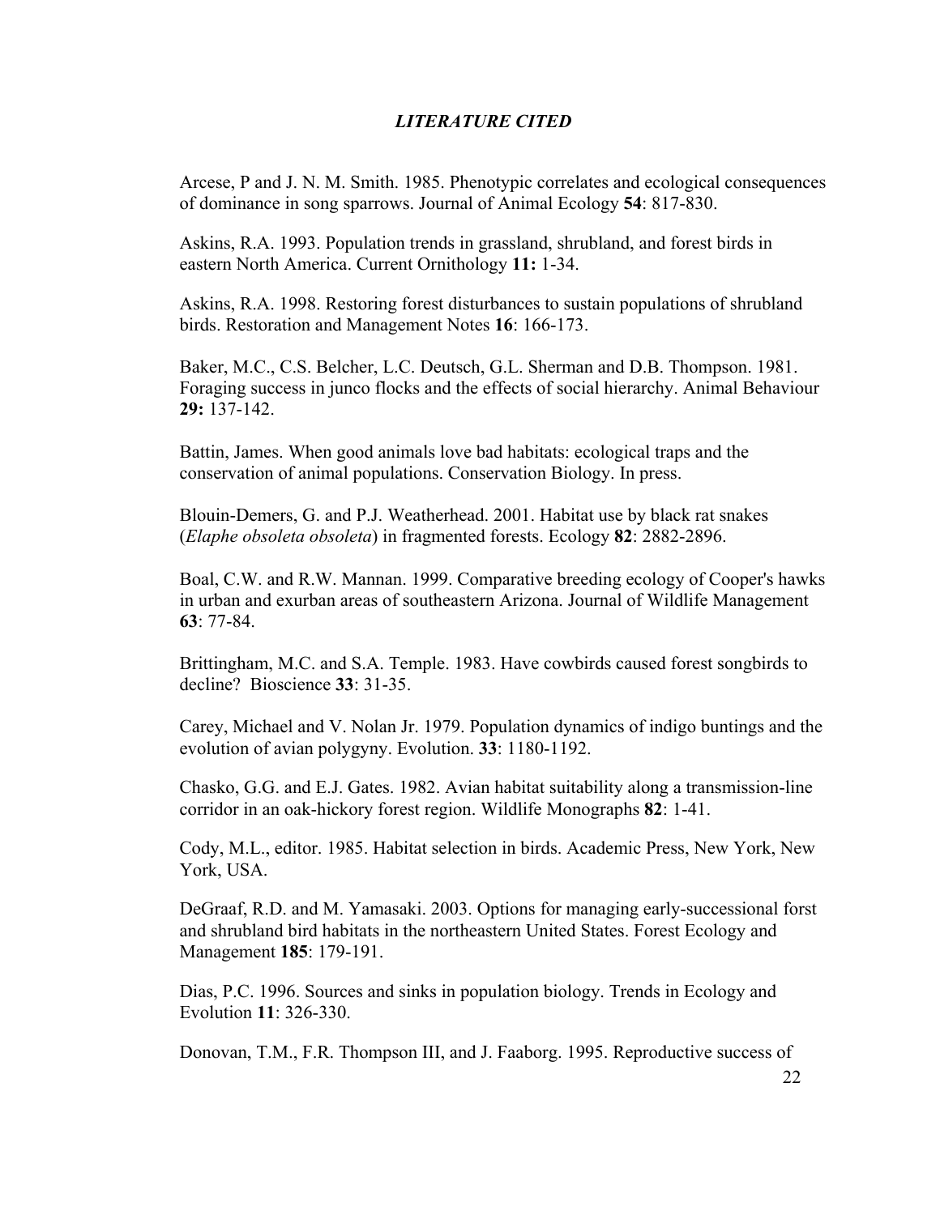## *LITERATURE CITED*

Arcese, P and J. N. M. Smith. 1985. Phenotypic correlates and ecological consequences of dominance in song sparrows. Journal of Animal Ecology **54**: 817-830.

Askins, R.A. 1993. Population trends in grassland, shrubland, and forest birds in eastern North America. Current Ornithology **11:** 1-34.

Askins, R.A. 1998. Restoring forest disturbances to sustain populations of shrubland birds. Restoration and Management Notes **16**: 166-173.

Baker, M.C., C.S. Belcher, L.C. Deutsch, G.L. Sherman and D.B. Thompson. 1981. Foraging success in junco flocks and the effects of social hierarchy. Animal Behaviour **29:** 137-142.

Battin, James. When good animals love bad habitats: ecological traps and the conservation of animal populations. Conservation Biology. In press.

Blouin-Demers, G. and P.J. Weatherhead. 2001. Habitat use by black rat snakes (*Elaphe obsoleta obsoleta*) in fragmented forests. Ecology **82**: 2882-2896.

Boal, C.W. and R.W. Mannan. 1999. Comparative breeding ecology of Cooper's hawks in urban and exurban areas of southeastern Arizona. Journal of Wildlife Management **63**: 77-84.

Brittingham, M.C. and S.A. Temple. 1983. Have cowbirds caused forest songbirds to decline? Bioscience **33**: 31-35.

Carey, Michael and V. Nolan Jr. 1979. Population dynamics of indigo buntings and the evolution of avian polygyny. Evolution. **33**: 1180-1192.

Chasko, G.G. and E.J. Gates. 1982. Avian habitat suitability along a transmission-line corridor in an oak-hickory forest region. Wildlife Monographs **82**: 1-41.

Cody, M.L., editor. 1985. Habitat selection in birds. Academic Press, New York, New York, USA.

DeGraaf, R.D. and M. Yamasaki. 2003. Options for managing early-successional forst and shrubland bird habitats in the northeastern United States. Forest Ecology and Management **185**: 179-191.

Dias, P.C. 1996. Sources and sinks in population biology. Trends in Ecology and Evolution **11**: 326-330.

Donovan, T.M., F.R. Thompson III, and J. Faaborg. 1995. Reproductive success of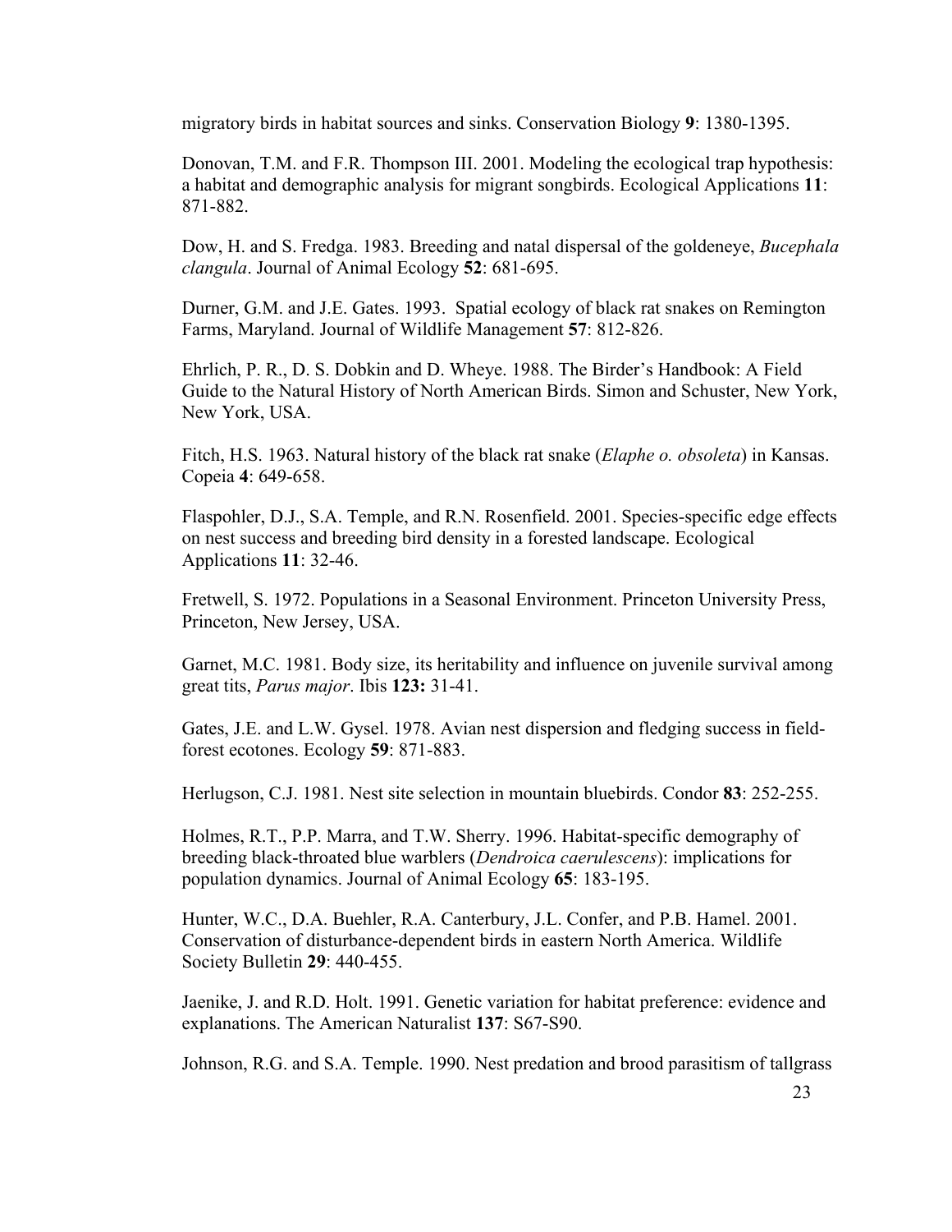migratory birds in habitat sources and sinks. Conservation Biology **9**: 1380-1395.

Donovan, T.M. and F.R. Thompson III. 2001. Modeling the ecological trap hypothesis: a habitat and demographic analysis for migrant songbirds. Ecological Applications **11**: 871-882.

Dow, H. and S. Fredga. 1983. Breeding and natal dispersal of the goldeneye, *Bucephala clangula*. Journal of Animal Ecology **52**: 681-695.

Durner, G.M. and J.E. Gates. 1993. Spatial ecology of black rat snakes on Remington Farms, Maryland. Journal of Wildlife Management **57**: 812-826.

Ehrlich, P. R., D. S. Dobkin and D. Wheye. 1988. The Birder's Handbook: A Field Guide to the Natural History of North American Birds. Simon and Schuster, New York, New York, USA.

Fitch, H.S. 1963. Natural history of the black rat snake (*Elaphe o. obsoleta*) in Kansas. Copeia **4**: 649-658.

Flaspohler, D.J., S.A. Temple, and R.N. Rosenfield. 2001. Species-specific edge effects on nest success and breeding bird density in a forested landscape. Ecological Applications **11**: 32-46.

Fretwell, S. 1972. Populations in a Seasonal Environment. Princeton University Press, Princeton, New Jersey, USA.

Garnet, M.C. 1981. Body size, its heritability and influence on juvenile survival among great tits, *Parus major*. Ibis **123:** 31-41.

Gates, J.E. and L.W. Gysel. 1978. Avian nest dispersion and fledging success in field-forest ecotones. Ecology **59**: 871-883.

Herlugson, C.J. 1981. Nest site selection in mountain bluebirds. Condor **83**: 252-255.

Holmes, R.T., P.P. Marra, and T.W. Sherry. 1996. Habitat-specific demography of breeding black-throated blue warblers (*Dendroica caerulescens*): implications for population dynamics. Journal of Animal Ecology **65**: 183-195.

Hunter, W.C., D.A. Buehler, R.A. Canterbury, J.L. Confer, and P.B. Hamel. 2001. Conservation of disturbance-dependent birds in eastern North America. Wildlife Society Bulletin **29**: 440-455.

Jaenike, J. and R.D. Holt. 1991. Genetic variation for habitat preference: evidence and explanations. The American Naturalist **137**: S67-S90.

Johnson, R.G. and S.A. Temple. 1990. Nest predation and brood parasitism of tallgrass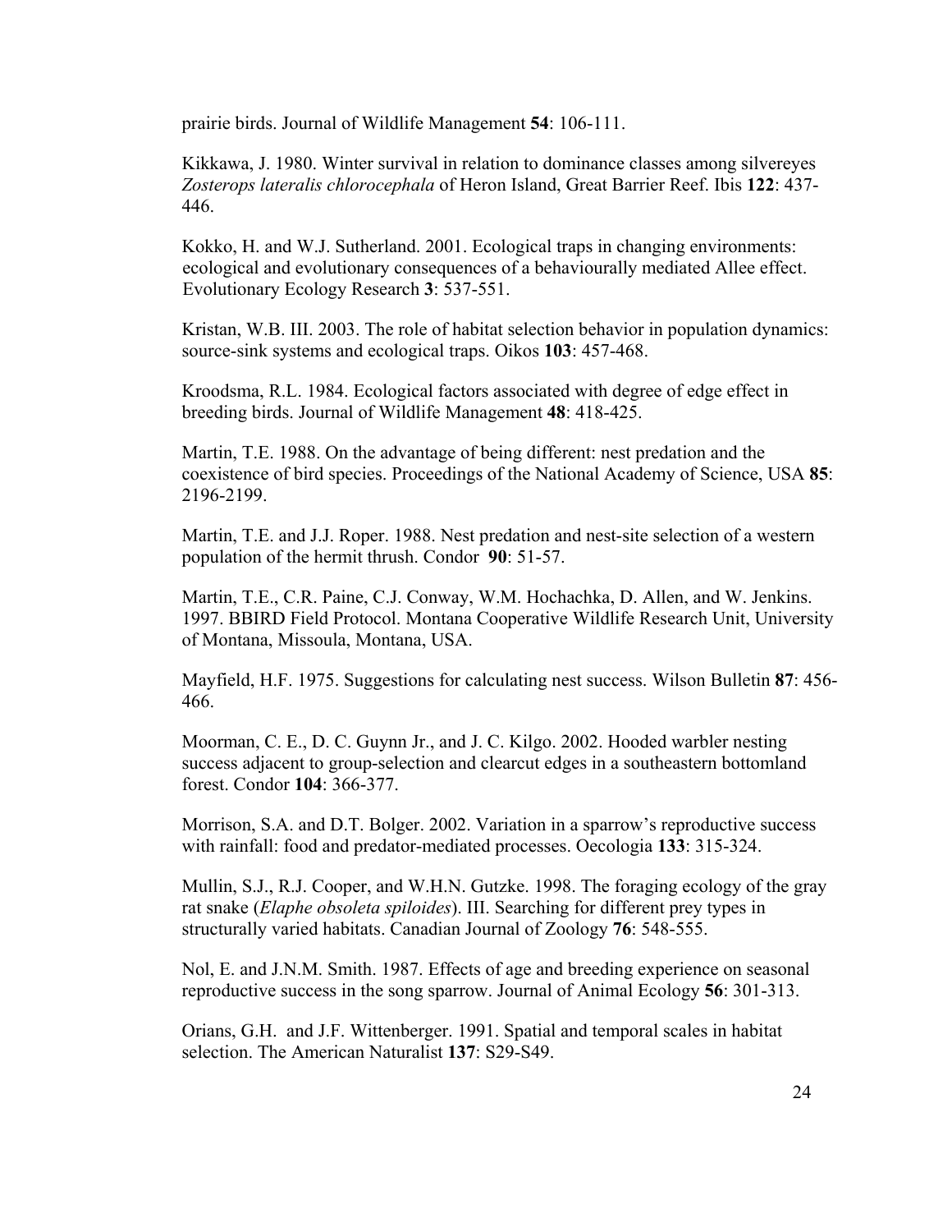prairie birds. Journal of Wildlife Management **54**: 106-111.

Kikkawa, J. 1980. Winter survival in relation to dominance classes among silvereyes *Zosterops lateralis chlorocephala* of Heron Island, Great Barrier Reef. Ibis **122**: 437-446.

Kokko, H. and W.J. Sutherland. 2001. Ecological traps in changing environments: ecological and evolutionary consequences of a behaviourally mediated Allee effect. Evolutionary Ecology Research **3**: 537-551.

Kristan, W.B. III. 2003. The role of habitat selection behavior in population dynamics: source-sink systems and ecological traps. Oikos **103**: 457-468.

Kroodsma, R.L. 1984. Ecological factors associated with degree of edge effect in breeding birds. Journal of Wildlife Management **48**: 418-425.

Martin, T.E. 1988. On the advantage of being different: nest predation and the coexistence of bird species. Proceedings of the National Academy of Science, USA **85**: 2196-2199.

Martin, T.E. and J.J. Roper. 1988. Nest predation and nest-site selection of a western population of the hermit thrush. Condor **90**: 51-57.

Martin, T.E., C.R. Paine, C.J. Conway, W.M. Hochachka, D. Allen, and W. Jenkins. 1997. BBIRD Field Protocol. Montana Cooperative Wildlife Research Unit, University of Montana, Missoula, Montana, USA.

Mayfield, H.F. 1975. Suggestions for calculating nest success. Wilson Bulletin **87**: 456-466.

Moorman, C. E., D. C. Guynn Jr., and J. C. Kilgo. 2002. Hooded warbler nesting success adjacent to group-selection and clearcut edges in a southeastern bottomland forest. Condor **104**: 366-377.

Morrison, S.A. and D.T. Bolger. 2002. Variation in a sparrow's reproductive success with rainfall: food and predator-mediated processes. Oecologia **133**: 315-324.

Mullin, S.J., R.J. Cooper, and W.H.N. Gutzke. 1998. The foraging ecology of the gray rat snake (*Elaphe obsoleta spiloides*). III. Searching for different prey types in structurally varied habitats. Canadian Journal of Zoology **76**: 548-555.

Nol, E. and J.N.M. Smith. 1987. Effects of age and breeding experience on seasonal reproductive success in the song sparrow. Journal of Animal Ecology **56**: 301-313.

Orians, G.H. and J.F. Wittenberger. 1991. Spatial and temporal scales in habitat selection. The American Naturalist **137**: S29-S49.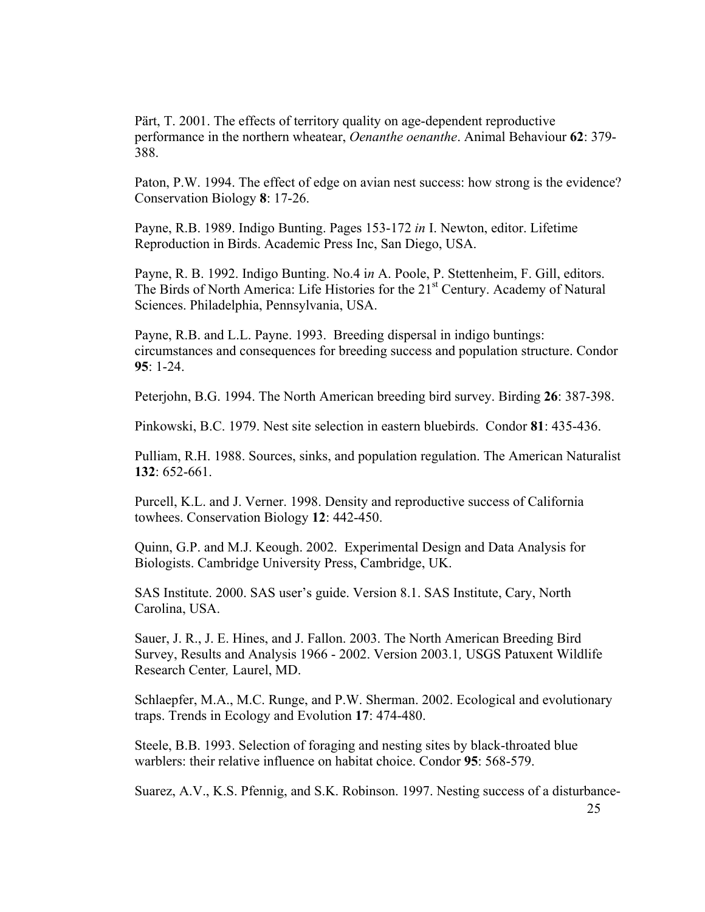Pärt, T. 2001. The effects of territory quality on age-dependent reproductive performance in the northern wheatear, *Oenanthe oenanthe*. Animal Behaviour **62**: 379-388.

Paton, P.W. 1994. The effect of edge on avian nest success: how strong is the evidence? Conservation Biology **8**: 17-26.

Payne, R.B. 1989. Indigo Bunting. Pages 153-172 *in* I. Newton, editor. Lifetime Reproduction in Birds. Academic Press Inc, San Diego, USA.

Payne, R. B. 1992. Indigo Bunting. No.4 i*n* A. Poole, P. Stettenheim, F. Gill, editors. The Birds of North America: Life Histories for the 21st Century. Academy of Natural Sciences. Philadelphia, Pennsylvania, USA.

Payne, R.B. and L.L. Payne. 1993. Breeding dispersal in indigo buntings: circumstances and consequences for breeding success and population structure. Condor **95**: 1-24.

Peterjohn, B.G. 1994. The North American breeding bird survey. Birding **26**: 387-398.

Pinkowski, B.C. 1979. Nest site selection in eastern bluebirds. Condor **81**: 435-436.

Pulliam, R.H. 1988. Sources, sinks, and population regulation. The American Naturalist **132**: 652-661.

Purcell, K.L. and J. Verner. 1998. Density and reproductive success of California towhees. Conservation Biology **12**: 442-450.

Quinn, G.P. and M.J. Keough. 2002. Experimental Design and Data Analysis for Biologists. Cambridge University Press, Cambridge, UK.

SAS Institute. 2000. SAS user's guide. Version 8.1. SAS Institute, Cary, North Carolina, USA.

Sauer, J. R., J. E. Hines, and J. Fallon. 2003. The North American Breeding Bird Survey, Results and Analysis 1966 - 2002. Version 2003.1*,* USGS Patuxent Wildlife Research Center*,* Laurel, MD.

Schlaepfer, M.A., M.C. Runge, and P.W. Sherman. 2002. Ecological and evolutionary traps. Trends in Ecology and Evolution **17**: 474-480.

Steele, B.B. 1993. Selection of foraging and nesting sites by black-throated blue warblers: their relative influence on habitat choice. Condor **95**: 568-579.

Suarez, A.V., K.S. Pfennig, and S.K. Robinson. 1997. Nesting success of a disturbance-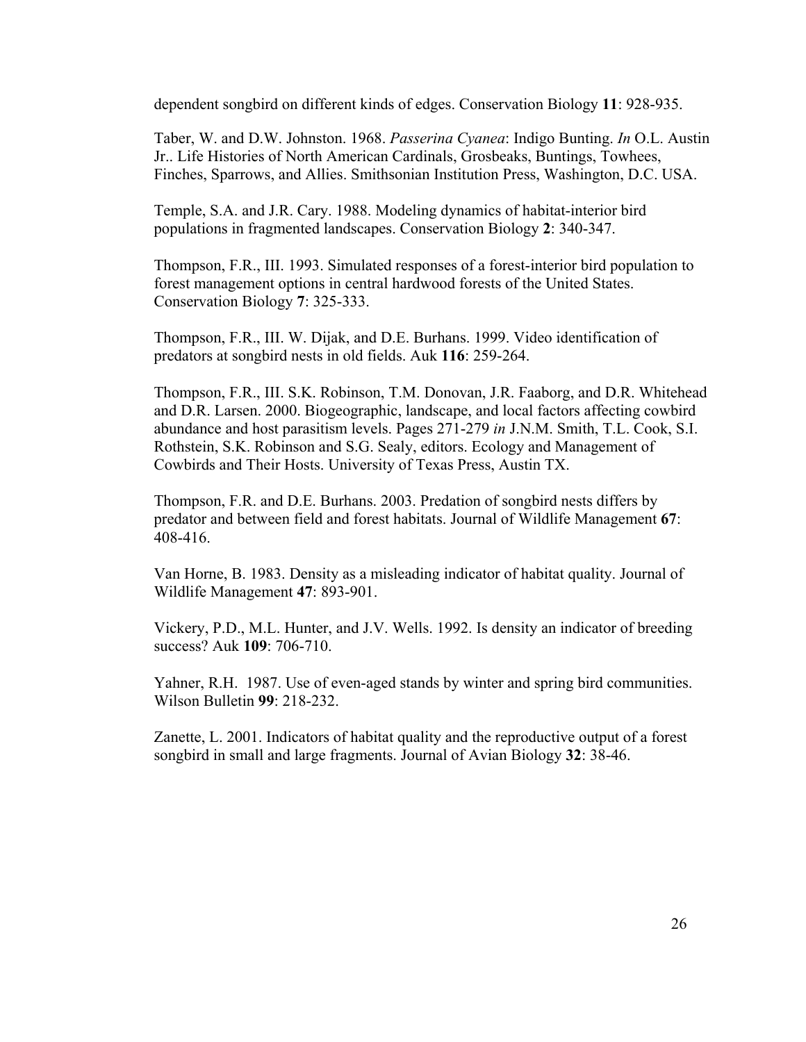dependent songbird on different kinds of edges. Conservation Biology **11**: 928-935.

Taber, W. and D.W. Johnston. 1968. *Passerina Cyanea*: Indigo Bunting. *In* O.L. Austin Jr.. Life Histories of North American Cardinals, Grosbeaks, Buntings, Towhees, Finches, Sparrows, and Allies. Smithsonian Institution Press, Washington, D.C. USA.

Temple, S.A. and J.R. Cary. 1988. Modeling dynamics of habitat-interior bird populations in fragmented landscapes. Conservation Biology **2**: 340-347.

Thompson, F.R., III. 1993. Simulated responses of a forest-interior bird population to forest management options in central hardwood forests of the United States. Conservation Biology **7**: 325-333.

Thompson, F.R., III. W. Dijak, and D.E. Burhans. 1999. Video identification of predators at songbird nests in old fields. Auk **116**: 259-264.

Thompson, F.R., III. S.K. Robinson, T.M. Donovan, J.R. Faaborg, and D.R. Whitehead and D.R. Larsen. 2000. Biogeographic, landscape, and local factors affecting cowbird abundance and host parasitism levels. Pages 271-279 *in* J.N.M. Smith, T.L. Cook, S.I. Rothstein, S.K. Robinson and S.G. Sealy, editors. Ecology and Management of Cowbirds and Their Hosts. University of Texas Press, Austin TX.

Thompson, F.R. and D.E. Burhans. 2003. Predation of songbird nests differs by predator and between field and forest habitats. Journal of Wildlife Management **67**: 408-416.

Van Horne, B. 1983. Density as a misleading indicator of habitat quality. Journal of Wildlife Management **47**: 893-901.

Vickery, P.D., M.L. Hunter, and J.V. Wells. 1992. Is density an indicator of breeding success? Auk **109**: 706-710.

Yahner, R.H. 1987. Use of even-aged stands by winter and spring bird communities. Wilson Bulletin **99**: 218-232.

Zanette, L. 2001. Indicators of habitat quality and the reproductive output of a forest songbird in small and large fragments. Journal of Avian Biology **32**: 38-46.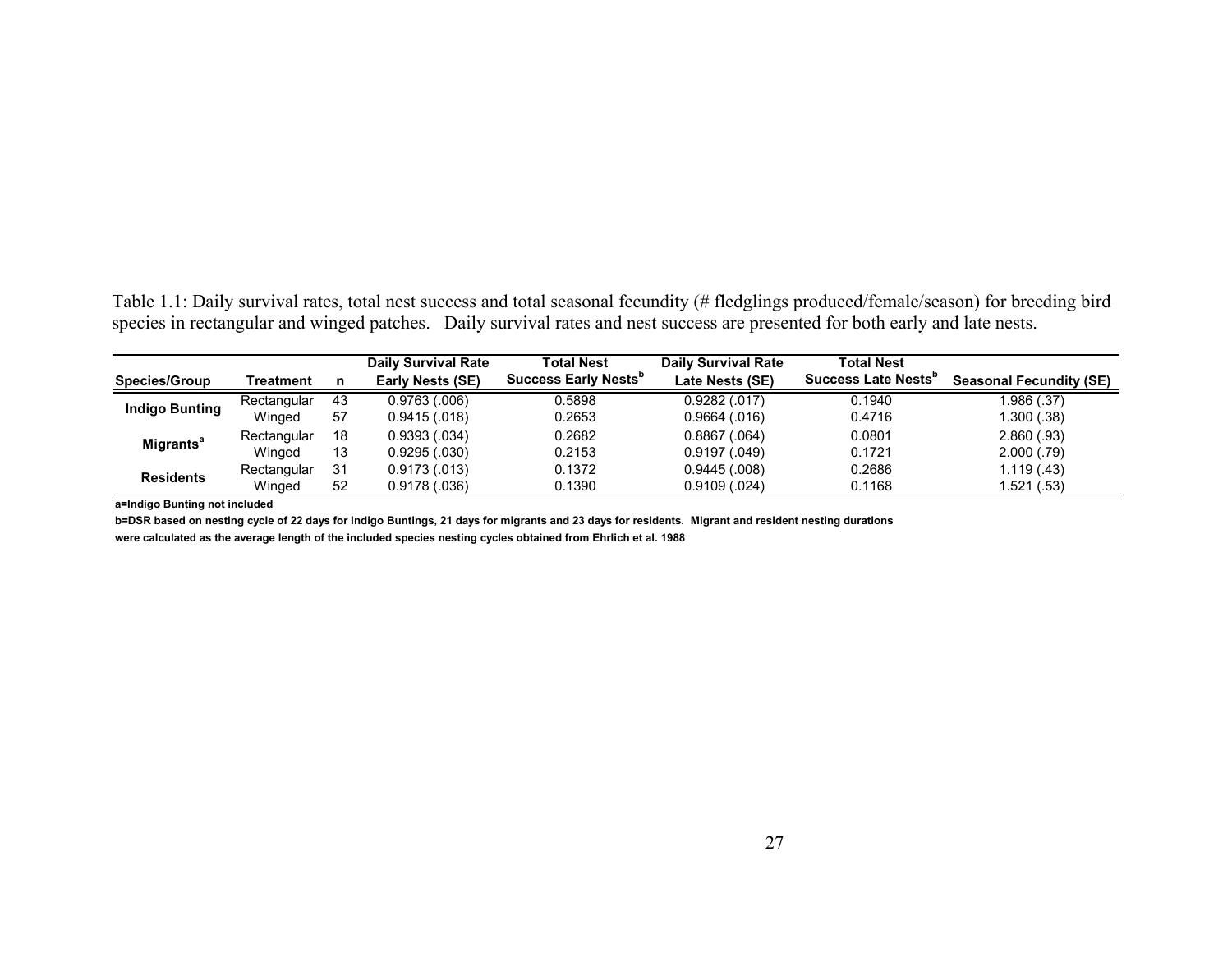Table 1.1: Daily survival rates, total nest success and total seasonal fecundity (# fledglings produced/female/season) for breeding bird species in rectangular and winged patches. Daily survival rates and nest success are presented for both early and late nests.

| Species/Group | Treatment | n | Daily Survival Rate Early Nests (SE) | Total Nest Success Early Nests[b] | Daily Survival Rate Late Nests (SE) | Total Nest Success Late Nests[b] | Seasonal Fecundity (SE) |
|---|---|---|---|---|---|---|---|
| **Indigo Bunting** | Rectangular | 43 | 0.9763 (.006) | 0.5898 | 0.9282 (.017) | 0.1940 | 1.986 (.37) |
| | Winged | 57 | 0.9415 (.018) | 0.2653 | 0.9664 (.016) | 0.4716 | 1.300 (.38) |
| **Migrants[a]** | Rectangular | 18 | 0.9393 (.034) | 0.2682 | 0.8867 (.064) | 0.0801 | 2.860 (.93) |
| | Winged | 13 | 0.9295 (.030) | 0.2153 | 0.9197 (.049) | 0.1721 | 2.000 (.79) |
| **Residents** | Rectangular | 31 | 0.9173 (.013) | 0.1372 | 0.9445 (.008) | 0.2686 | 1.119 (.43) |
| | Winged | 52 | 0.9178 (.036) | 0.1390 | 0.9109 (.024) | 0.1168 | 1.521 (.53) |

**a=Indigo Bunting not included**

**b=DSR based on nesting cycle of 22 days for Indigo Buntings, 21 days for migrants and 23 days for residents. Migrant and resident nesting durations were calculated as the average length of the included species nesting cycles obtained from Ehrlich et al. 1988**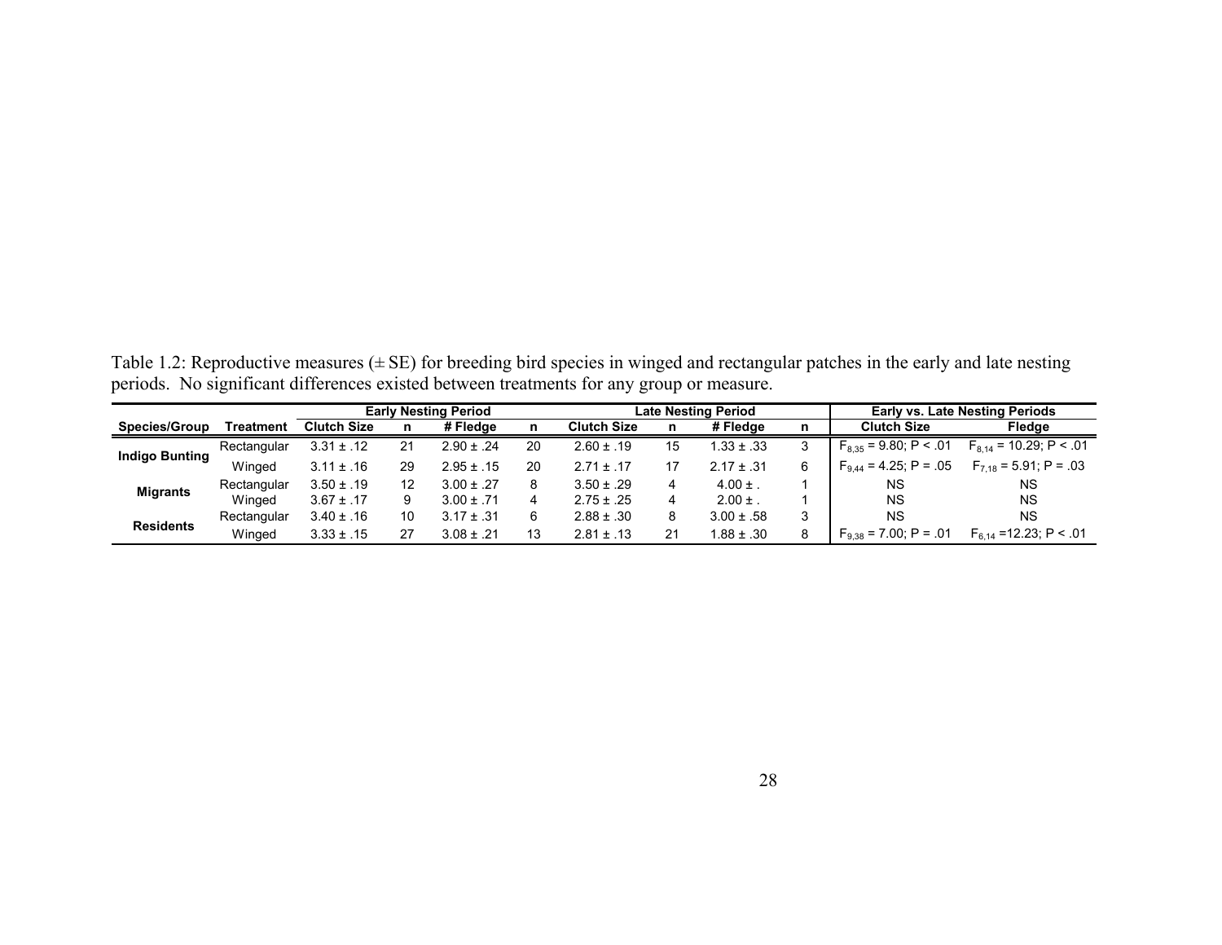Table 1.2: Reproductive measures (± SE) for breeding bird species in winged and rectangular patches in the early and late nesting periods. No significant differences existed between treatments for any group or measure.

| | | Early Nesting Period | | | | Late Nesting Period | | | | Early vs. Late Nesting Periods | |
|---|---|---|---|---|---|---|---|---|---|---|---|
| **Species/Group** | **Treatment** | **Clutch Size** | **n** | **# Fledge** | **n** | **Clutch Size** | **n** | **# Fledge** | **n** | **Clutch Size** | **Fledge** |
| **Indigo Bunting** | Rectangular | 3.31 ± .12 | 21 | 2.90 ± .24 | 20 | 2.60 ± .19 | 15 | 1.33 ± .33 | 3 | $F_{8,35}$ = 9.80; P < .01 | $F_{8,14}$ = 10.29; P < .01 |
| | Winged | 3.11 ± .16 | 29 | 2.95 ± .15 | 20 | 2.71 ± .17 | 17 | 2.17 ± .31 | 6 | $F_{9,44}$ = 4.25; P = .05 | $F_{7,18}$ = 5.91; P = .03 |
| **Migrants** | Rectangular | 3.50 ± .19 | 12 | 3.00 ± .27 | 8 | 3.50 ± .29 | 4 | 4.00 ± . | 1 | NS | NS |
| | Winged | 3.67 ± .17 | 9 | 3.00 ± .71 | 4 | 2.75 ± .25 | 4 | 2.00 ± . | 1 | NS | NS |
| **Residents** | Rectangular | 3.40 ± .16 | 10 | 3.17 ± .31 | 6 | 2.88 ± .30 | 8 | 3.00 ± .58 | 3 | NS | NS |
| | Winged | 3.33 ± .15 | 27 | 3.08 ± .21 | 13 | 2.81 ± .13 | 21 | 1.88 ± .30 | 8 | $F_{9,38}$ = 7.00; P = .01 | $F_{6,14}$ =12.23; P < .01 |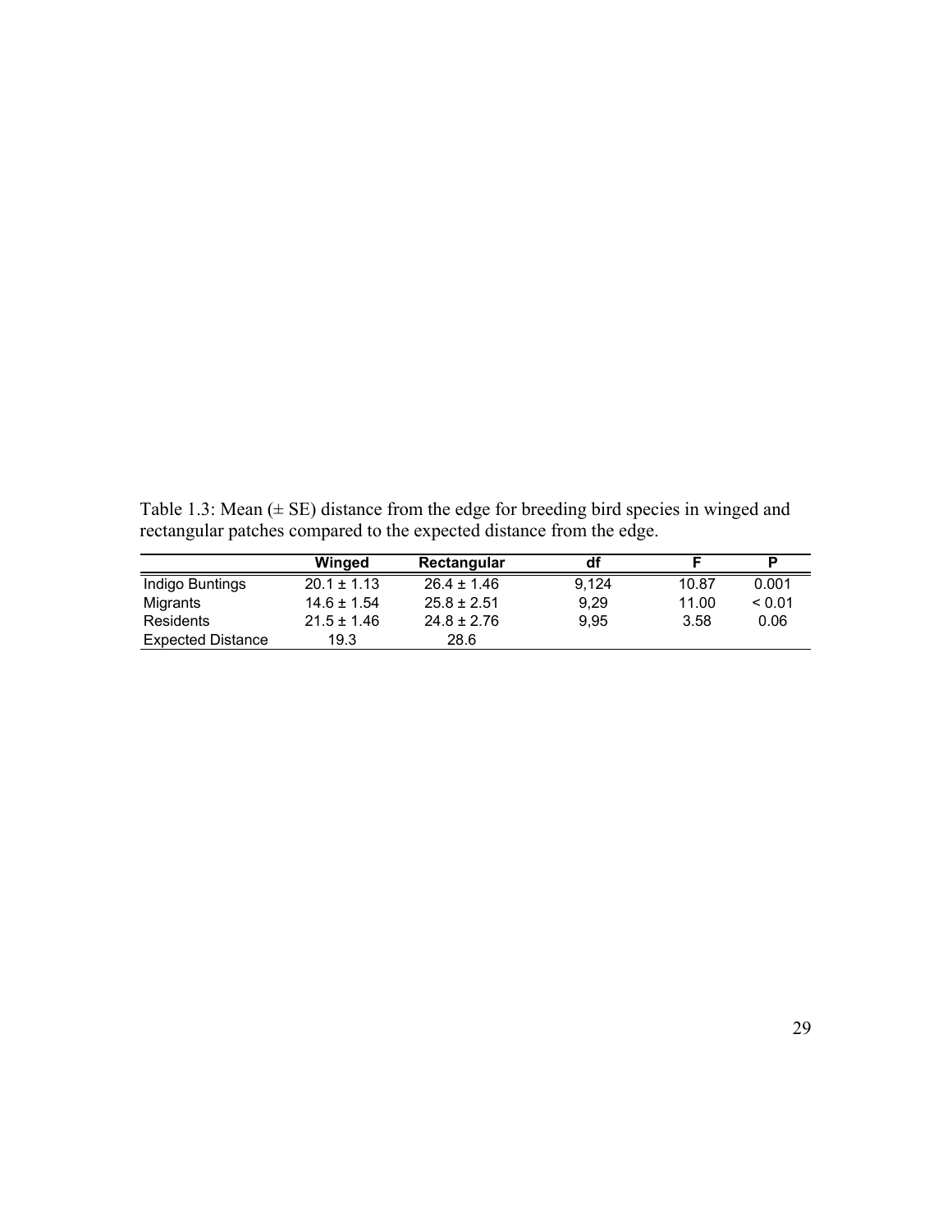Table 1.3: Mean (± SE) distance from the edge for breeding bird species in winged and rectangular patches compared to the expected distance from the edge.

| | Winged | Rectangular | df | F | P |
|---|---|---|---|---|---|
| Indigo Buntings | 20.1 ± 1.13 | 26.4 ± 1.46 | 9,124 | 10.87 | 0.001 |
| Migrants | 14.6 ± 1.54 | 25.8 ± 2.51 | 9,29 | 11.00 | < 0.01 |
| Residents | 21.5 ± 1.46 | 24.8 ± 2.76 | 9,95 | 3.58 | 0.06 |
| Expected Distance | 19.3 | 28.6 | | | |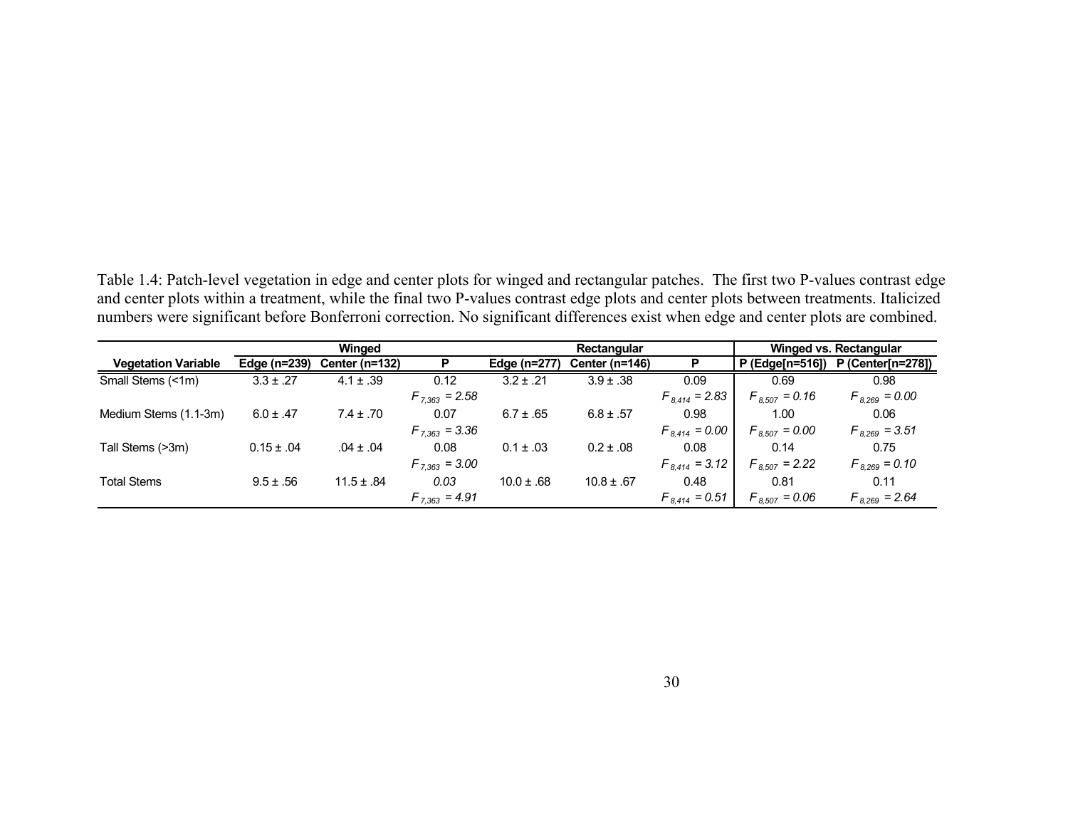Table 1.4: Patch-level vegetation in edge and center plots for winged and rectangular patches. The first two P-values contrast edge and center plots within a treatment, while the final two P-values contrast edge plots and center plots between treatments. Italicized numbers were significant before Bonferroni correction. No significant differences exist when edge and center plots are combined.

| | Winged | | | Rectangular | | | Winged vs. Rectangular | |
|---|---|---|---|---|---|---|---|---|
| **Vegetation Variable** | **Edge (n=239)** | **Center (n=132)** | **P** | **Edge (n=277)** | **Center (n=146)** | **P** | **P (Edge[n=516])** | **P (Center[n=278])** |
| Small Stems (<1m) | 3.3 ± .27 | 4.1 ± .39 | 0.12 | 3.2 ± .21 | 3.9 ± .38 | 0.09 | 0.69 | 0.98 |
| | | | *$F_{7,363}$ = 2.58* | | | *$F_{8,414}$ = 2.83* | *$F_{8,507}$ = 0.16* | *$F_{8,269}$ = 0.00* |
| Medium Stems (1.1-3m) | 6.0 ± .47 | 7.4 ± .70 | 0.07 | 6.7 ± .65 | 6.8 ± .57 | 0.98 | 1.00 | 0.06 |
| | | | *$F_{7,363}$ = 3.36* | | | *$F_{8,414}$ = 0.00* | *$F_{8,507}$ = 0.00* | *$F_{8,269}$ = 3.51* |
| Tall Stems (>3m) | 0.15 ± .04 | .04 ± .04 | 0.08 | 0.1 ± .03 | 0.2 ± .08 | 0.08 | 0.14 | 0.75 |
| | | | *$F_{7,363}$ = 3.00* | | | *$F_{8,414}$ = 3.12* | *$F_{8,507}$ = 2.22* | *$F_{8,269}$ = 0.10* |
| Total Stems | 9.5 ± .56 | 11.5 ± .84 | *0.03* | 10.0 ± .68 | 10.8 ± .67 | 0.48 | 0.81 | 0.11 |
| | | | *$F_{7,363}$ = 4.91* | | | *$F_{8,414}$ = 0.51* | *$F_{8,507}$ = 0.06* | *$F_{8,269}$ = 2.64* |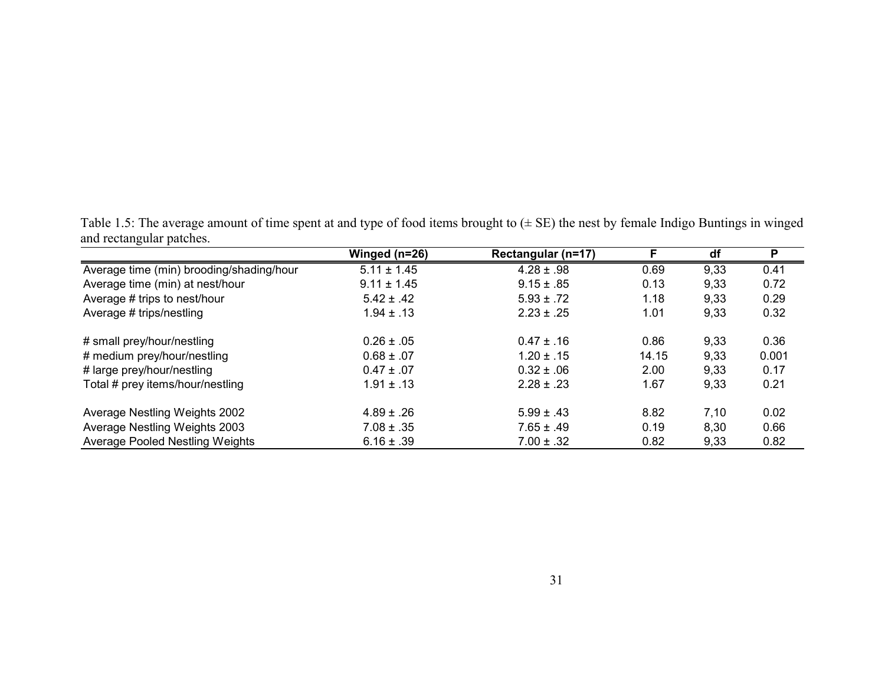Table 1.5: The average amount of time spent at and type of food items brought to (± SE) the nest by female Indigo Buntings in winged and rectangular patches.

| | Winged (n=26) | Rectangular (n=17) | F | df | P |
|---|---|---|---|---|---|
| Average time (min) brooding/shading/hour | 5.11 ± 1.45 | 4.28 ± .98 | 0.69 | 9,33 | 0.41 |
| Average time (min) at nest/hour | 9.11 ± 1.45 | 9.15 ± .85 | 0.13 | 9,33 | 0.72 |
| Average # trips to nest/hour | 5.42 ± .42 | 5.93 ± .72 | 1.18 | 9,33 | 0.29 |
| Average # trips/nestling | 1.94 ± .13 | 2.23 ± .25 | 1.01 | 9,33 | 0.32 |
| # small prey/hour/nestling | 0.26 ± .05 | 0.47 ± .16 | 0.86 | 9,33 | 0.36 |
| # medium prey/hour/nestling | 0.68 ± .07 | 1.20 ± .15 | 14.15 | 9,33 | 0.001 |
| # large prey/hour/nestling | 0.47 ± .07 | 0.32 ± .06 | 2.00 | 9,33 | 0.17 |
| Total # prey items/hour/nestling | 1.91 ± .13 | 2.28 ± .23 | 1.67 | 9,33 | 0.21 |
| Average Nestling Weights 2002 | 4.89 ± .26 | 5.99 ± .43 | 8.82 | 7,10 | 0.02 |
| Average Nestling Weights 2003 | 7.08 ± .35 | 7.65 ± .49 | 0.19 | 8,30 | 0.66 |
| Average Pooled Nestling Weights | 6.16 ± .39 | 7.00 ± .32 | 0.82 | 9,33 | 0.82 |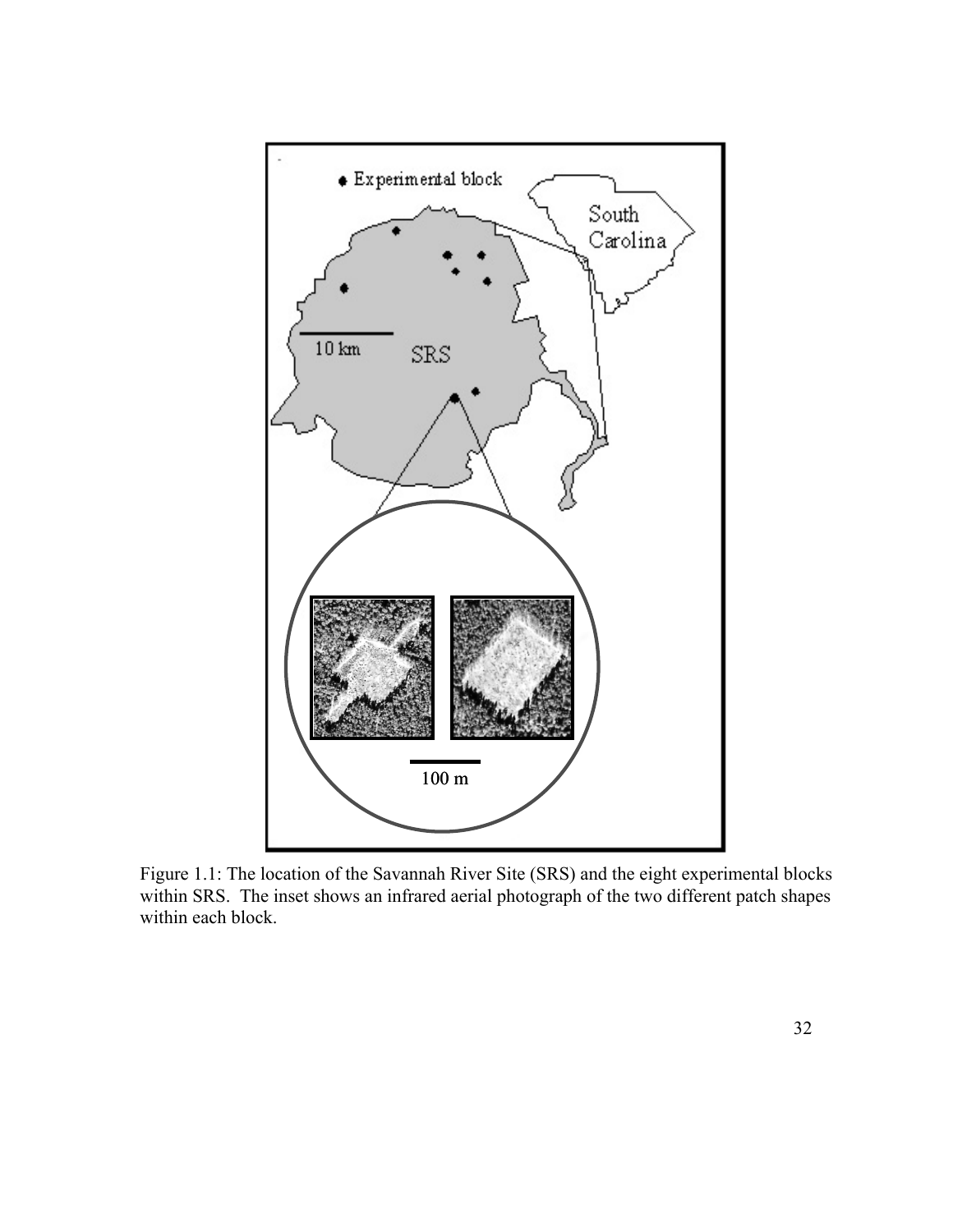Figure 1.1: The location of the Savannah River Site (SRS) and the eight experimental blocks within SRS. The inset shows an infrared aerial photograph of the two different patch shapes within each block.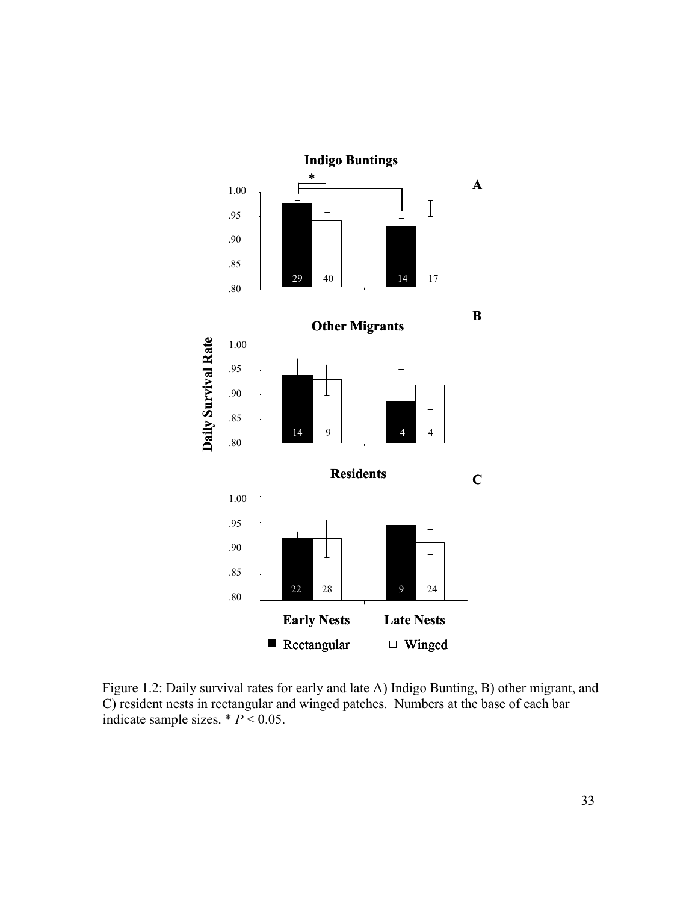Figure 1.2: Daily survival rates for early and late A) Indigo Bunting, B) other migrant, and C) resident nests in rectangular and winged patches. Numbers at the base of each bar indicate sample sizes. * $P < 0.05$.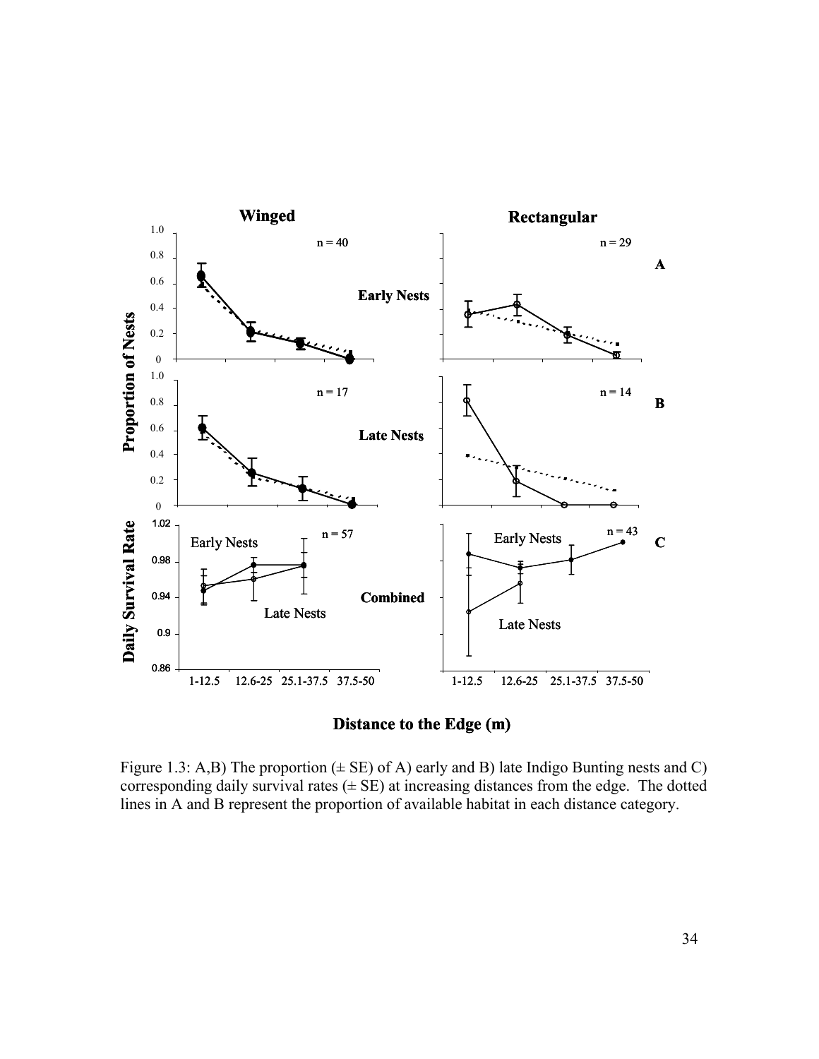Figure 1.3: A,B) The proportion (± SE) of A) early and B) late Indigo Bunting nests and C) corresponding daily survival rates (± SE) at increasing distances from the edge. The dotted lines in A and B represent the proportion of available habitat in each distance category.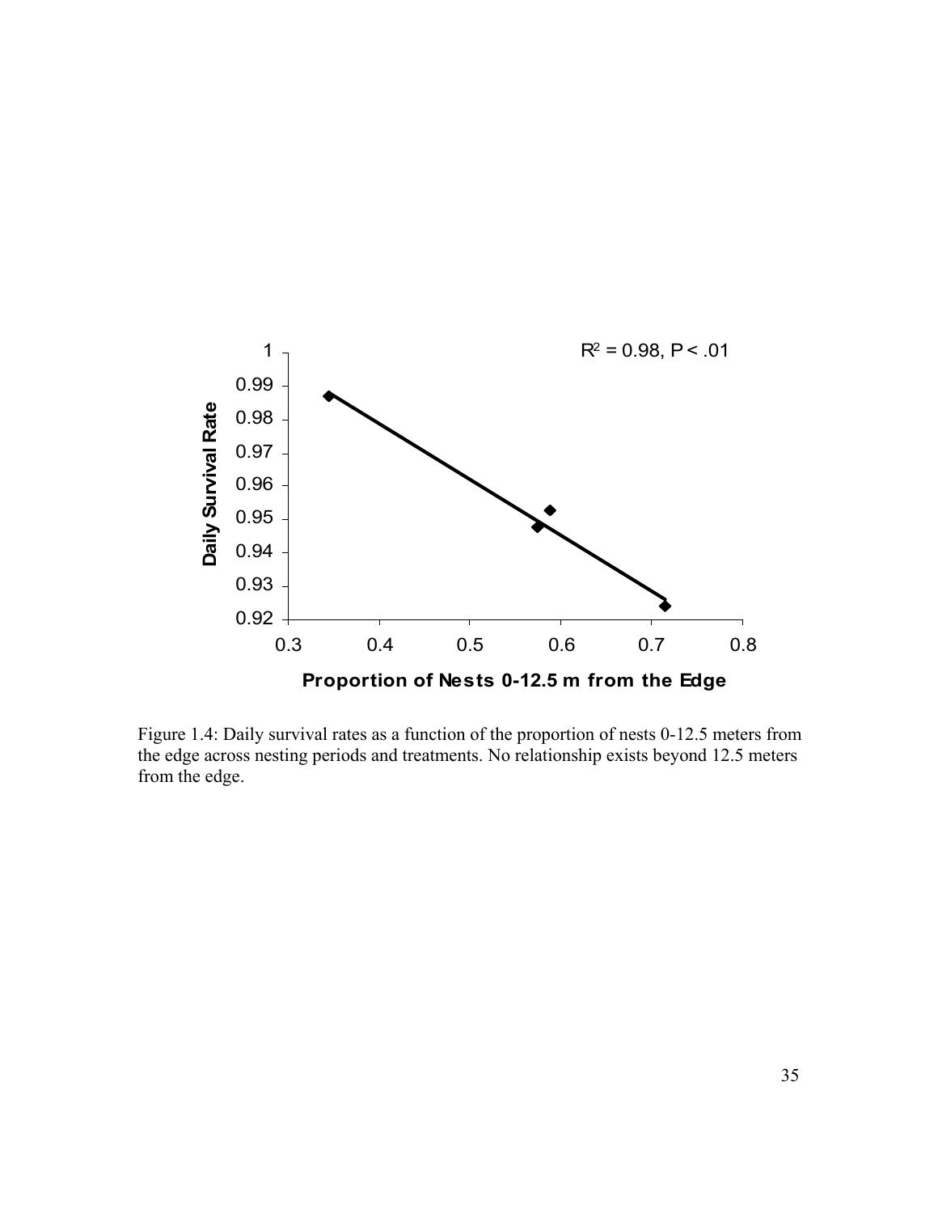Figure 1.4: Daily survival rates as a function of the proportion of nests 0-12.5 meters from the edge across nesting periods and treatments. No relationship exists beyond 12.5 meters from the edge.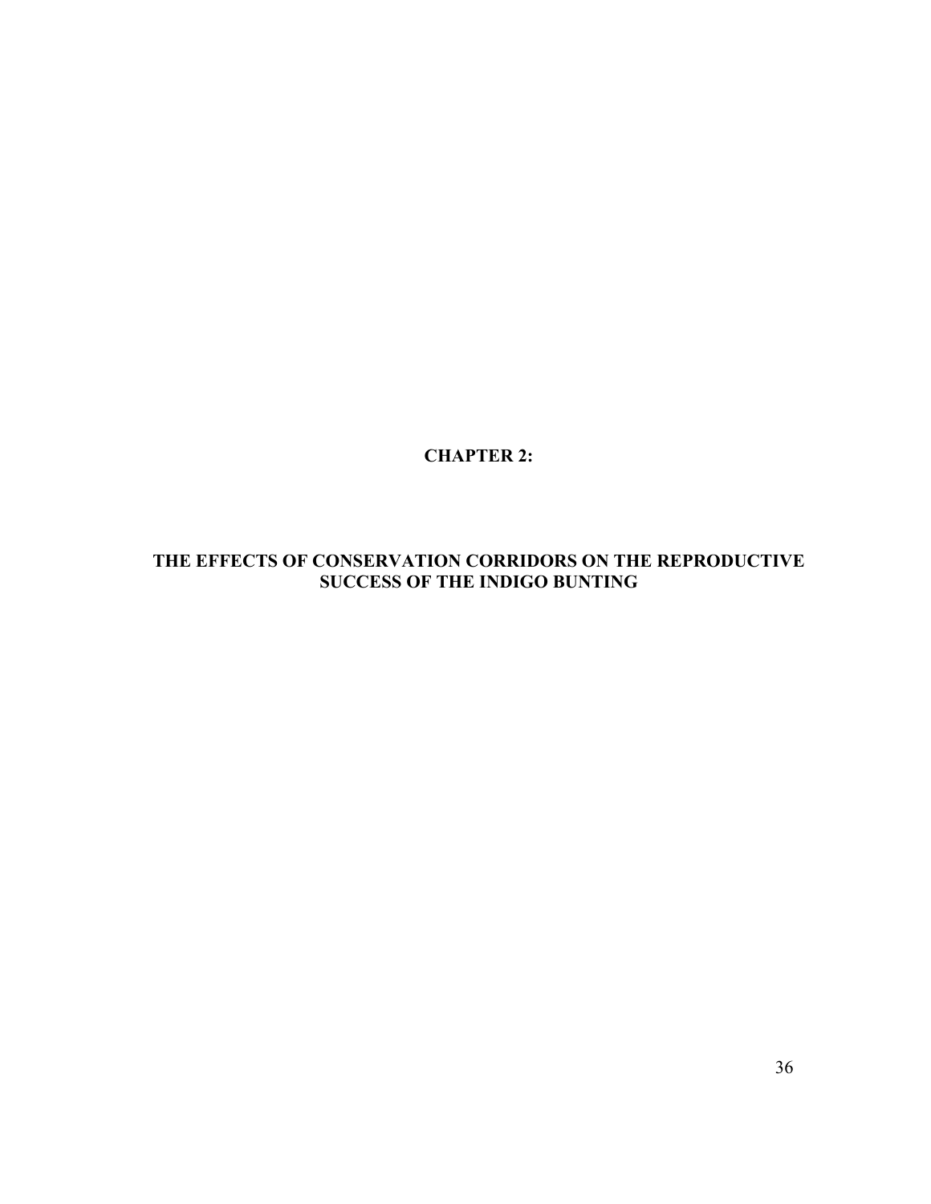# CHAPTER 2:

## THE EFFECTS OF CONSERVATION CORRIDORS ON THE REPRODUCTIVE SUCCESS OF THE INDIGO BUNTING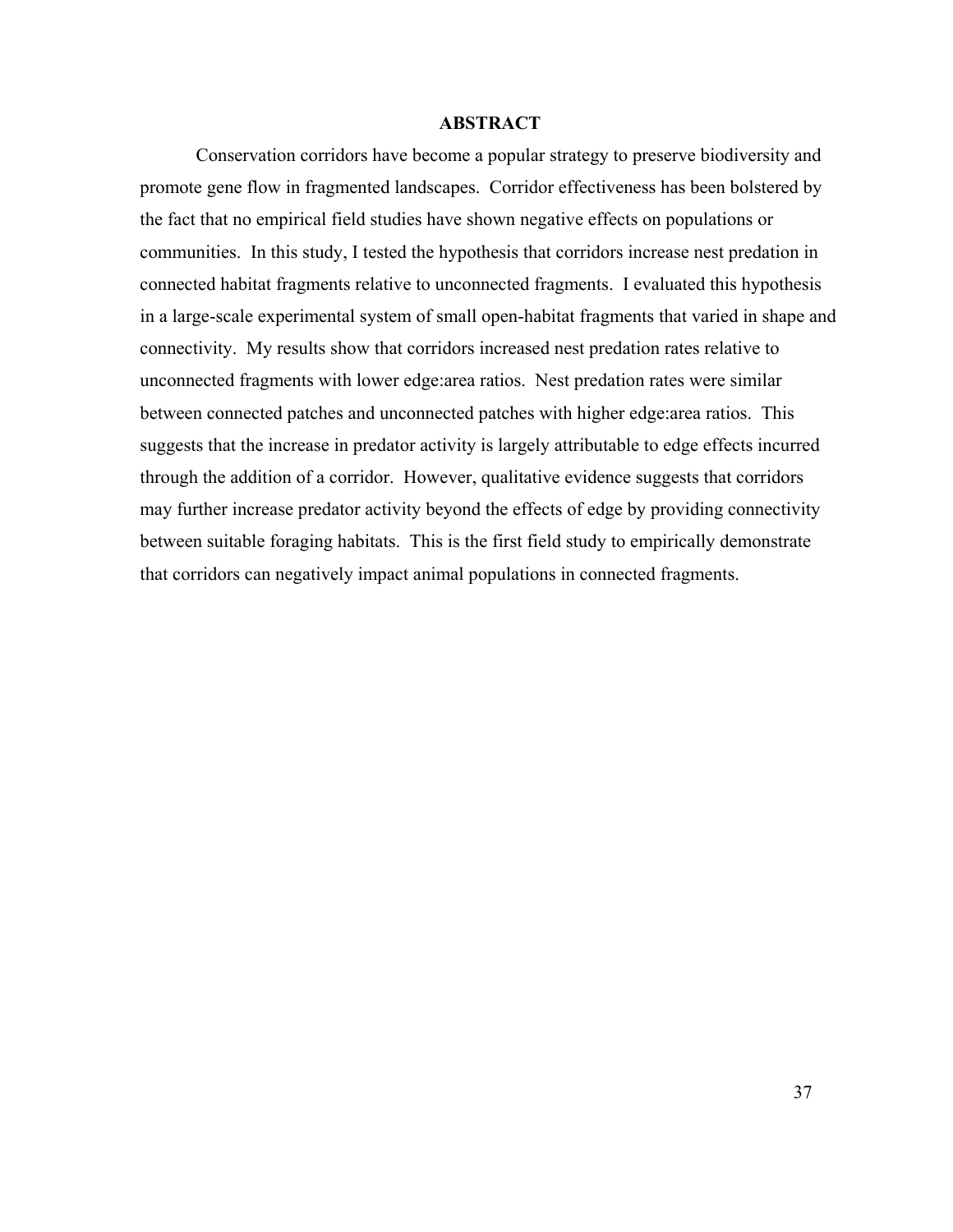## ABSTRACT

Conservation corridors have become a popular strategy to preserve biodiversity and promote gene flow in fragmented landscapes. Corridor effectiveness has been bolstered by the fact that no empirical field studies have shown negative effects on populations or communities. In this study, I tested the hypothesis that corridors increase nest predation in connected habitat fragments relative to unconnected fragments. I evaluated this hypothesis in a large-scale experimental system of small open-habitat fragments that varied in shape and connectivity. My results show that corridors increased nest predation rates relative to unconnected fragments with lower edge:area ratios. Nest predation rates were similar between connected patches and unconnected patches with higher edge:area ratios. This suggests that the increase in predator activity is largely attributable to edge effects incurred through the addition of a corridor. However, qualitative evidence suggests that corridors may further increase predator activity beyond the effects of edge by providing connectivity between suitable foraging habitats. This is the first field study to empirically demonstrate that corridors can negatively impact animal populations in connected fragments.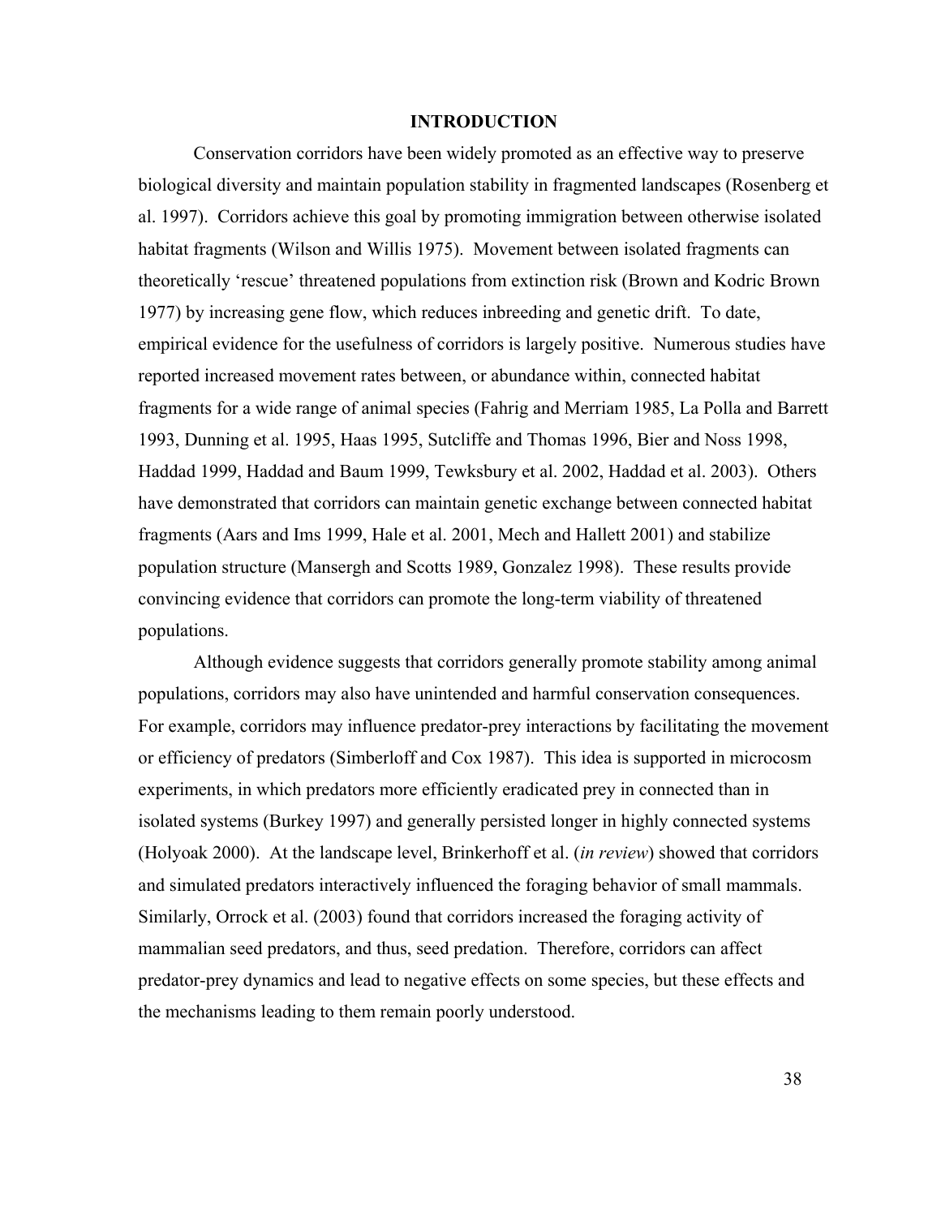## INTRODUCTION

Conservation corridors have been widely promoted as an effective way to preserve biological diversity and maintain population stability in fragmented landscapes (Rosenberg et al. 1997). Corridors achieve this goal by promoting immigration between otherwise isolated habitat fragments (Wilson and Willis 1975). Movement between isolated fragments can theoretically 'rescue' threatened populations from extinction risk (Brown and Kodric Brown 1977) by increasing gene flow, which reduces inbreeding and genetic drift. To date, empirical evidence for the usefulness of corridors is largely positive. Numerous studies have reported increased movement rates between, or abundance within, connected habitat fragments for a wide range of animal species (Fahrig and Merriam 1985, La Polla and Barrett 1993, Dunning et al. 1995, Haas 1995, Sutcliffe and Thomas 1996, Bier and Noss 1998, Haddad 1999, Haddad and Baum 1999, Tewksbury et al. 2002, Haddad et al. 2003). Others have demonstrated that corridors can maintain genetic exchange between connected habitat fragments (Aars and Ims 1999, Hale et al. 2001, Mech and Hallett 2001) and stabilize population structure (Mansergh and Scotts 1989, Gonzalez 1998). These results provide convincing evidence that corridors can promote the long-term viability of threatened populations.

Although evidence suggests that corridors generally promote stability among animal populations, corridors may also have unintended and harmful conservation consequences. For example, corridors may influence predator-prey interactions by facilitating the movement or efficiency of predators (Simberloff and Cox 1987). This idea is supported in microcosm experiments, in which predators more efficiently eradicated prey in connected than in isolated systems (Burkey 1997) and generally persisted longer in highly connected systems (Holyoak 2000). At the landscape level, Brinkerhoff et al. (*in review*) showed that corridors and simulated predators interactively influenced the foraging behavior of small mammals. Similarly, Orrock et al. (2003) found that corridors increased the foraging activity of mammalian seed predators, and thus, seed predation. Therefore, corridors can affect predator-prey dynamics and lead to negative effects on some species, but these effects and the mechanisms leading to them remain poorly understood.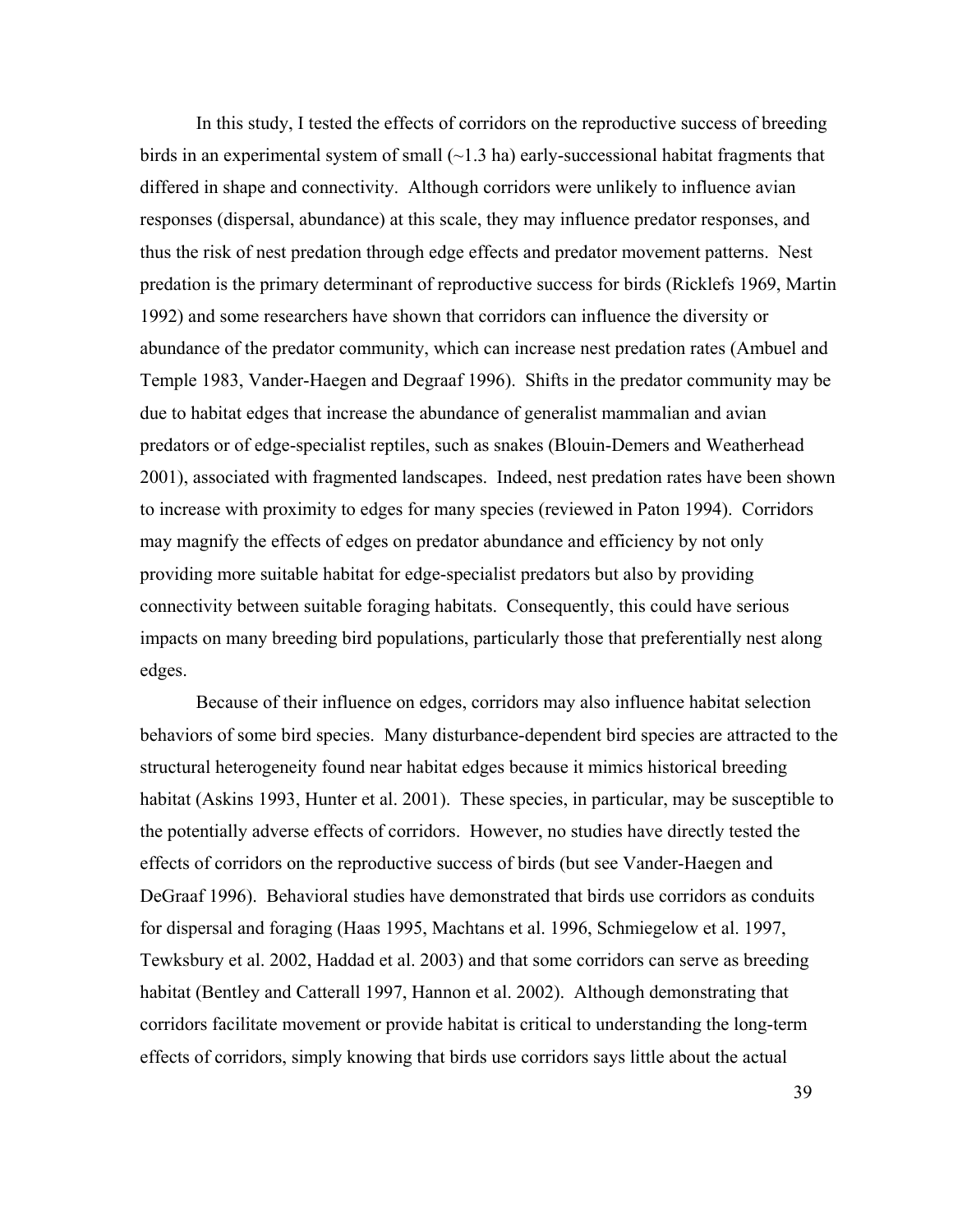In this study, I tested the effects of corridors on the reproductive success of breeding birds in an experimental system of small (~1.3 ha) early-successional habitat fragments that differed in shape and connectivity. Although corridors were unlikely to influence avian responses (dispersal, abundance) at this scale, they may influence predator responses, and thus the risk of nest predation through edge effects and predator movement patterns. Nest predation is the primary determinant of reproductive success for birds (Ricklefs 1969, Martin 1992) and some researchers have shown that corridors can influence the diversity or abundance of the predator community, which can increase nest predation rates (Ambuel and Temple 1983, Vander-Haegen and Degraaf 1996). Shifts in the predator community may be due to habitat edges that increase the abundance of generalist mammalian and avian predators or of edge-specialist reptiles, such as snakes (Blouin-Demers and Weatherhead 2001), associated with fragmented landscapes. Indeed, nest predation rates have been shown to increase with proximity to edges for many species (reviewed in Paton 1994). Corridors may magnify the effects of edges on predator abundance and efficiency by not only providing more suitable habitat for edge-specialist predators but also by providing connectivity between suitable foraging habitats. Consequently, this could have serious impacts on many breeding bird populations, particularly those that preferentially nest along edges.

Because of their influence on edges, corridors may also influence habitat selection behaviors of some bird species. Many disturbance-dependent bird species are attracted to the structural heterogeneity found near habitat edges because it mimics historical breeding habitat (Askins 1993, Hunter et al. 2001). These species, in particular, may be susceptible to the potentially adverse effects of corridors. However, no studies have directly tested the effects of corridors on the reproductive success of birds (but see Vander-Haegen and DeGraaf 1996). Behavioral studies have demonstrated that birds use corridors as conduits for dispersal and foraging (Haas 1995, Machtans et al. 1996, Schmiegelow et al. 1997, Tewksbury et al. 2002, Haddad et al. 2003) and that some corridors can serve as breeding habitat (Bentley and Catterall 1997, Hannon et al. 2002). Although demonstrating that corridors facilitate movement or provide habitat is critical to understanding the long-term effects of corridors, simply knowing that birds use corridors says little about the actual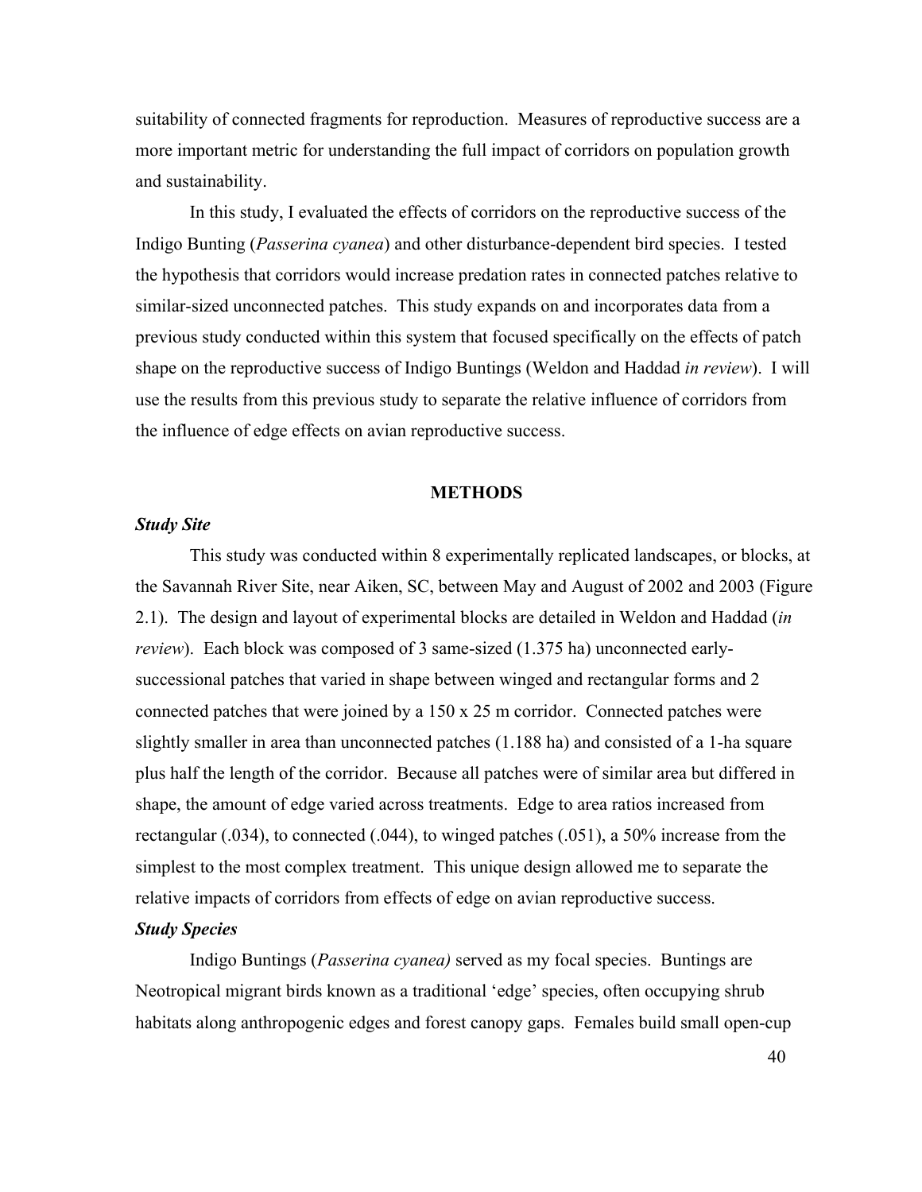suitability of connected fragments for reproduction. Measures of reproductive success are a more important metric for understanding the full impact of corridors on population growth and sustainability.

In this study, I evaluated the effects of corridors on the reproductive success of the Indigo Bunting (*Passerina cyanea*) and other disturbance-dependent bird species. I tested the hypothesis that corridors would increase predation rates in connected patches relative to similar-sized unconnected patches. This study expands on and incorporates data from a previous study conducted within this system that focused specifically on the effects of patch shape on the reproductive success of Indigo Buntings (Weldon and Haddad *in review*). I will use the results from this previous study to separate the relative influence of corridors from the influence of edge effects on avian reproductive success.

## METHODS

### *Study Site*

This study was conducted within 8 experimentally replicated landscapes, or blocks, at the Savannah River Site, near Aiken, SC, between May and August of 2002 and 2003 (Figure 2.1). The design and layout of experimental blocks are detailed in Weldon and Haddad (*in review*). Each block was composed of 3 same-sized (1.375 ha) unconnected early-successional patches that varied in shape between winged and rectangular forms and 2 connected patches that were joined by a 150 x 25 m corridor. Connected patches were slightly smaller in area than unconnected patches (1.188 ha) and consisted of a 1-ha square plus half the length of the corridor. Because all patches were of similar area but differed in shape, the amount of edge varied across treatments. Edge to area ratios increased from rectangular (.034), to connected (.044), to winged patches (.051), a 50% increase from the simplest to the most complex treatment. This unique design allowed me to separate the relative impacts of corridors from effects of edge on avian reproductive success.

### *Study Species*

Indigo Buntings (*Passerina cyanea)* served as my focal species. Buntings are Neotropical migrant birds known as a traditional 'edge' species, often occupying shrub habitats along anthropogenic edges and forest canopy gaps. Females build small open-cup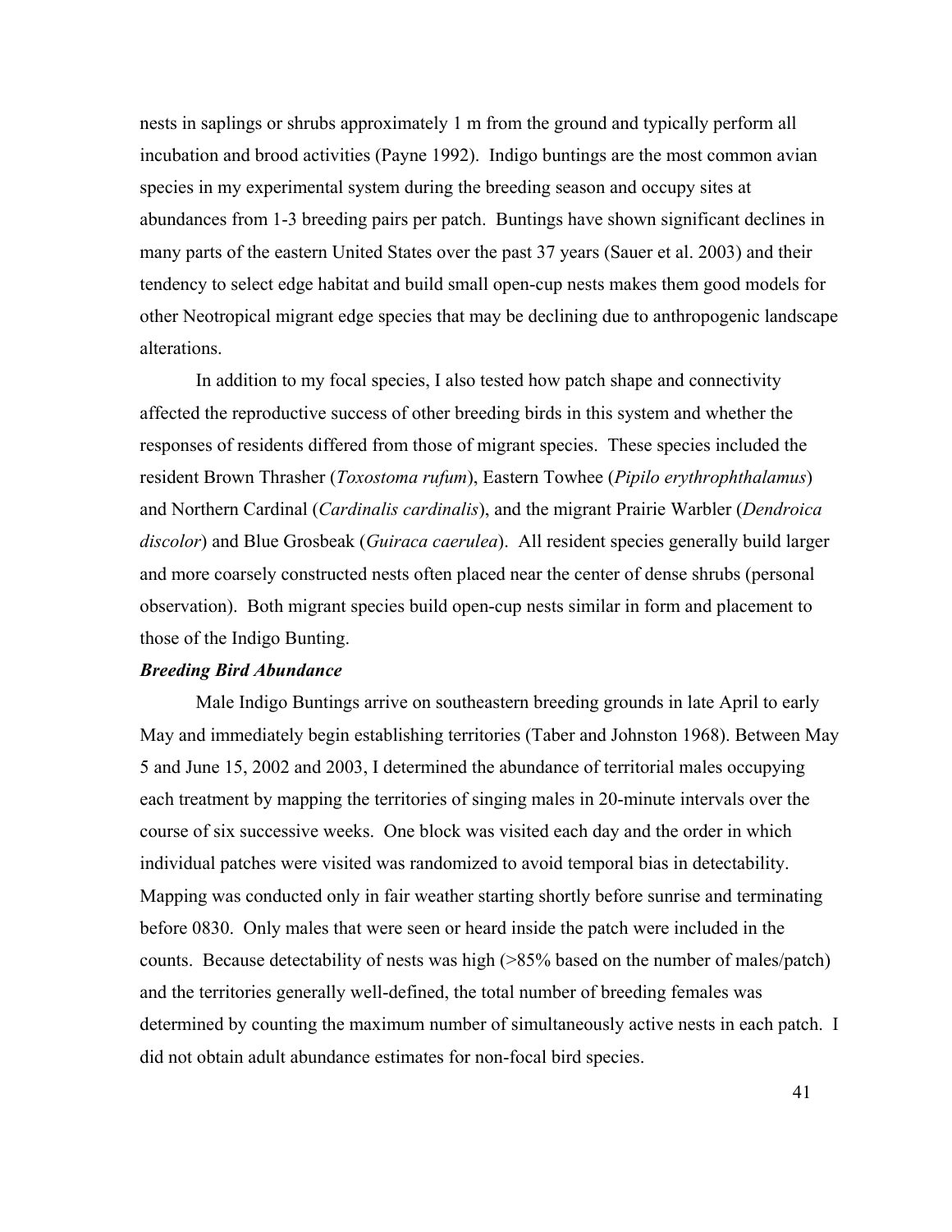nests in saplings or shrubs approximately 1 m from the ground and typically perform all incubation and brood activities (Payne 1992). Indigo buntings are the most common avian species in my experimental system during the breeding season and occupy sites at abundances from 1-3 breeding pairs per patch. Buntings have shown significant declines in many parts of the eastern United States over the past 37 years (Sauer et al. 2003) and their tendency to select edge habitat and build small open-cup nests makes them good models for other Neotropical migrant edge species that may be declining due to anthropogenic landscape alterations.

In addition to my focal species, I also tested how patch shape and connectivity affected the reproductive success of other breeding birds in this system and whether the responses of residents differed from those of migrant species. These species included the resident Brown Thrasher (*Toxostoma rufum*), Eastern Towhee (*Pipilo erythrophthalamus*) and Northern Cardinal (*Cardinalis cardinalis*), and the migrant Prairie Warbler (*Dendroica discolor*) and Blue Grosbeak (*Guiraca caerulea*). All resident species generally build larger and more coarsely constructed nests often placed near the center of dense shrubs (personal observation). Both migrant species build open-cup nests similar in form and placement to those of the Indigo Bunting.

***Breeding Bird Abundance***

Male Indigo Buntings arrive on southeastern breeding grounds in late April to early May and immediately begin establishing territories (Taber and Johnston 1968). Between May 5 and June 15, 2002 and 2003, I determined the abundance of territorial males occupying each treatment by mapping the territories of singing males in 20-minute intervals over the course of six successive weeks. One block was visited each day and the order in which individual patches were visited was randomized to avoid temporal bias in detectability. Mapping was conducted only in fair weather starting shortly before sunrise and terminating before 0830. Only males that were seen or heard inside the patch were included in the counts. Because detectability of nests was high (>85% based on the number of males/patch) and the territories generally well-defined, the total number of breeding females was determined by counting the maximum number of simultaneously active nests in each patch. I did not obtain adult abundance estimates for non-focal bird species.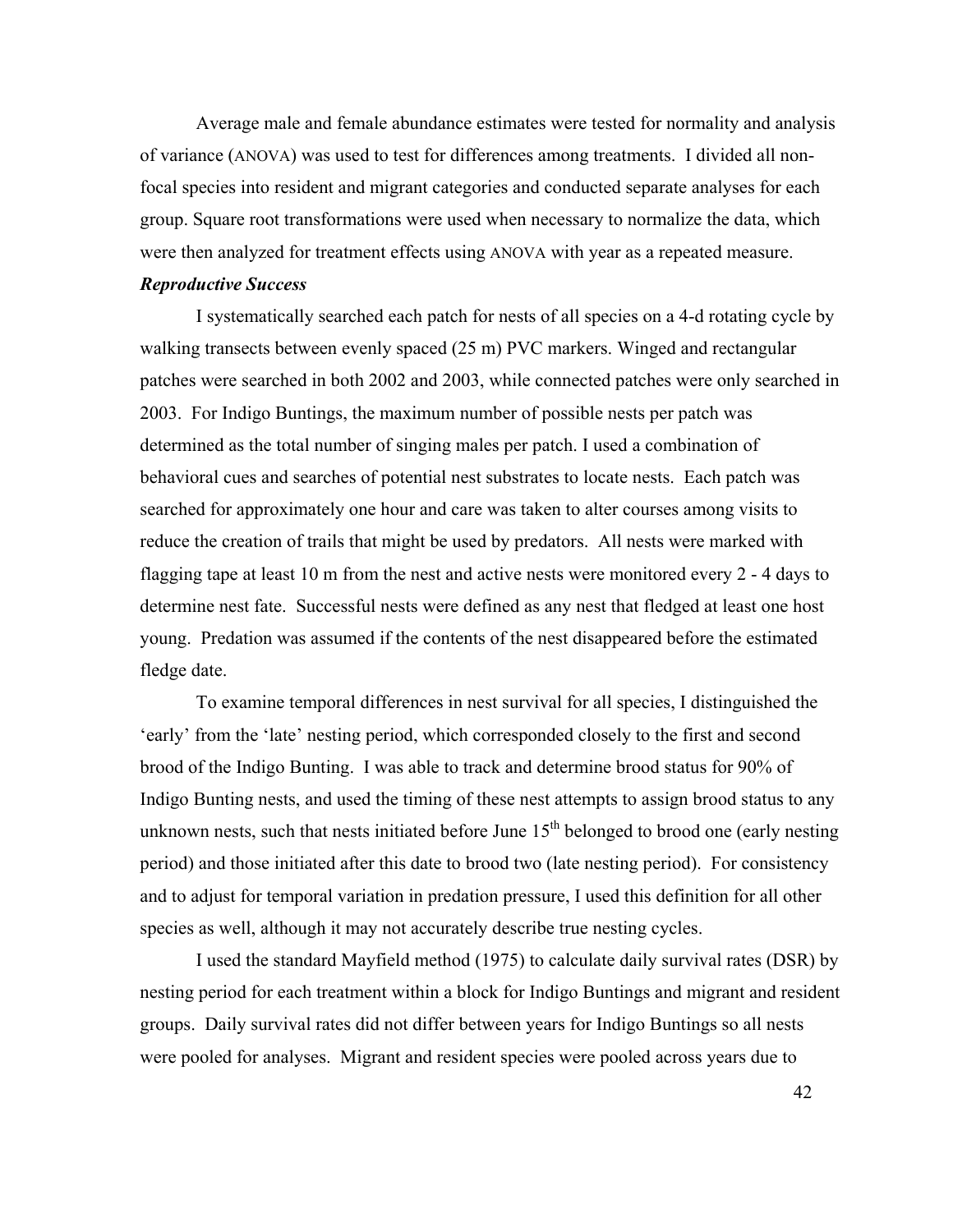Average male and female abundance estimates were tested for normality and analysis of variance (ANOVA) was used to test for differences among treatments. I divided all non-focal species into resident and migrant categories and conducted separate analyses for each group. Square root transformations were used when necessary to normalize the data, which were then analyzed for treatment effects using ANOVA with year as a repeated measure.

***Reproductive Success***

I systematically searched each patch for nests of all species on a 4-d rotating cycle by walking transects between evenly spaced (25 m) PVC markers. Winged and rectangular patches were searched in both 2002 and 2003, while connected patches were only searched in 2003. For Indigo Buntings, the maximum number of possible nests per patch was determined as the total number of singing males per patch. I used a combination of behavioral cues and searches of potential nest substrates to locate nests. Each patch was searched for approximately one hour and care was taken to alter courses among visits to reduce the creation of trails that might be used by predators. All nests were marked with flagging tape at least 10 m from the nest and active nests were monitored every 2 - 4 days to determine nest fate. Successful nests were defined as any nest that fledged at least one host young. Predation was assumed if the contents of the nest disappeared before the estimated fledge date.

To examine temporal differences in nest survival for all species, I distinguished the 'early' from the 'late' nesting period, which corresponded closely to the first and second brood of the Indigo Bunting. I was able to track and determine brood status for 90% of Indigo Bunting nests, and used the timing of these nest attempts to assign brood status to any unknown nests, such that nests initiated before June 15th belonged to brood one (early nesting period) and those initiated after this date to brood two (late nesting period). For consistency and to adjust for temporal variation in predation pressure, I used this definition for all other species as well, although it may not accurately describe true nesting cycles.

I used the standard Mayfield method (1975) to calculate daily survival rates (DSR) by nesting period for each treatment within a block for Indigo Buntings and migrant and resident groups. Daily survival rates did not differ between years for Indigo Buntings so all nests were pooled for analyses. Migrant and resident species were pooled across years due to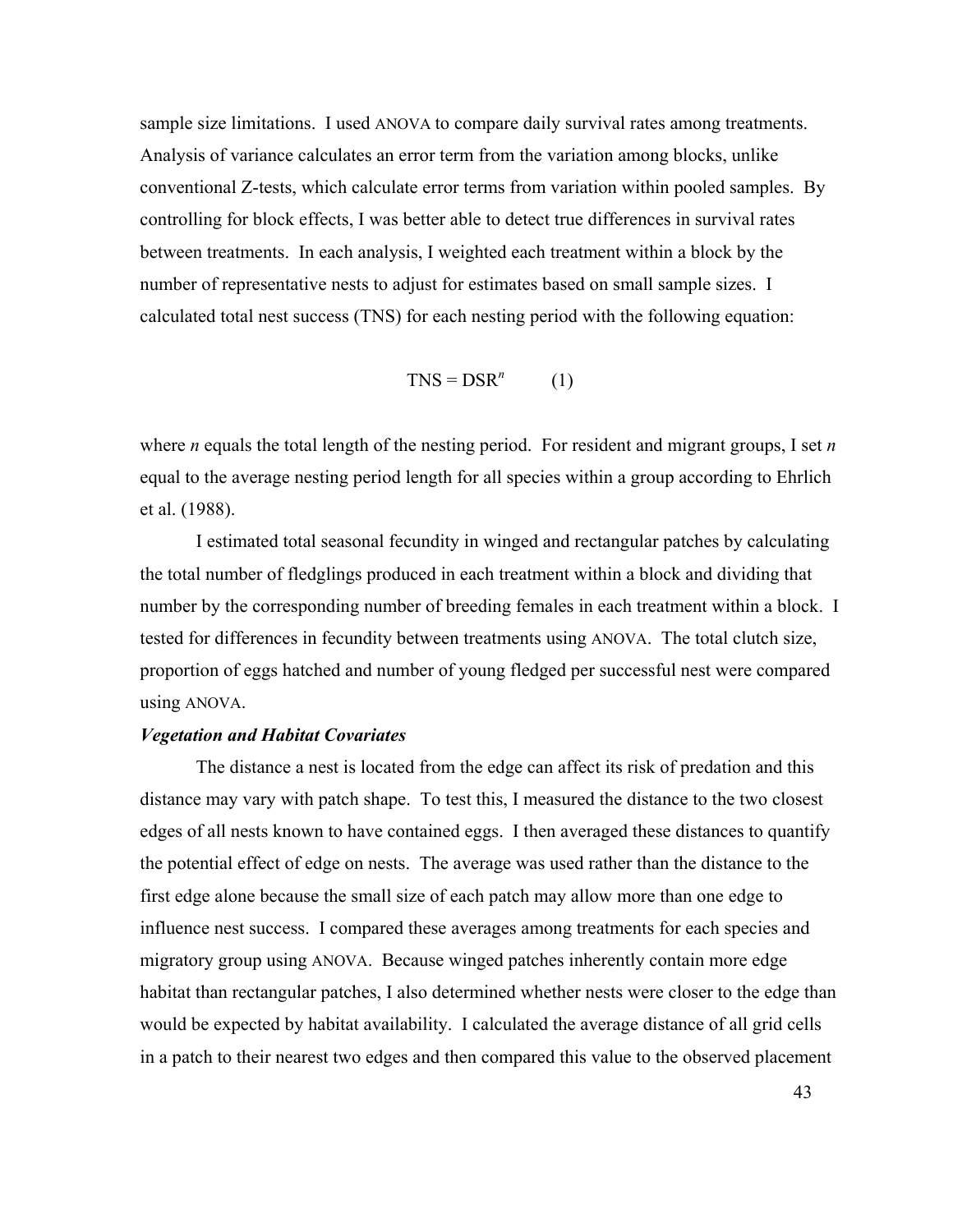sample size limitations. I used ANOVA to compare daily survival rates among treatments. Analysis of variance calculates an error term from the variation among blocks, unlike conventional Z-tests, which calculate error terms from variation within pooled samples. By controlling for block effects, I was better able to detect true differences in survival rates between treatments. In each analysis, I weighted each treatment within a block by the number of representative nests to adjust for estimates based on small sample sizes. I calculated total nest success (TNS) for each nesting period with the following equation:

$$\text{TNS} = \text{DSR}^n \qquad (1)$$

where $n$ equals the total length of the nesting period. For resident and migrant groups, I set $n$ equal to the average nesting period length for all species within a group according to Ehrlich et al. (1988).

I estimated total seasonal fecundity in winged and rectangular patches by calculating the total number of fledglings produced in each treatment within a block and dividing that number by the corresponding number of breeding females in each treatment within a block. I tested for differences in fecundity between treatments using ANOVA. The total clutch size, proportion of eggs hatched and number of young fledged per successful nest were compared using ANOVA.

***Vegetation and Habitat Covariates***

The distance a nest is located from the edge can affect its risk of predation and this distance may vary with patch shape. To test this, I measured the distance to the two closest edges of all nests known to have contained eggs. I then averaged these distances to quantify the potential effect of edge on nests. The average was used rather than the distance to the first edge alone because the small size of each patch may allow more than one edge to influence nest success. I compared these averages among treatments for each species and migratory group using ANOVA. Because winged patches inherently contain more edge habitat than rectangular patches, I also determined whether nests were closer to the edge than would be expected by habitat availability. I calculated the average distance of all grid cells in a patch to their nearest two edges and then compared this value to the observed placement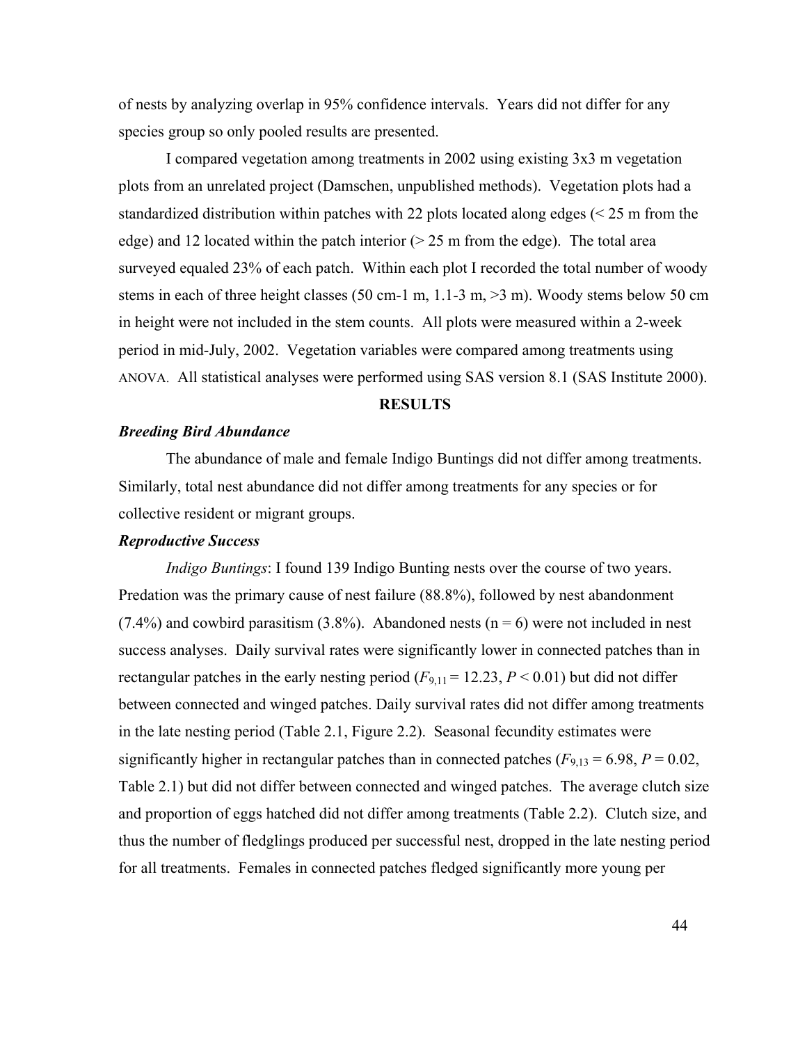of nests by analyzing overlap in 95% confidence intervals. Years did not differ for any species group so only pooled results are presented.

I compared vegetation among treatments in 2002 using existing 3x3 m vegetation plots from an unrelated project (Damschen, unpublished methods). Vegetation plots had a standardized distribution within patches with 22 plots located along edges (< 25 m from the edge) and 12 located within the patch interior (> 25 m from the edge). The total area surveyed equaled 23% of each patch. Within each plot I recorded the total number of woody stems in each of three height classes (50 cm-1 m, 1.1-3 m, >3 m). Woody stems below 50 cm in height were not included in the stem counts. All plots were measured within a 2-week period in mid-July, 2002. Vegetation variables were compared among treatments using ANOVA. All statistical analyses were performed using SAS version 8.1 (SAS Institute 2000).

## RESULTS

### *Breeding Bird Abundance*

The abundance of male and female Indigo Buntings did not differ among treatments. Similarly, total nest abundance did not differ among treatments for any species or for collective resident or migrant groups.

### *Reproductive Success*

*Indigo Buntings*: I found 139 Indigo Bunting nests over the course of two years. Predation was the primary cause of nest failure (88.8%), followed by nest abandonment (7.4%) and cowbird parasitism (3.8%). Abandoned nests (n = 6) were not included in nest success analyses. Daily survival rates were significantly lower in connected patches than in rectangular patches in the early nesting period ($F_{9,11} = 12.23$, $P < 0.01$) but did not differ between connected and winged patches. Daily survival rates did not differ among treatments in the late nesting period (Table 2.1, Figure 2.2). Seasonal fecundity estimates were significantly higher in rectangular patches than in connected patches ($F_{9,13} = 6.98$, $P = 0.02$, Table 2.1) but did not differ between connected and winged patches. The average clutch size and proportion of eggs hatched did not differ among treatments (Table 2.2). Clutch size, and thus the number of fledglings produced per successful nest, dropped in the late nesting period for all treatments. Females in connected patches fledged significantly more young per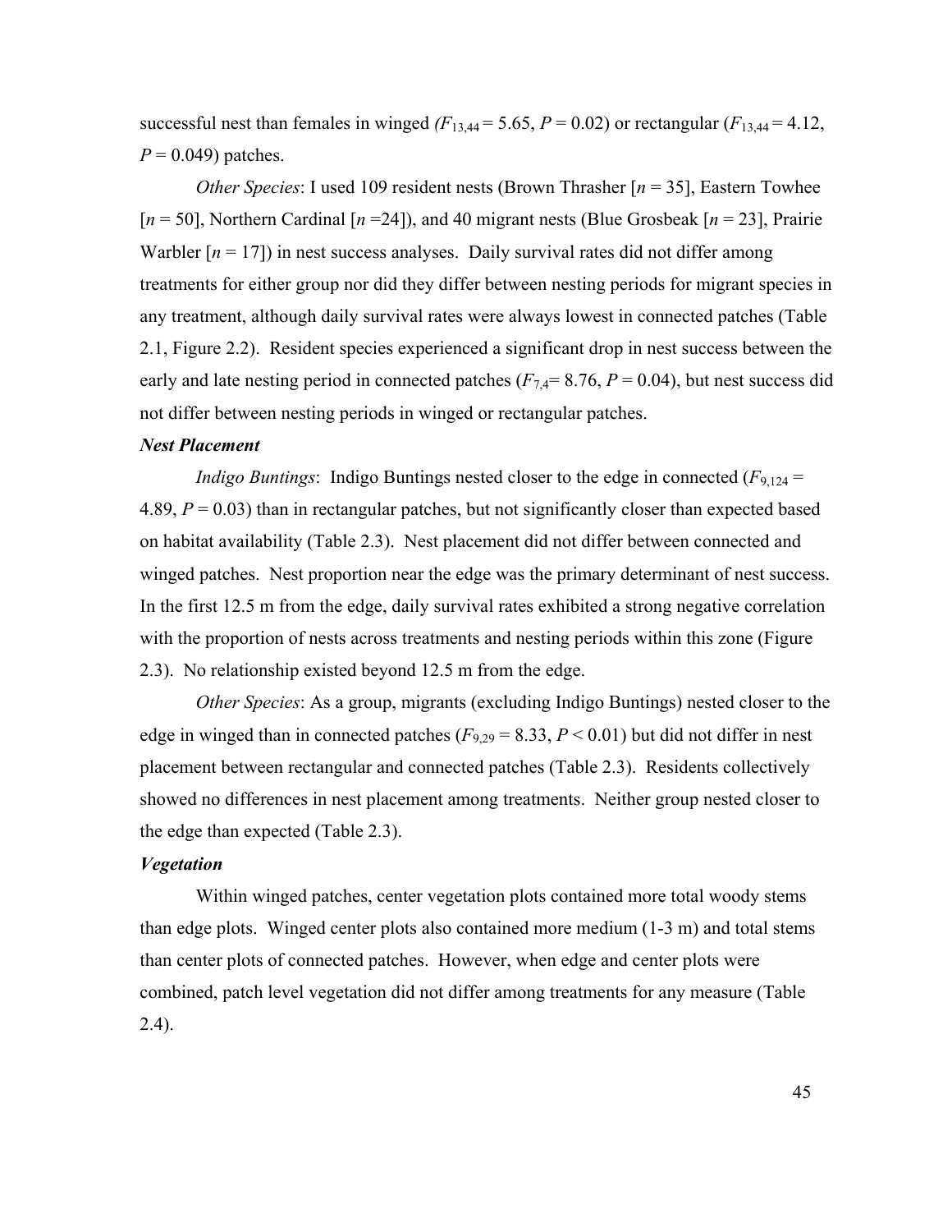successful nest than females in winged *(*$F_{13,44} = 5.65$, $P = 0.02$) or rectangular ($F_{13,44} = 4.12$, $P = 0.049$) patches.

*Other Species*: I used 109 resident nests (Brown Thrasher [*n* = 35], Eastern Towhee [*n* = 50], Northern Cardinal [*n* =24]), and 40 migrant nests (Blue Grosbeak [*n* = 23], Prairie Warbler [*n* = 17]) in nest success analyses. Daily survival rates did not differ among treatments for either group nor did they differ between nesting periods for migrant species in any treatment, although daily survival rates were always lowest in connected patches (Table 2.1, Figure 2.2). Resident species experienced a significant drop in nest success between the early and late nesting period in connected patches ($F_{7,4}= 8.76$, $P = 0.04$), but nest success did not differ between nesting periods in winged or rectangular patches.

***Nest Placement***

*Indigo Buntings*: Indigo Buntings nested closer to the edge in connected ($F_{9,124} = 4.89$, $P = 0.03$) than in rectangular patches, but not significantly closer than expected based on habitat availability (Table 2.3). Nest placement did not differ between connected and winged patches. Nest proportion near the edge was the primary determinant of nest success. In the first 12.5 m from the edge, daily survival rates exhibited a strong negative correlation with the proportion of nests across treatments and nesting periods within this zone (Figure 2.3). No relationship existed beyond 12.5 m from the edge.

*Other Species*: As a group, migrants (excluding Indigo Buntings) nested closer to the edge in winged than in connected patches ($F_{9,29} = 8.33$, $P < 0.01$) but did not differ in nest placement between rectangular and connected patches (Table 2.3). Residents collectively showed no differences in nest placement among treatments. Neither group nested closer to the edge than expected (Table 2.3).

***Vegetation***

Within winged patches, center vegetation plots contained more total woody stems than edge plots. Winged center plots also contained more medium (1-3 m) and total stems than center plots of connected patches. However, when edge and center plots were combined, patch level vegetation did not differ among treatments for any measure (Table 2.4).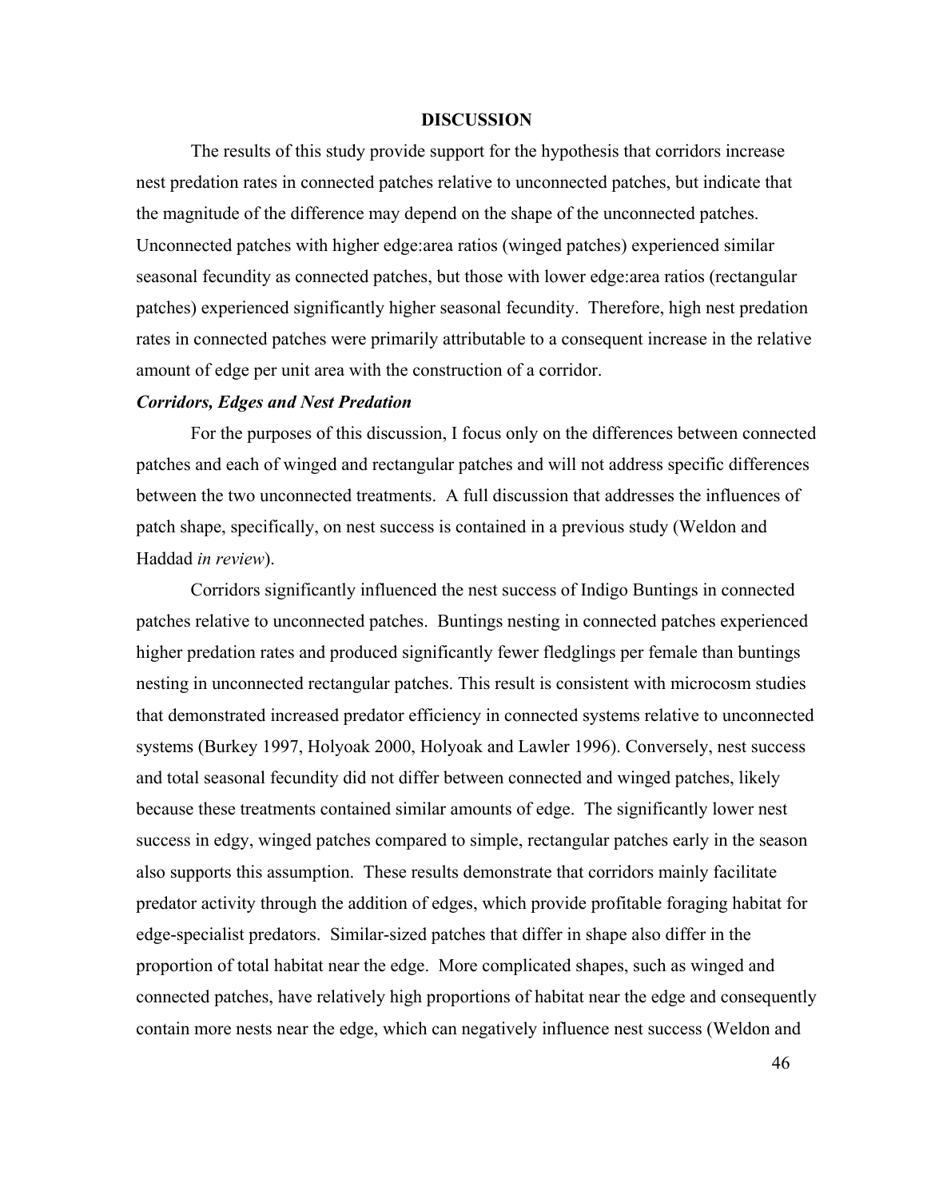## DISCUSSION

The results of this study provide support for the hypothesis that corridors increase nest predation rates in connected patches relative to unconnected patches, but indicate that the magnitude of the difference may depend on the shape of the unconnected patches. Unconnected patches with higher edge:area ratios (winged patches) experienced similar seasonal fecundity as connected patches, but those with lower edge:area ratios (rectangular patches) experienced significantly higher seasonal fecundity. Therefore, high nest predation rates in connected patches were primarily attributable to a consequent increase in the relative amount of edge per unit area with the construction of a corridor.

### *Corridors, Edges and Nest Predation*

For the purposes of this discussion, I focus only on the differences between connected patches and each of winged and rectangular patches and will not address specific differences between the two unconnected treatments. A full discussion that addresses the influences of patch shape, specifically, on nest success is contained in a previous study (Weldon and Haddad *in review*).

Corridors significantly influenced the nest success of Indigo Buntings in connected patches relative to unconnected patches. Buntings nesting in connected patches experienced higher predation rates and produced significantly fewer fledglings per female than buntings nesting in unconnected rectangular patches. This result is consistent with microcosm studies that demonstrated increased predator efficiency in connected systems relative to unconnected systems (Burkey 1997, Holyoak 2000, Holyoak and Lawler 1996). Conversely, nest success and total seasonal fecundity did not differ between connected and winged patches, likely because these treatments contained similar amounts of edge. The significantly lower nest success in edgy, winged patches compared to simple, rectangular patches early in the season also supports this assumption. These results demonstrate that corridors mainly facilitate predator activity through the addition of edges, which provide profitable foraging habitat for edge-specialist predators. Similar-sized patches that differ in shape also differ in the proportion of total habitat near the edge. More complicated shapes, such as winged and connected patches, have relatively high proportions of habitat near the edge and consequently contain more nests near the edge, which can negatively influence nest success (Weldon and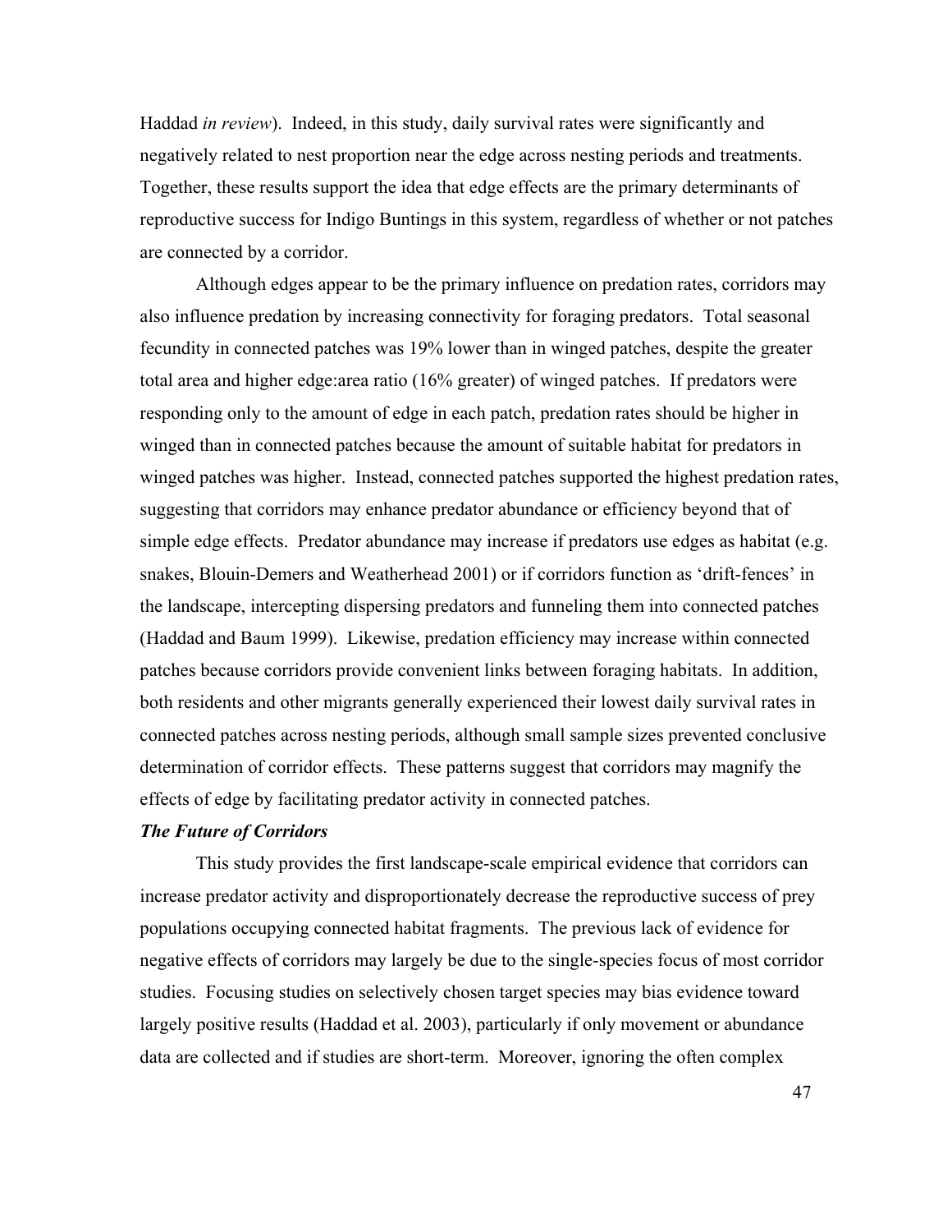Haddad *in review*). Indeed, in this study, daily survival rates were significantly and negatively related to nest proportion near the edge across nesting periods and treatments. Together, these results support the idea that edge effects are the primary determinants of reproductive success for Indigo Buntings in this system, regardless of whether or not patches are connected by a corridor.

Although edges appear to be the primary influence on predation rates, corridors may also influence predation by increasing connectivity for foraging predators. Total seasonal fecundity in connected patches was 19% lower than in winged patches, despite the greater total area and higher edge:area ratio (16% greater) of winged patches. If predators were responding only to the amount of edge in each patch, predation rates should be higher in winged than in connected patches because the amount of suitable habitat for predators in winged patches was higher. Instead, connected patches supported the highest predation rates, suggesting that corridors may enhance predator abundance or efficiency beyond that of simple edge effects. Predator abundance may increase if predators use edges as habitat (e.g. snakes, Blouin-Demers and Weatherhead 2001) or if corridors function as 'drift-fences' in the landscape, intercepting dispersing predators and funneling them into connected patches (Haddad and Baum 1999). Likewise, predation efficiency may increase within connected patches because corridors provide convenient links between foraging habitats. In addition, both residents and other migrants generally experienced their lowest daily survival rates in connected patches across nesting periods, although small sample sizes prevented conclusive determination of corridor effects. These patterns suggest that corridors may magnify the effects of edge by facilitating predator activity in connected patches.

***The Future of Corridors***

This study provides the first landscape-scale empirical evidence that corridors can increase predator activity and disproportionately decrease the reproductive success of prey populations occupying connected habitat fragments. The previous lack of evidence for negative effects of corridors may largely be due to the single-species focus of most corridor studies. Focusing studies on selectively chosen target species may bias evidence toward largely positive results (Haddad et al. 2003), particularly if only movement or abundance data are collected and if studies are short-term. Moreover, ignoring the often complex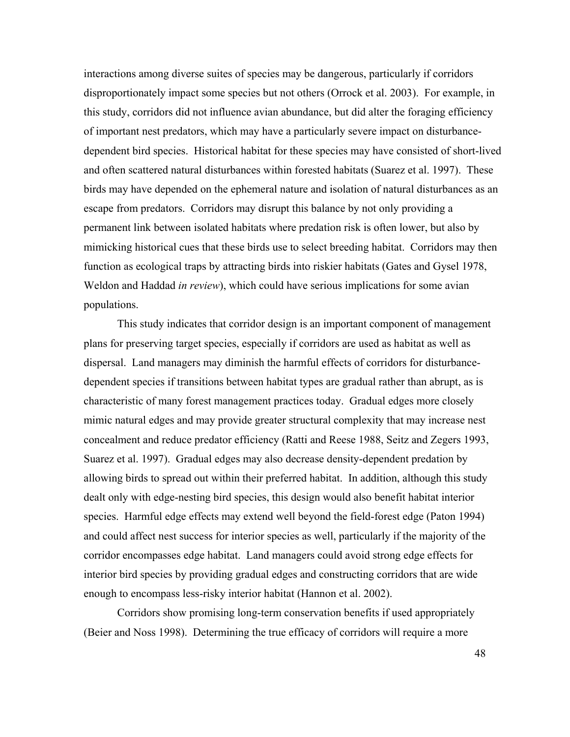interactions among diverse suites of species may be dangerous, particularly if corridors disproportionately impact some species but not others (Orrock et al. 2003). For example, in this study, corridors did not influence avian abundance, but did alter the foraging efficiency of important nest predators, which may have a particularly severe impact on disturbance-dependent bird species. Historical habitat for these species may have consisted of short-lived and often scattered natural disturbances within forested habitats (Suarez et al. 1997). These birds may have depended on the ephemeral nature and isolation of natural disturbances as an escape from predators. Corridors may disrupt this balance by not only providing a permanent link between isolated habitats where predation risk is often lower, but also by mimicking historical cues that these birds use to select breeding habitat. Corridors may then function as ecological traps by attracting birds into riskier habitats (Gates and Gysel 1978, Weldon and Haddad *in review*), which could have serious implications for some avian populations.

This study indicates that corridor design is an important component of management plans for preserving target species, especially if corridors are used as habitat as well as dispersal. Land managers may diminish the harmful effects of corridors for disturbance-dependent species if transitions between habitat types are gradual rather than abrupt, as is characteristic of many forest management practices today. Gradual edges more closely mimic natural edges and may provide greater structural complexity that may increase nest concealment and reduce predator efficiency (Ratti and Reese 1988, Seitz and Zegers 1993, Suarez et al. 1997). Gradual edges may also decrease density-dependent predation by allowing birds to spread out within their preferred habitat. In addition, although this study dealt only with edge-nesting bird species, this design would also benefit habitat interior species. Harmful edge effects may extend well beyond the field-forest edge (Paton 1994) and could affect nest success for interior species as well, particularly if the majority of the corridor encompasses edge habitat. Land managers could avoid strong edge effects for interior bird species by providing gradual edges and constructing corridors that are wide enough to encompass less-risky interior habitat (Hannon et al. 2002).

Corridors show promising long-term conservation benefits if used appropriately (Beier and Noss 1998). Determining the true efficacy of corridors will require a more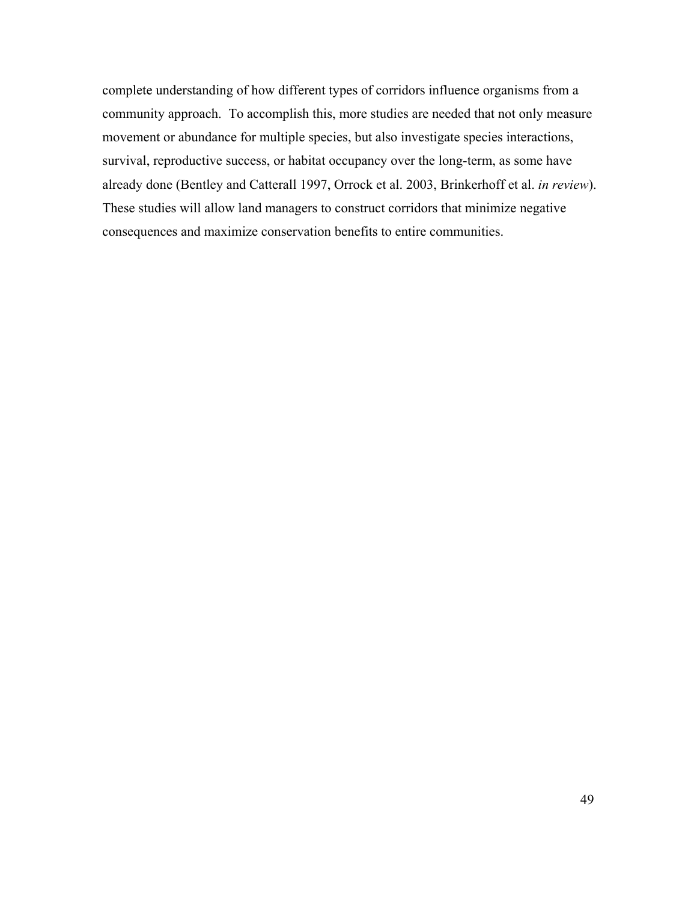complete understanding of how different types of corridors influence organisms from a community approach. To accomplish this, more studies are needed that not only measure movement or abundance for multiple species, but also investigate species interactions, survival, reproductive success, or habitat occupancy over the long-term, as some have already done (Bentley and Catterall 1997, Orrock et al. 2003, Brinkerhoff et al. *in review*). These studies will allow land managers to construct corridors that minimize negative consequences and maximize conservation benefits to entire communities.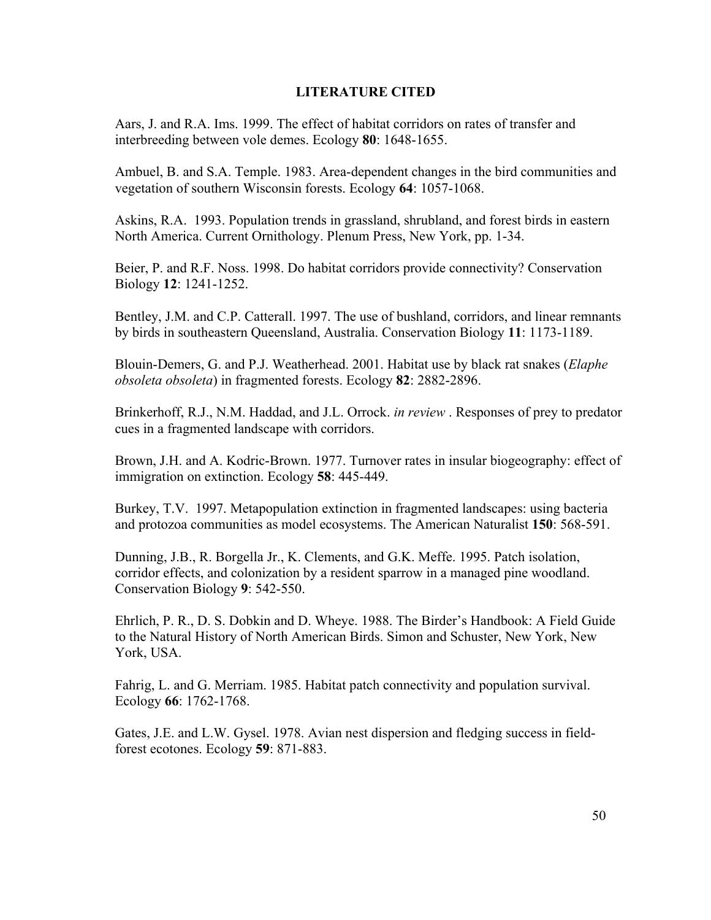## LITERATURE CITED

Aars, J. and R.A. Ims. 1999. The effect of habitat corridors on rates of transfer and interbreeding between vole demes. Ecology **80**: 1648-1655.

Ambuel, B. and S.A. Temple. 1983. Area-dependent changes in the bird communities and vegetation of southern Wisconsin forests. Ecology **64**: 1057-1068.

Askins, R.A. 1993. Population trends in grassland, shrubland, and forest birds in eastern North America. Current Ornithology. Plenum Press, New York, pp. 1-34.

Beier, P. and R.F. Noss. 1998. Do habitat corridors provide connectivity? Conservation Biology **12**: 1241-1252.

Bentley, J.M. and C.P. Catterall. 1997. The use of bushland, corridors, and linear remnants by birds in southeastern Queensland, Australia. Conservation Biology **11**: 1173-1189.

Blouin-Demers, G. and P.J. Weatherhead. 2001. Habitat use by black rat snakes (*Elaphe obsoleta obsoleta*) in fragmented forests. Ecology **82**: 2882-2896.

Brinkerhoff, R.J., N.M. Haddad, and J.L. Orrock. *in review* . Responses of prey to predator cues in a fragmented landscape with corridors.

Brown, J.H. and A. Kodric-Brown. 1977. Turnover rates in insular biogeography: effect of immigration on extinction. Ecology **58**: 445-449.

Burkey, T.V. 1997. Metapopulation extinction in fragmented landscapes: using bacteria and protozoa communities as model ecosystems. The American Naturalist **150**: 568-591.

Dunning, J.B., R. Borgella Jr., K. Clements, and G.K. Meffe. 1995. Patch isolation, corridor effects, and colonization by a resident sparrow in a managed pine woodland. Conservation Biology **9**: 542-550.

Ehrlich, P. R., D. S. Dobkin and D. Wheye. 1988. The Birder's Handbook: A Field Guide to the Natural History of North American Birds. Simon and Schuster, New York, New York, USA.

Fahrig, L. and G. Merriam. 1985. Habitat patch connectivity and population survival. Ecology **66**: 1762-1768.

Gates, J.E. and L.W. Gysel. 1978. Avian nest dispersion and fledging success in field-forest ecotones. Ecology **59**: 871-883.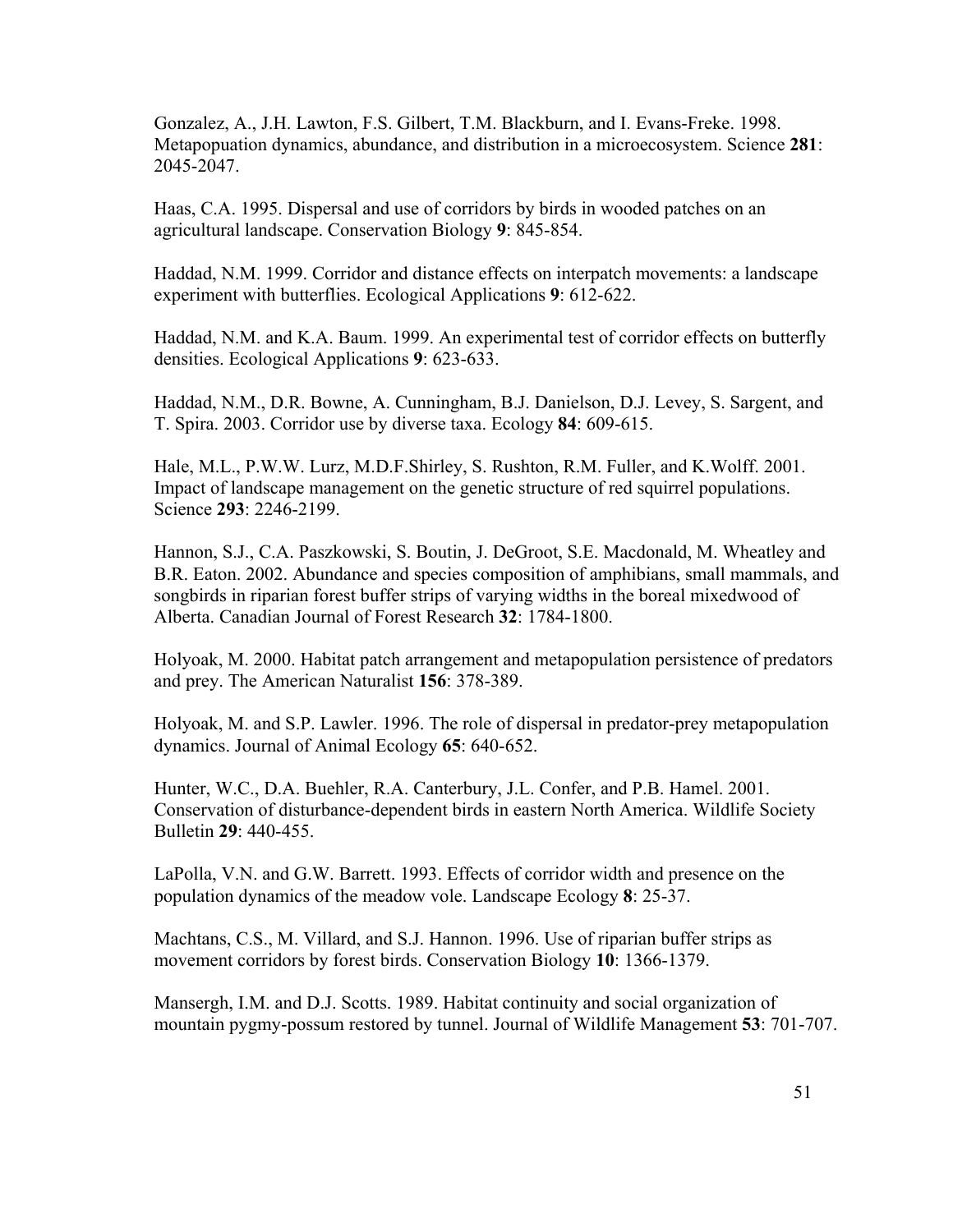Gonzalez, A., J.H. Lawton, F.S. Gilbert, T.M. Blackburn, and I. Evans-Freke. 1998. Metapopuation dynamics, abundance, and distribution in a microecosystem. Science **281**: 2045-2047.

Haas, C.A. 1995. Dispersal and use of corridors by birds in wooded patches on an agricultural landscape. Conservation Biology **9**: 845-854.

Haddad, N.M. 1999. Corridor and distance effects on interpatch movements: a landscape experiment with butterflies. Ecological Applications **9**: 612-622.

Haddad, N.M. and K.A. Baum. 1999. An experimental test of corridor effects on butterfly densities. Ecological Applications **9**: 623-633.

Haddad, N.M., D.R. Bowne, A. Cunningham, B.J. Danielson, D.J. Levey, S. Sargent, and T. Spira. 2003. Corridor use by diverse taxa. Ecology **84**: 609-615.

Hale, M.L., P.W.W. Lurz, M.D.F.Shirley, S. Rushton, R.M. Fuller, and K.Wolff. 2001. Impact of landscape management on the genetic structure of red squirrel populations. Science **293**: 2246-2199.

Hannon, S.J., C.A. Paszkowski, S. Boutin, J. DeGroot, S.E. Macdonald, M. Wheatley and B.R. Eaton. 2002. Abundance and species composition of amphibians, small mammals, and songbirds in riparian forest buffer strips of varying widths in the boreal mixedwood of Alberta. Canadian Journal of Forest Research **32**: 1784-1800.

Holyoak, M. 2000. Habitat patch arrangement and metapopulation persistence of predators and prey. The American Naturalist **156**: 378-389.

Holyoak, M. and S.P. Lawler. 1996. The role of dispersal in predator-prey metapopulation dynamics. Journal of Animal Ecology **65**: 640-652.

Hunter, W.C., D.A. Buehler, R.A. Canterbury, J.L. Confer, and P.B. Hamel. 2001. Conservation of disturbance-dependent birds in eastern North America. Wildlife Society Bulletin **29**: 440-455.

LaPolla, V.N. and G.W. Barrett. 1993. Effects of corridor width and presence on the population dynamics of the meadow vole. Landscape Ecology **8**: 25-37.

Machtans, C.S., M. Villard, and S.J. Hannon. 1996. Use of riparian buffer strips as movement corridors by forest birds. Conservation Biology **10**: 1366-1379.

Mansergh, I.M. and D.J. Scotts. 1989. Habitat continuity and social organization of mountain pygmy-possum restored by tunnel. Journal of Wildlife Management **53**: 701-707.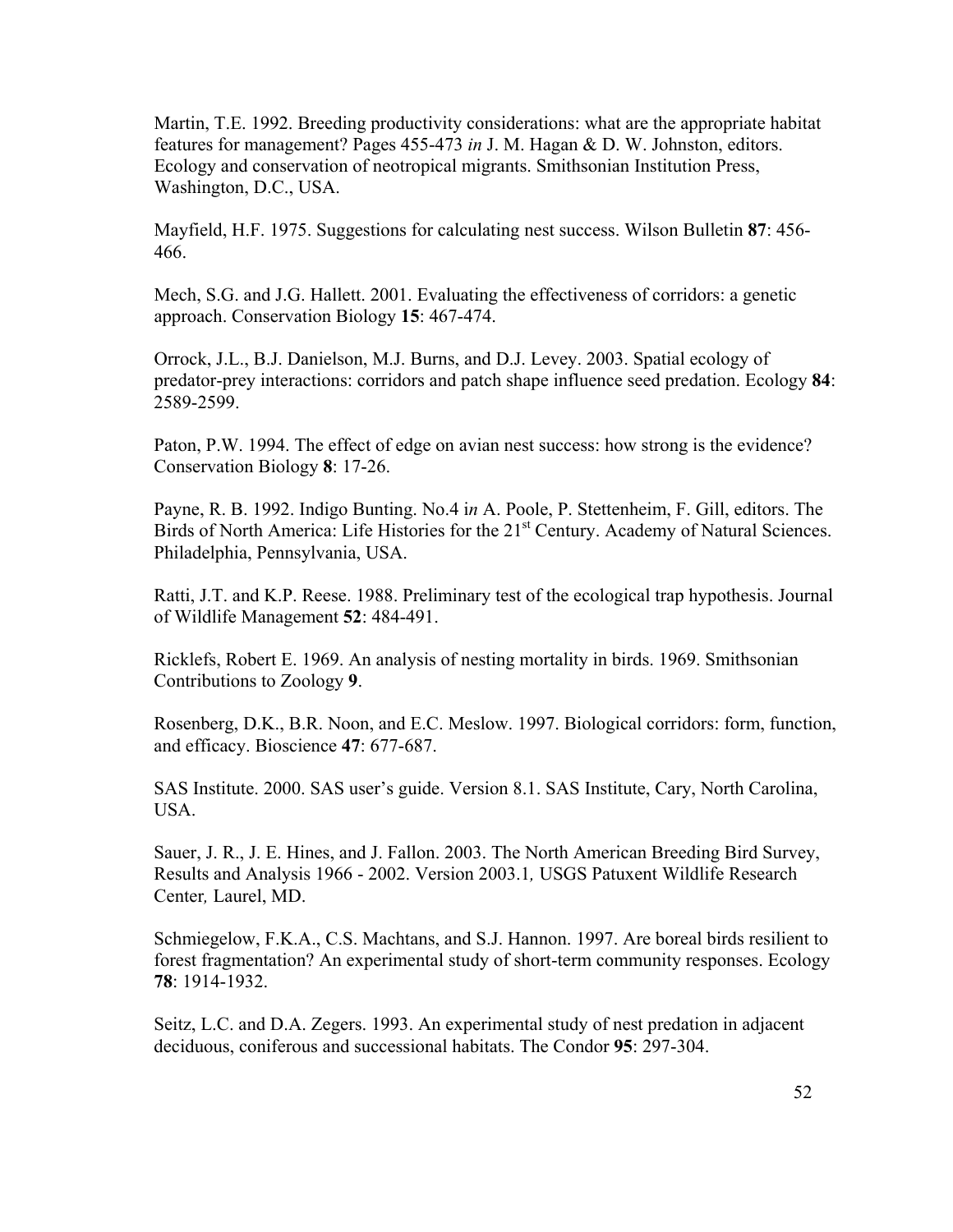Martin, T.E. 1992. Breeding productivity considerations: what are the appropriate habitat features for management? Pages 455-473 *in* J. M. Hagan & D. W. Johnston, editors. Ecology and conservation of neotropical migrants. Smithsonian Institution Press, Washington, D.C., USA.

Mayfield, H.F. 1975. Suggestions for calculating nest success. Wilson Bulletin **87**: 456-466.

Mech, S.G. and J.G. Hallett. 2001. Evaluating the effectiveness of corridors: a genetic approach. Conservation Biology **15**: 467-474.

Orrock, J.L., B.J. Danielson, M.J. Burns, and D.J. Levey. 2003. Spatial ecology of predator-prey interactions: corridors and patch shape influence seed predation. Ecology **84**: 2589-2599.

Paton, P.W. 1994. The effect of edge on avian nest success: how strong is the evidence? Conservation Biology **8**: 17-26.

Payne, R. B. 1992. Indigo Bunting. No.4 i*n* A. Poole, P. Stettenheim, F. Gill, editors. The Birds of North America: Life Histories for the 21st Century. Academy of Natural Sciences. Philadelphia, Pennsylvania, USA.

Ratti, J.T. and K.P. Reese. 1988. Preliminary test of the ecological trap hypothesis. Journal of Wildlife Management **52**: 484-491.

Ricklefs, Robert E. 1969. An analysis of nesting mortality in birds. 1969. Smithsonian Contributions to Zoology **9**.

Rosenberg, D.K., B.R. Noon, and E.C. Meslow. 1997. Biological corridors: form, function, and efficacy. Bioscience **47**: 677-687.

SAS Institute. 2000. SAS user's guide. Version 8.1. SAS Institute, Cary, North Carolina, USA.

Sauer, J. R., J. E. Hines, and J. Fallon. 2003. The North American Breeding Bird Survey, Results and Analysis 1966 - 2002. Version 2003.1*,* USGS Patuxent Wildlife Research Center*,* Laurel, MD.

Schmiegelow, F.K.A., C.S. Machtans, and S.J. Hannon. 1997. Are boreal birds resilient to forest fragmentation? An experimental study of short-term community responses. Ecology **78**: 1914-1932.

Seitz, L.C. and D.A. Zegers. 1993. An experimental study of nest predation in adjacent deciduous, coniferous and successional habitats. The Condor **95**: 297-304.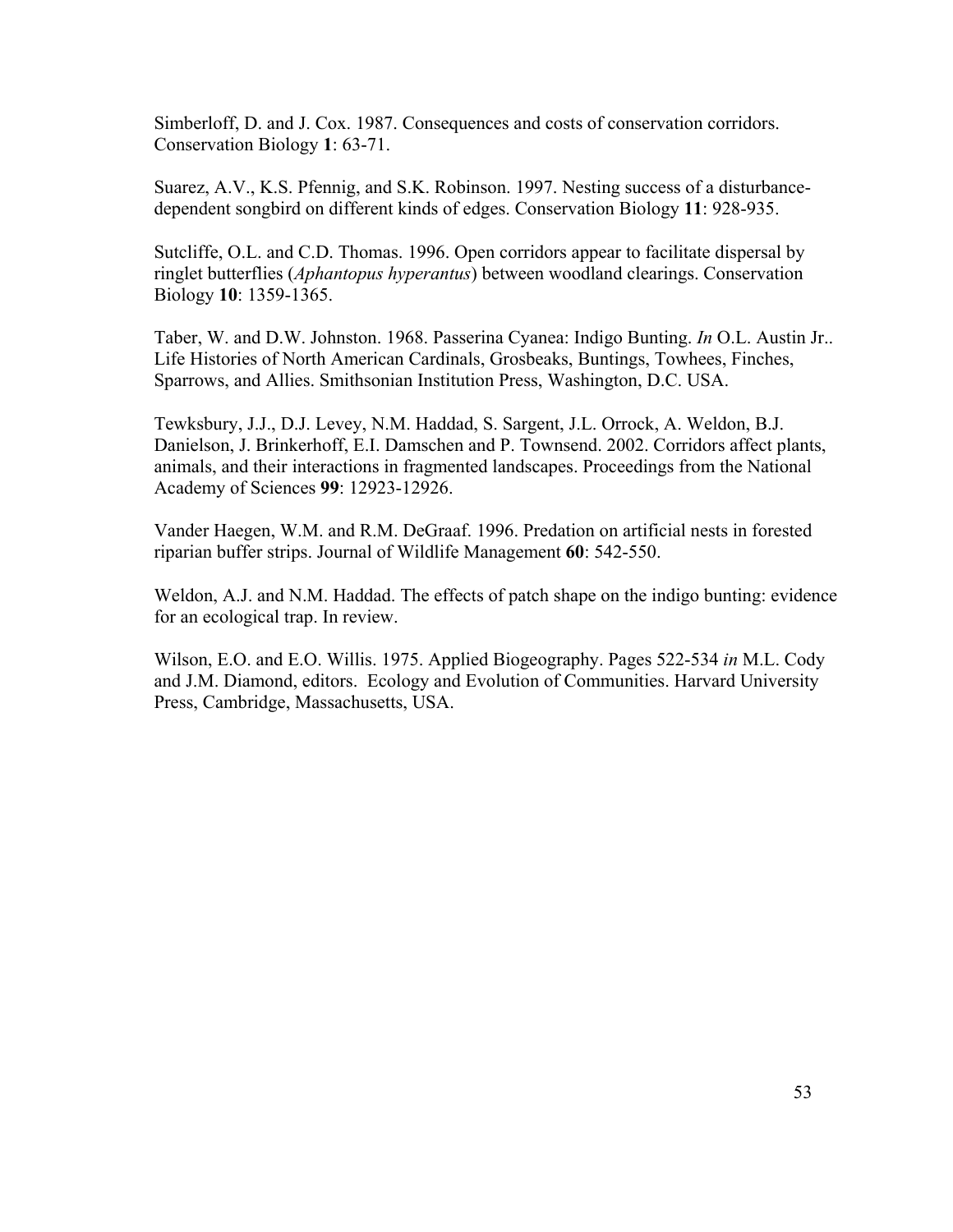Simberloff, D. and J. Cox. 1987. Consequences and costs of conservation corridors. Conservation Biology **1**: 63-71.

Suarez, A.V., K.S. Pfennig, and S.K. Robinson. 1997. Nesting success of a disturbance-dependent songbird on different kinds of edges. Conservation Biology **11**: 928-935.

Sutcliffe, O.L. and C.D. Thomas. 1996. Open corridors appear to facilitate dispersal by ringlet butterflies (*Aphantopus hyperantus*) between woodland clearings. Conservation Biology **10**: 1359-1365.

Taber, W. and D.W. Johnston. 1968. Passerina Cyanea: Indigo Bunting. *In* O.L. Austin Jr.. Life Histories of North American Cardinals, Grosbeaks, Buntings, Towhees, Finches, Sparrows, and Allies. Smithsonian Institution Press, Washington, D.C. USA.

Tewksbury, J.J., D.J. Levey, N.M. Haddad, S. Sargent, J.L. Orrock, A. Weldon, B.J. Danielson, J. Brinkerhoff, E.I. Damschen and P. Townsend. 2002. Corridors affect plants, animals, and their interactions in fragmented landscapes. Proceedings from the National Academy of Sciences **99**: 12923-12926.

Vander Haegen, W.M. and R.M. DeGraaf. 1996. Predation on artificial nests in forested riparian buffer strips. Journal of Wildlife Management **60**: 542-550.

Weldon, A.J. and N.M. Haddad. The effects of patch shape on the indigo bunting: evidence for an ecological trap. In review.

Wilson, E.O. and E.O. Willis. 1975. Applied Biogeography. Pages 522-534 *in* M.L. Cody and J.M. Diamond, editors. Ecology and Evolution of Communities. Harvard University Press, Cambridge, Massachusetts, USA.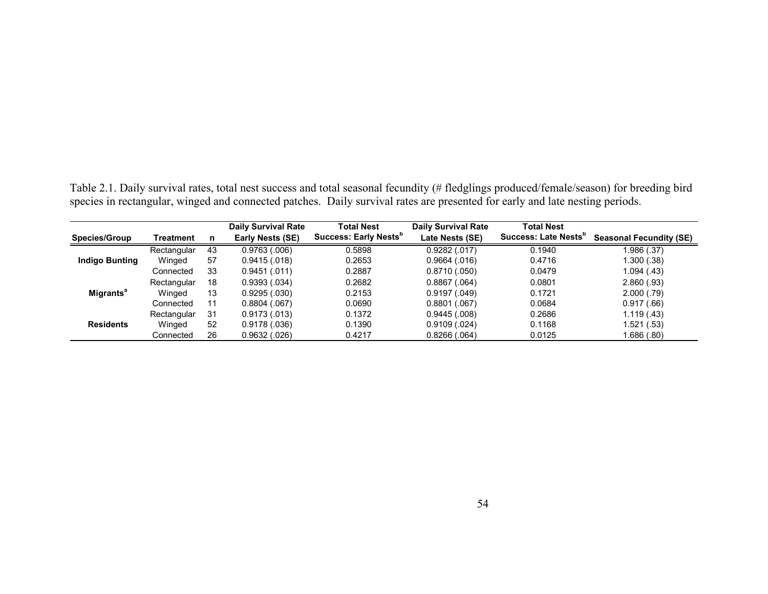Table 2.1. Daily survival rates, total nest success and total seasonal fecundity (# fledglings produced/female/season) for breeding bird species in rectangular, winged and connected patches. Daily survival rates are presented for early and late nesting periods.

| Species/Group | Treatment | n | Daily Survival Rate Early Nests (SE) | Total Nest Success: Early Nests[b] | Daily Survival Rate Late Nests (SE) | Total Nest Success: Late Nests[b] | Seasonal Fecundity (SE) |
|---|---|---|---|---|---|---|---|
| **Indigo Bunting** | Rectangular | 43 | 0.9763 (.006) | 0.5898 | 0.9282 (.017) | 0.1940 | 1.986 (.37) |
| | Winged | 57 | 0.9415 (.018) | 0.2653 | 0.9664 (.016) | 0.4716 | 1.300 (.38) |
| | Connected | 33 | 0.9451 (.011) | 0.2887 | 0.8710 (.050) | 0.0479 | 1.094 (.43) |
| **Migrants[a]** | Rectangular | 18 | 0.9393 (.034) | 0.2682 | 0.8867 (.064) | 0.0801 | 2.860 (.93) |
| | Winged | 13 | 0.9295 (.030) | 0.2153 | 0.9197 (.049) | 0.1721 | 2.000 (.79) |
| | Connected | 11 | 0.8804 (.067) | 0.0690 | 0.8801 (.067) | 0.0684 | 0.917 (.66) |
| **Residents** | Rectangular | 31 | 0.9173 (.013) | 0.1372 | 0.9445 (.008) | 0.2686 | 1.119 (.43) |
| | Winged | 52 | 0.9178 (.036) | 0.1390 | 0.9109 (.024) | 0.1168 | 1.521 (.53) |
| | Connected | 26 | 0.9632 (.026) | 0.4217 | 0.8266 (.064) | 0.0125 | 1.686 (.80) |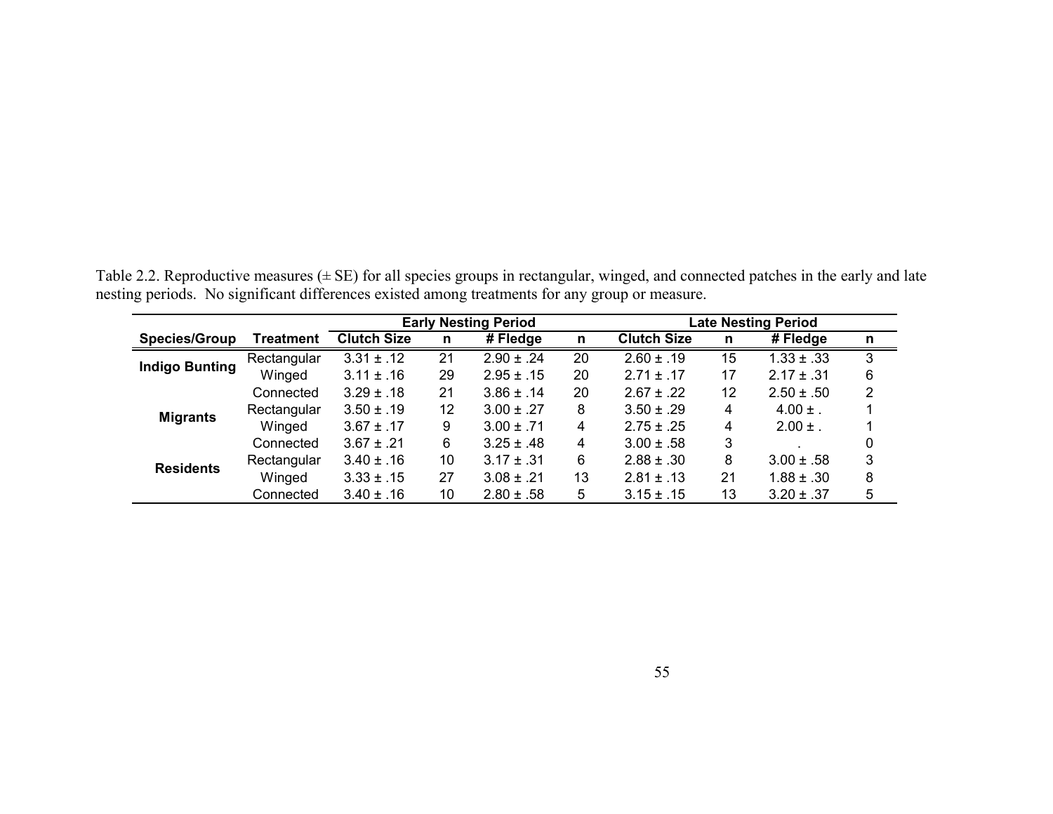Table 2.2. Reproductive measures (± SE) for all species groups in rectangular, winged, and connected patches in the early and late nesting periods. No significant differences existed among treatments for any group or measure.

| | | Early Nesting Period | | | | Late Nesting Period | | | |
|---|---|---|---|---|---|---|---|---|---|
| **Species/Group** | **Treatment** | **Clutch Size** | **n** | **# Fledge** | **n** | **Clutch Size** | **n** | **# Fledge** | **n** |
| **Indigo Bunting** | Rectangular | 3.31 ± .12 | 21 | 2.90 ± .24 | 20 | 2.60 ± .19 | 15 | 1.33 ± .33 | 3 |
| | Winged | 3.11 ± .16 | 29 | 2.95 ± .15 | 20 | 2.71 ± .17 | 17 | 2.17 ± .31 | 6 |
| | Connected | 3.29 ± .18 | 21 | 3.86 ± .14 | 20 | 2.67 ± .22 | 12 | 2.50 ± .50 | 2 |
| **Migrants** | Rectangular | 3.50 ± .19 | 12 | 3.00 ± .27 | 8 | 3.50 ± .29 | 4 | 4.00 ± . | 1 |
| | Winged | 3.67 ± .17 | 9 | 3.00 ± .71 | 4 | 2.75 ± .25 | 4 | 2.00 ± . | 1 |
| | Connected | 3.67 ± .21 | 6 | 3.25 ± .48 | 4 | 3.00 ± .58 | 3 | . | 0 |
| **Residents** | Rectangular | 3.40 ± .16 | 10 | 3.17 ± .31 | 6 | 2.88 ± .30 | 8 | 3.00 ± .58 | 3 |
| | Winged | 3.33 ± .15 | 27 | 3.08 ± .21 | 13 | 2.81 ± .13 | 21 | 1.88 ± .30 | 8 |
| | Connected | 3.40 ± .16 | 10 | 2.80 ± .58 | 5 | 3.15 ± .15 | 13 | 3.20 ± .37 | 5 |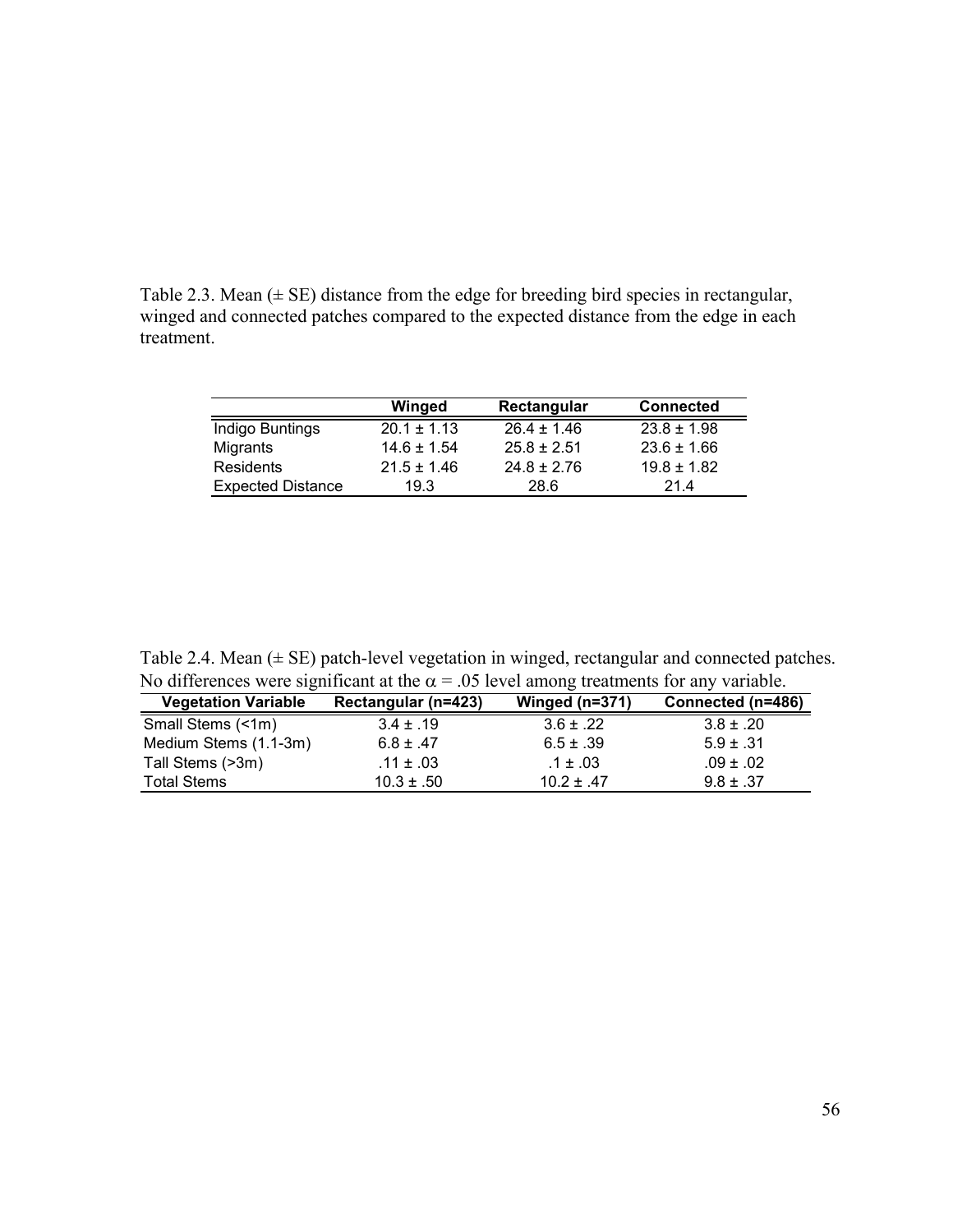Table 2.3. Mean (± SE) distance from the edge for breeding bird species in rectangular, winged and connected patches compared to the expected distance from the edge in each treatment.

| | Winged | Rectangular | Connected |
|---|---|---|---|
| Indigo Buntings | 20.1 ± 1.13 | 26.4 ± 1.46 | 23.8 ± 1.98 |
| Migrants | 14.6 ± 1.54 | 25.8 ± 2.51 | 23.6 ± 1.66 |
| Residents | 21.5 ± 1.46 | 24.8 ± 2.76 | 19.8 ± 1.82 |
| Expected Distance | 19.3 | 28.6 | 21.4 |

Table 2.4. Mean (± SE) patch-level vegetation in winged, rectangular and connected patches. No differences were significant at the $\alpha = .05$ level among treatments for any variable.

| Vegetation Variable | Rectangular (n=423) | Winged (n=371) | Connected (n=486) |
|---|---|---|---|
| Small Stems (<1m) | 3.4 ± .19 | 3.6 ± .22 | 3.8 ± .20 |
| Medium Stems (1.1-3m) | 6.8 ± .47 | 6.5 ± .39 | 5.9 ± .31 |
| Tall Stems (>3m) | .11 ± .03 | .1 ± .03 | .09 ± .02 |
| Total Stems | 10.3 ± .50 | 10.2 ± .47 | 9.8 ± .37 |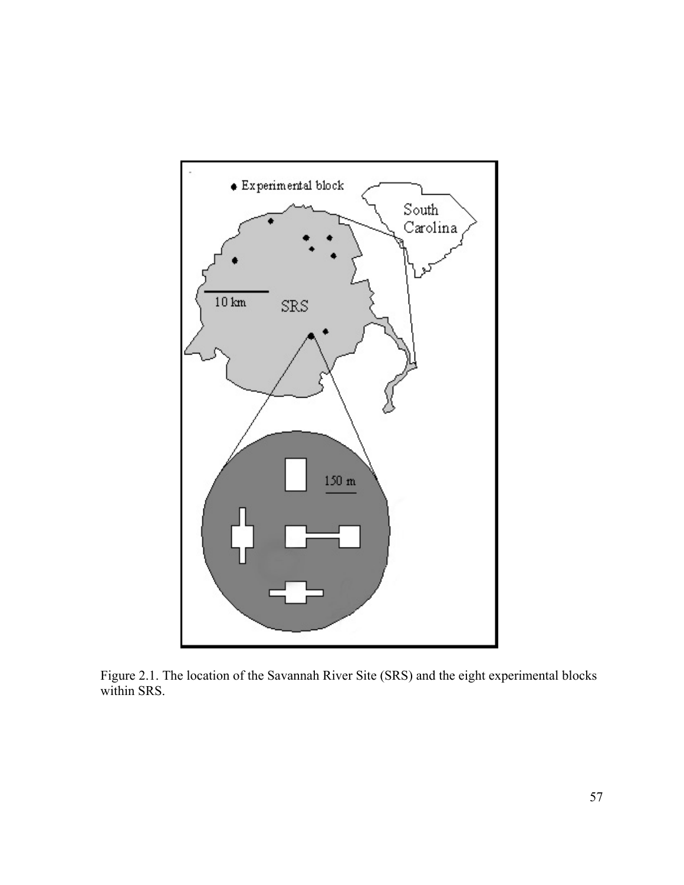Figure 2.1. The location of the Savannah River Site (SRS) and the eight experimental blocks within SRS.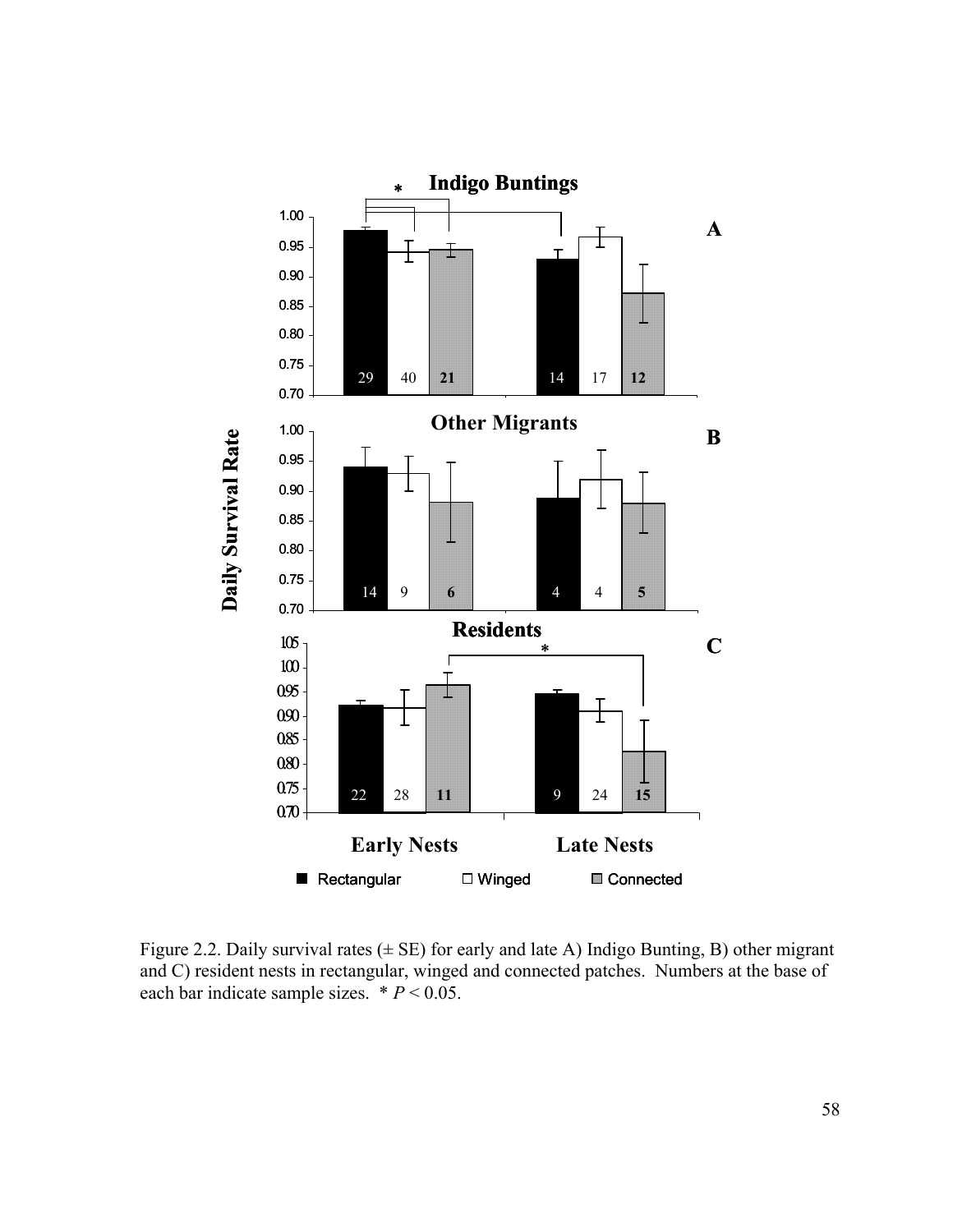Figure 2.2. Daily survival rates (± SE) for early and late A) Indigo Bunting, B) other migrant and C) resident nests in rectangular, winged and connected patches. Numbers at the base of each bar indicate sample sizes. * $P < 0.05$.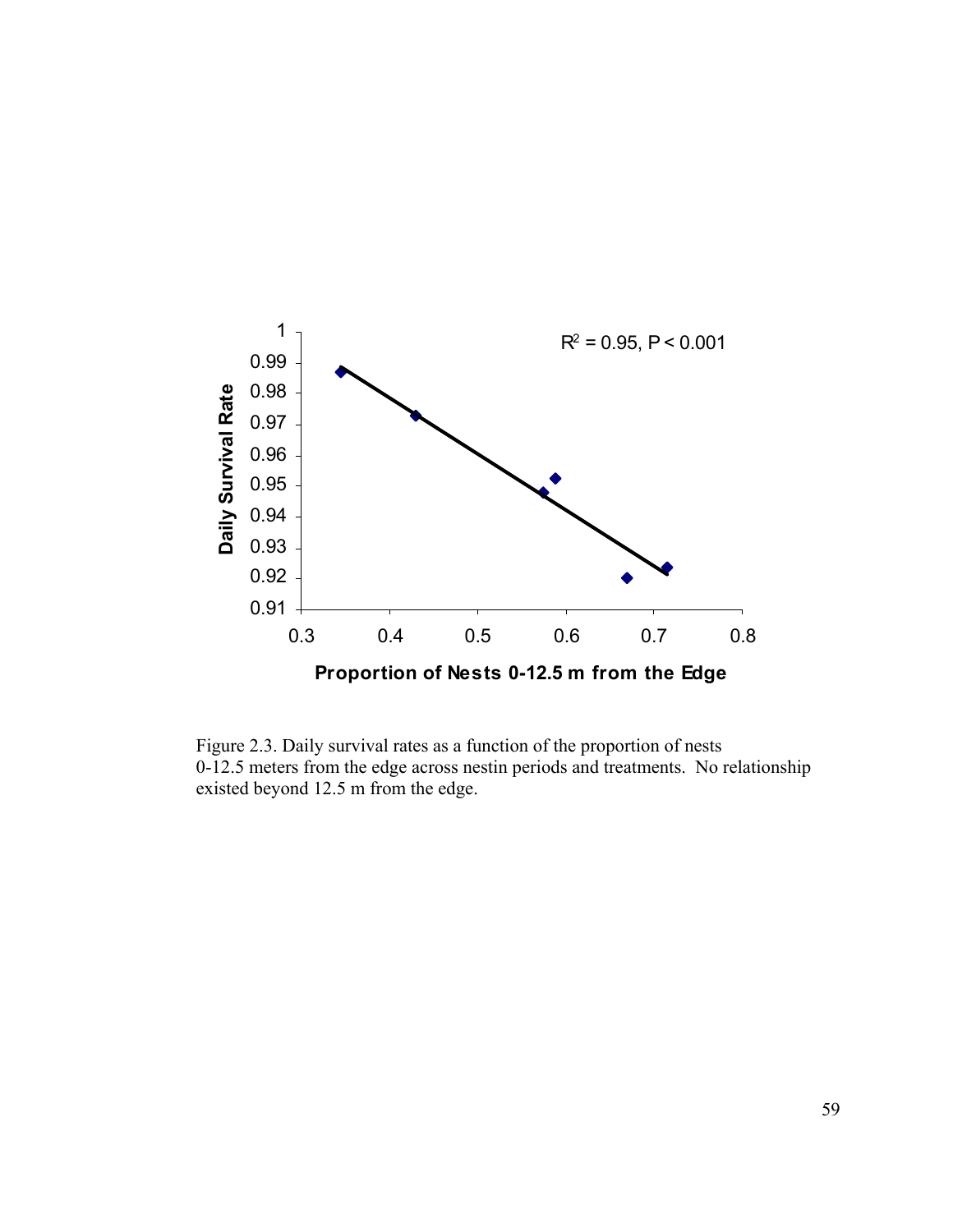$R^2 = 0.95$, $P < 0.001$

Daily Survival Rate

1
0.99
0.98
0.97
0.96
0.95
0.94
0.93
0.92
0.91

0.3
0.4
0.5
0.6
0.7
0.8

**Proportion of Nests 0-12.5 m from the Edge**

Figure 2.3. Daily survival rates as a function of the proportion of nests 0-12.5 meters from the edge across nestin periods and treatments. No relationship existed beyond 12.5 m from the edge.